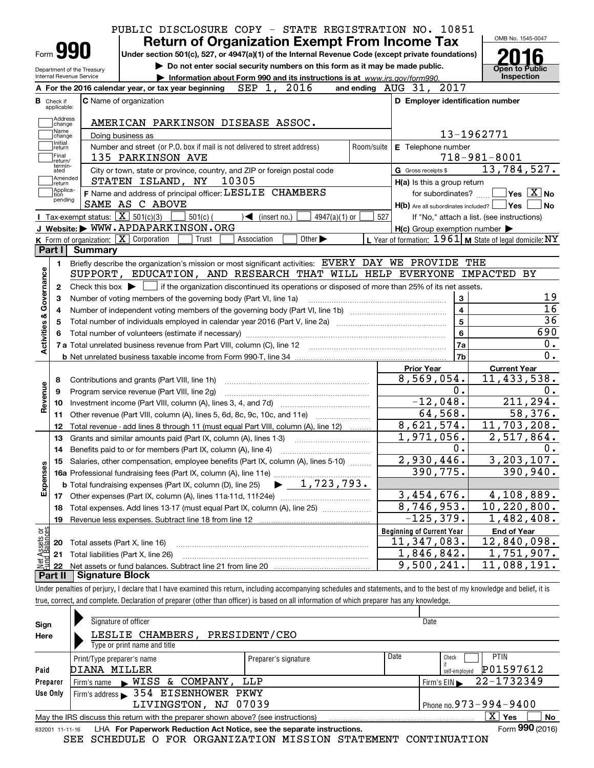PUBLIC DISCLOSURE COPY - STATE REGISTRATION NO. 10851

# Form 990 — Return of Organization Exempt From Income Tax

Under section 501(c), 527, or 4947(a)(1) of the Internal Revenue Code (except private foundations)

▶ Do not enter social security numbers on this form as it may be made public.

▶ Information about Form 990 and its instructions is at www.irs.gov/form990.

Department of the Treasury, Internal Revenue Service

OMB No. 1545-0047 — **2016** — Open to Public Inspection

**A** For the 2016 calendar year, or tax year beginning SEP 1, 2016 and ending AUG 31, 2017

**B** Check if applicable: Address change, Name change, Initial return, Final return/terminated, Amended return, Application pending

**C** Name of organization: AMERICAN PARKINSON DISEASE ASSOC.

Doing business as

Number and street (or P.O. box if mail is not delivered to street address): 135 PARKINSON AVE — Room/suite

City or town, state or province, country, and ZIP or foreign postal code: STATEN ISLAND, NY 10305

**D** Employer identification number: 13-1962771

**E** Telephone number: 718-981-8001

**G** Gross receipts $ 13,784,527.

**F** Name and address of principal officer: LESLIE CHAMBERS, SAME AS C ABOVE

**H(a)** Is this a group return for subordinates? ☐ Yes ☒ No

**H(b)** Are all subordinates included? ☐ Yes ☐ No — If "No," attach a list. (see instructions)

**H(c)** Group exemption number ▶

**I** Tax-exempt status: ☒ 501(c)(3) ☐ 501(c) ( ) ◀ (insert no.) ☐ 4947(a)(1) or ☐ 527

**J** Website: ▶ WWW.APDAPARKINSON.ORG

**K** Form of organization: ☒ Corporation ☐ Trust ☐ Association ☐ Other ▶

**L** Year of formation: 1961 **M** State of legal domicile: NY

## Part I Summary

**Activities & Governance**

1. Briefly describe the organization's mission or most significant activities: EVERY DAY WE PROVIDE THE SUPPORT, EDUCATION, AND RESEARCH THAT WILL HELP EVERYONE IMPACTED BY
2. Check this box ▶ ☐ if the organization discontinued its operations or disposed of more than 25% of its net assets.

| Line | Description | | Value |
|---|---|---|---|
| 3 | Number of voting members of the governing body (Part VI, line 1a) | 3 | 19 |
| 4 | Number of independent voting members of the governing body (Part VI, line 1b) | 4 | 16 |
| 5 | Total number of individuals employed in calendar year 2016 (Part V, line 2a) | 5 | 36 |
| 6 | Total number of volunteers (estimate if necessary) | 6 | 690 |
| 7a | Total unrelated business revenue from Part VIII, column (C), line 12 | 7a | 0. |
| 7b | Net unrelated business taxable income from Form 990-T, line 34 | 7b | 0. |

| Line | Description | Prior Year | Current Year |
|---|---|---|---|
| **Revenue** | | | |
| 8 | Contributions and grants (Part VIII, line 1h) | 8,569,054. | 11,433,538. |
| 9 | Program service revenue (Part VIII, line 2g) | 0. | 0. |
| 10 | Investment income (Part VIII, column (A), lines 3, 4, and 7d) | -12,048. | 211,294. |
| 11 | Other revenue (Part VIII, column (A), lines 5, 6d, 8c, 9c, 10c, and 11e) | 64,568. | 58,376. |
| 12 | Total revenue - add lines 8 through 11 (must equal Part VIII, column (A), line 12) | 8,621,574. | 11,703,208. |
| **Expenses** | | | |
| 13 | Grants and similar amounts paid (Part IX, column (A), lines 1-3) | 1,971,056. | 2,517,864. |
| 14 | Benefits paid to or for members (Part IX, column (A), line 4) | 0. | 0. |
| 15 | Salaries, other compensation, employee benefits (Part IX, column (A), lines 5-10) | 2,930,446. | 3,203,107. |
| 16a | Professional fundraising fees (Part IX, column (A), line 11e) | 390,775. | 390,940. |
| b | Total fundraising expenses (Part IX, column (D), line 25) ▶ 1,723,793. | | |
| 17 | Other expenses (Part IX, column (A), lines 11a-11d, 11f-24e) | 3,454,676. | 4,108,889. |
| 18 | Total expenses. Add lines 13-17 (must equal Part IX, column (A), line 25) | 8,746,953. | 10,220,800. |
| 19 | Revenue less expenses. Subtract line 18 from line 12 | -125,379. | 1,482,408. |

| Line | Net Assets or Fund Balances | Beginning of Current Year | End of Year |
|---|---|---|---|
| 20 | Total assets (Part X, line 16) | 11,347,083. | 12,840,098. |
| 21 | Total liabilities (Part X, line 26) | 1,846,842. | 1,751,907. |
| 22 | Net assets or fund balances. Subtract line 21 from line 20 | 9,500,241. | 11,088,191. |

## Part II Signature Block

Under penalties of perjury, I declare that I have examined this return, including accompanying schedules and statements, and to the best of my knowledge and belief, it is true, correct, and complete. Declaration of preparer (other than officer) is based on all information of which preparer has any knowledge.

**Sign Here**

Signature of officer — Date

LESLIE CHAMBERS, PRESIDENT/CEO
Type or print name and title

**Paid Preparer Use Only**

| Print/Type preparer's name | Preparer's signature | Date | Check if self-employed | PTIN |
|---|---|---|---|---|
| DIANA MILLER | | | ☐ | P01597612 |

Firm's name ▶ WISS & COMPANY, LLP — Firm's EIN ▶ 22-1732349

Firm's address ▶ 354 EISENHOWER PKWY, LIVINGSTON, NJ 07039 — Phone no. 973-994-9400

May the IRS discuss this return with the preparer shown above? (see instructions) ☒ Yes ☐ No

632001 11-11-16 LHA For Paperwork Reduction Act Notice, see the separate instructions. Form **990** (2016)

SEE SCHEDULE O FOR ORGANIZATION MISSION STATEMENT CONTINUATION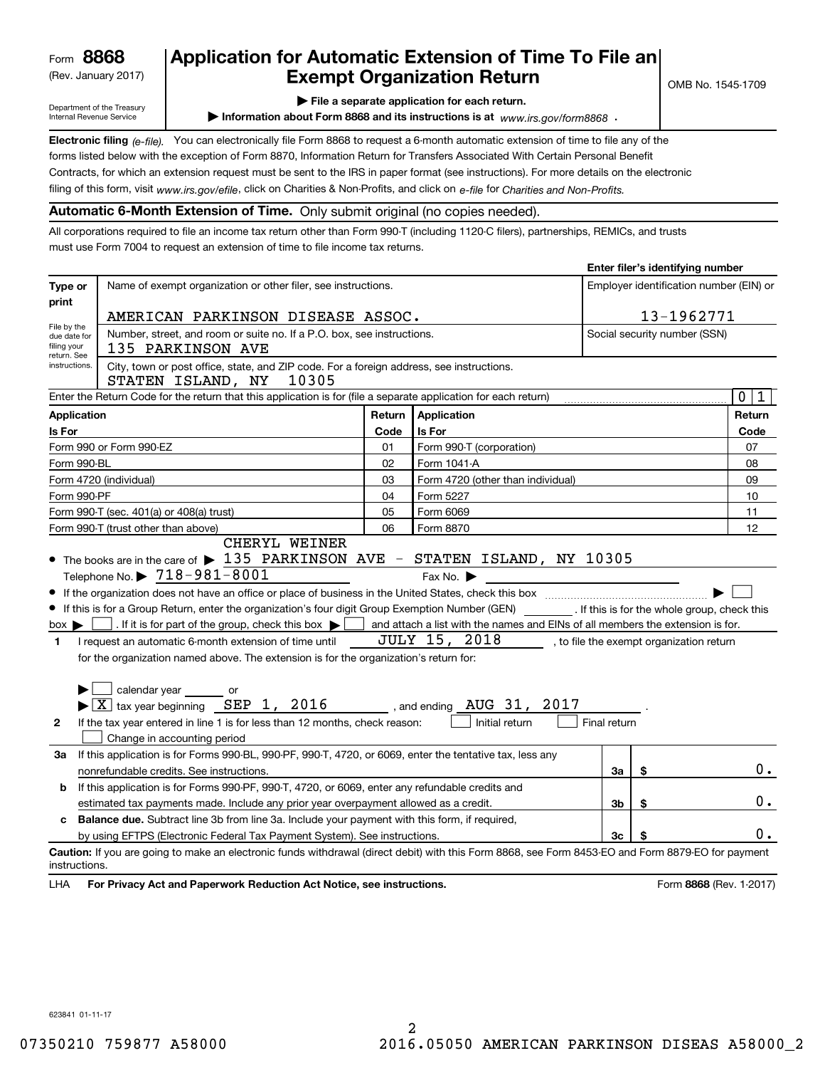Form **8868**
(Rev. January 2017)

Department of the Treasury
Internal Revenue Service

# Application for Automatic Extension of Time To File an Exempt Organization Return

OMB No. 1545-1709

▶ File a separate application for each return.

▶ Information about Form 8868 and its instructions is at *www.irs.gov/form8868*.

**Electronic filing** *(e-file)*. You can electronically file Form 8868 to request a 6-month automatic extension of time to file any of the forms listed below with the exception of Form 8870, Information Return for Transfers Associated With Certain Personal Benefit Contracts, for which an extension request must be sent to the IRS in paper format (see instructions). For more details on the electronic filing of this form, visit *www.irs.gov/efile*, click on Charities & Non-Profits, and click on *e-file* for *Charities and Non-Profits.*

**Automatic 6-Month Extension of Time.** Only submit original (no copies needed).

All corporations required to file an income tax return other than Form 990-T (including 1120-C filers), partnerships, REMICs, and trusts must use Form 7004 to request an extension of time to file income tax returns.

**Type or print**

File by the due date for filing your return. See instructions.

Name of exempt organization or other filer, see instructions.
AMERICAN PARKINSON DISEASE ASSOC.

Enter filer's identifying number
Employer identification number (EIN) or
13-1962771

Number, street, and room or suite no. If a P.O. box, see instructions.
135 PARKINSON AVE

Social security number (SSN)

City, town or post office, state, and ZIP code. For a foreign address, see instructions.
STATEN ISLAND, NY 10305

Enter the Return Code for the return that this application is for (file a separate application for each return) 0 1

| Application Is For | Return Code | Application Is For | Return Code |
|---|---|---|---|
| Form 990 or Form 990-EZ | 01 | Form 990-T (corporation) | 07 |
| Form 990-BL | 02 | Form 1041-A | 08 |
| Form 4720 (individual) | 03 | Form 4720 (other than individual) | 09 |
| Form 990-PF | 04 | Form 5227 | 10 |
| Form 990-T (sec. 401(a) or 408(a) trust) | 05 | Form 6069 | 11 |
| Form 990-T (trust other than above) | 06 | Form 8870 | 12 |

- The books are in the care of ▶ CHERYL WEINER 135 PARKINSON AVE - STATEN ISLAND, NY 10305
  Telephone No. ▶ 718-981-8001 Fax No. ▶
- If the organization does not have an office or place of business in the United States, check this box ▶ ☐
- If this is for a Group Return, enter the organization's four digit Group Exemption Number (GEN) ______. If this is for the whole group, check this box ▶ ☐. If it is for part of the group, check this box ▶ ☐ and attach a list with the names and EINs of all members the extension is for.

**1** I request an automatic 6-month extension of time until JULY 15, 2018, to file the exempt organization return for the organization named above. The extension is for the organization's return for:

▶ ☐ calendar year ______ or
▶ ☒ tax year beginning SEP 1, 2016, and ending AUG 31, 2017.

**2** If the tax year entered in line 1 is for less than 12 months, check reason: ☐ Initial return ☐ Final return ☐ Change in accounting period

| | | | |
|---|---|---|---|
| **3a** | If this application is for Forms 990-BL, 990-PF, 990-T, 4720, or 6069, enter the tentative tax, less any nonrefundable credits. See instructions. | 3a | $ 0. |
| **b** | If this application is for Forms 990-PF, 990-T, 4720, or 6069, enter any refundable credits and estimated tax payments made. Include any prior year overpayment allowed as a credit. | 3b | $ 0. |
| **c** | **Balance due.** Subtract line 3b from line 3a. Include your payment with this form, if required, by using EFTPS (Electronic Federal Tax Payment System). See instructions. | 3c | $ 0. |

**Caution:** If you are going to make an electronic funds withdrawal (direct debit) with this Form 8868, see Form 8453-EO and Form 8879-EO for payment instructions.

LHA **For Privacy Act and Paperwork Reduction Act Notice, see instructions.** Form **8868** (Rev. 1-2017)

623841 01-11-17

07350210 759877 A58000 2016.05050 AMERICAN PARKINSON DISEAS A58000_2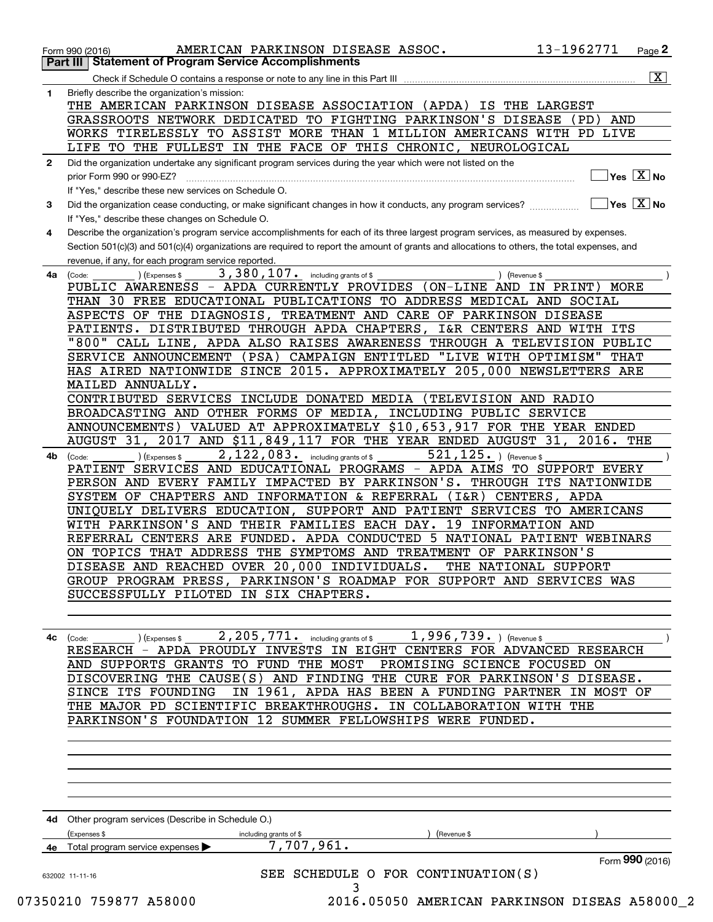Form 990 (2016) AMERICAN PARKINSON DISEASE ASSOC. 13-1962771 Page 2

## Part III Statement of Program Service Accomplishments

Check if Schedule O contains a response or note to any line in this Part III [X]

**1** Briefly describe the organization's mission:

THE AMERICAN PARKINSON DISEASE ASSOCIATION (APDA) IS THE LARGEST GRASSROOTS NETWORK DEDICATED TO FIGHTING PARKINSON'S DISEASE (PD) AND WORKS TIRELESSLY TO ASSIST MORE THAN 1 MILLION AMERICANS WITH PD LIVE LIFE TO THE FULLEST IN THE FACE OF THIS CHRONIC, NEUROLOGICAL

**2** Did the organization undertake any significant program services during the year which were not listed on the prior Form 990 or 990-EZ? Yes [X] No

If "Yes," describe these new services on Schedule O.

**3** Did the organization cease conducting, or make significant changes in how it conducts, any program services? Yes [X] No

If "Yes," describe these changes on Schedule O.

**4** Describe the organization's program service accomplishments for each of its three largest program services, as measured by expenses. Section 501(c)(3) and 501(c)(4) organizations are required to report the amount of grants and allocations to others, the total expenses, and revenue, if any, for each program service reported.

**4a** (Code: ) (Expenses $ 3,380,107. including grants of $ ) (Revenue $ )

PUBLIC AWARENESS - APDA CURRENTLY PROVIDES (ON-LINE AND IN PRINT) MORE THAN 30 FREE EDUCATIONAL PUBLICATIONS TO ADDRESS MEDICAL AND SOCIAL ASPECTS OF THE DIAGNOSIS, TREATMENT AND CARE OF PARKINSON DISEASE PATIENTS. DISTRIBUTED THROUGH APDA CHAPTERS, I&R CENTERS AND WITH ITS "800" CALL LINE, APDA ALSO RAISES AWARENESS THROUGH A TELEVISION PUBLIC SERVICE ANNOUNCEMENT (PSA) CAMPAIGN ENTITLED "LIVE WITH OPTIMISM" THAT HAS AIRED NATIONWIDE SINCE 2015. APPROXIMATELY 205,000 NEWSLETTERS ARE MAILED ANNUALLY.

CONTRIBUTED SERVICES INCLUDE DONATED MEDIA (TELEVISION AND RADIO BROADCASTING AND OTHER FORMS OF MEDIA, INCLUDING PUBLIC SERVICE ANNOUNCEMENTS) VALUED AT APPROXIMATELY $10,653,917 FOR THE YEAR ENDED AUGUST 31, 2017 AND $11,849,117 FOR THE YEAR ENDED AUGUST 31, 2016. THE

**4b** (Code: ) (Expenses $ 2,122,083. including grants of $ 521,125. ) (Revenue $ )

PATIENT SERVICES AND EDUCATIONAL PROGRAMS - APDA AIMS TO SUPPORT EVERY PERSON AND EVERY FAMILY IMPACTED BY PARKINSON'S. THROUGH ITS NATIONWIDE SYSTEM OF CHAPTERS AND INFORMATION & REFERRAL (I&R) CENTERS, APDA UNIQUELY DELIVERS EDUCATION, SUPPORT AND PATIENT SERVICES TO AMERICANS WITH PARKINSON'S AND THEIR FAMILIES EACH DAY. 19 INFORMATION AND REFERRAL CENTERS ARE FUNDED. APDA CONDUCTED 5 NATIONAL PATIENT WEBINARS ON TOPICS THAT ADDRESS THE SYMPTOMS AND TREATMENT OF PARKINSON'S DISEASE AND REACHED OVER 20,000 INDIVIDUALS. THE NATIONAL SUPPORT GROUP PROGRAM PRESS, PARKINSON'S ROADMAP FOR SUPPORT AND SERVICES WAS SUCCESSFULLY PILOTED IN SIX CHAPTERS.

**4c** (Code: ) (Expenses $ 2,205,771. including grants of $ 1,996,739. ) (Revenue $ )

RESEARCH - APDA PROUDLY INVESTS IN EIGHT CENTERS FOR ADVANCED RESEARCH AND SUPPORTS GRANTS TO FUND THE MOST PROMISING SCIENCE FOCUSED ON DISCOVERING THE CAUSE(S) AND FINDING THE CURE FOR PARKINSON'S DISEASE. SINCE ITS FOUNDING IN 1961, APDA HAS BEEN A FUNDING PARTNER IN MOST OF THE MAJOR PD SCIENTIFIC BREAKTHROUGHS. IN COLLABORATION WITH THE PARKINSON'S FOUNDATION 12 SUMMER FELLOWSHIPS WERE FUNDED.

**4d** Other program services (Describe in Schedule O.)

(Expenses $ including grants of $ ) (Revenue $ )

**4e** Total program service expenses ▶ 7,707,961.

Form 990 (2016)

632002 11-11-16

SEE SCHEDULE O FOR CONTINUATION(S)

07350210 759877 A58000 2016.05050 AMERICAN PARKINSON DISEAS A58000_2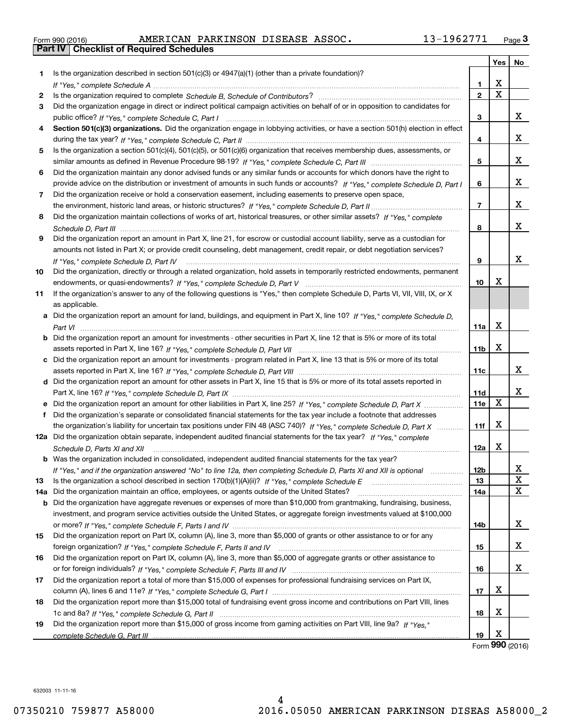Form 990 (2016) AMERICAN PARKINSON DISEASE ASSOC. 13-1962771 Page **3**

## Part IV | Checklist of Required Schedules

| | | | Yes | No |
|---|---|---|---|---|
| **1** | Is the organization described in section 501(c)(3) or 4947(a)(1) (other than a private foundation)? *If "Yes," complete Schedule A* | **1** | X | |
| **2** | Is the organization required to complete *Schedule B, Schedule of Contributors*? | **2** | X | |
| **3** | Did the organization engage in direct or indirect political campaign activities on behalf of or in opposition to candidates for public office? *If "Yes," complete Schedule C, Part I* | **3** | | X |
| **4** | **Section 501(c)(3) organizations.** Did the organization engage in lobbying activities, or have a section 501(h) election in effect during the tax year? *If "Yes," complete Schedule C, Part II* | **4** | | X |
| **5** | Is the organization a section 501(c)(4), 501(c)(5), or 501(c)(6) organization that receives membership dues, assessments, or similar amounts as defined in Revenue Procedure 98-19? *If "Yes," complete Schedule C, Part III* | **5** | | X |
| **6** | Did the organization maintain any donor advised funds or any similar funds or accounts for which donors have the right to provide advice on the distribution or investment of amounts in such funds or accounts? *If "Yes," complete Schedule D, Part I* | **6** | | X |
| **7** | Did the organization receive or hold a conservation easement, including easements to preserve open space, the environment, historic land areas, or historic structures? *If "Yes," complete Schedule D, Part II* | **7** | | X |
| **8** | Did the organization maintain collections of works of art, historical treasures, or other similar assets? *If "Yes," complete Schedule D, Part III* | **8** | | X |
| **9** | Did the organization report an amount in Part X, line 21, for escrow or custodial account liability, serve as a custodian for amounts not listed in Part X; or provide credit counseling, debt management, credit repair, or debt negotiation services? *If "Yes," complete Schedule D, Part IV* | **9** | | X |
| **10** | Did the organization, directly or through a related organization, hold assets in temporarily restricted endowments, permanent endowments, or quasi-endowments? *If "Yes," complete Schedule D, Part V* | **10** | X | |
| **11** | If the organization's answer to any of the following questions is "Yes," then complete Schedule D, Parts VI, VII, VIII, IX, or X as applicable. | | | |
| **a** | Did the organization report an amount for land, buildings, and equipment in Part X, line 10? *If "Yes," complete Schedule D, Part VI* | **11a** | X | |
| **b** | Did the organization report an amount for investments - other securities in Part X, line 12 that is 5% or more of its total assets reported in Part X, line 16? *If "Yes," complete Schedule D, Part VII* | **11b** | X | |
| **c** | Did the organization report an amount for investments - program related in Part X, line 13 that is 5% or more of its total assets reported in Part X, line 16? *If "Yes," complete Schedule D, Part VIII* | **11c** | | X |
| **d** | Did the organization report an amount for other assets in Part X, line 15 that is 5% or more of its total assets reported in Part X, line 16? *If "Yes," complete Schedule D, Part IX* | **11d** | | X |
| **e** | Did the organization report an amount for other liabilities in Part X, line 25? *If "Yes," complete Schedule D, Part X* | **11e** | X | |
| **f** | Did the organization's separate or consolidated financial statements for the tax year include a footnote that addresses the organization's liability for uncertain tax positions under FIN 48 (ASC 740)? *If "Yes," complete Schedule D, Part X* | **11f** | X | |
| **12a** | Did the organization obtain separate, independent audited financial statements for the tax year? *If "Yes," complete Schedule D, Parts XI and XII* | **12a** | X | |
| **b** | Was the organization included in consolidated, independent audited financial statements for the tax year? *If "Yes," and if the organization answered "No" to line 12a, then completing Schedule D, Parts XI and XII is optional* | **12b** | | X |
| **13** | Is the organization a school described in section 170(b)(1)(A)(ii)? *If "Yes," complete Schedule E* | **13** | | X |
| **14a** | Did the organization maintain an office, employees, or agents outside of the United States? | **14a** | | X |
| **b** | Did the organization have aggregate revenues or expenses of more than $10,000 from grantmaking, fundraising, business, investment, and program service activities outside the United States, or aggregate foreign investments valued at $100,000 or more? *If "Yes," complete Schedule F, Parts I and IV* | **14b** | | X |
| **15** | Did the organization report on Part IX, column (A), line 3, more than $5,000 of grants or other assistance to or for any foreign organization? *If "Yes," complete Schedule F, Parts II and IV* | **15** | | X |
| **16** | Did the organization report on Part IX, column (A), line 3, more than $5,000 of aggregate grants or other assistance to or for foreign individuals? *If "Yes," complete Schedule F, Parts III and IV* | **16** | | X |
| **17** | Did the organization report a total of more than $15,000 of expenses for professional fundraising services on Part IX, column (A), lines 6 and 11e? *If "Yes," complete Schedule G, Part I* | **17** | X | |
| **18** | Did the organization report more than $15,000 total of fundraising event gross income and contributions on Part VIII, lines 1c and 8a? *If "Yes," complete Schedule G, Part II* | **18** | X | |
| **19** | Did the organization report more than $15,000 of gross income from gaming activities on Part VIII, line 9a? *If "Yes," complete Schedule G, Part III* | **19** | X | |

Form **990** (2016)

632003 11-11-16

07350210 759877 A58000 2016.05050 AMERICAN PARKINSON DISEAS A58000_2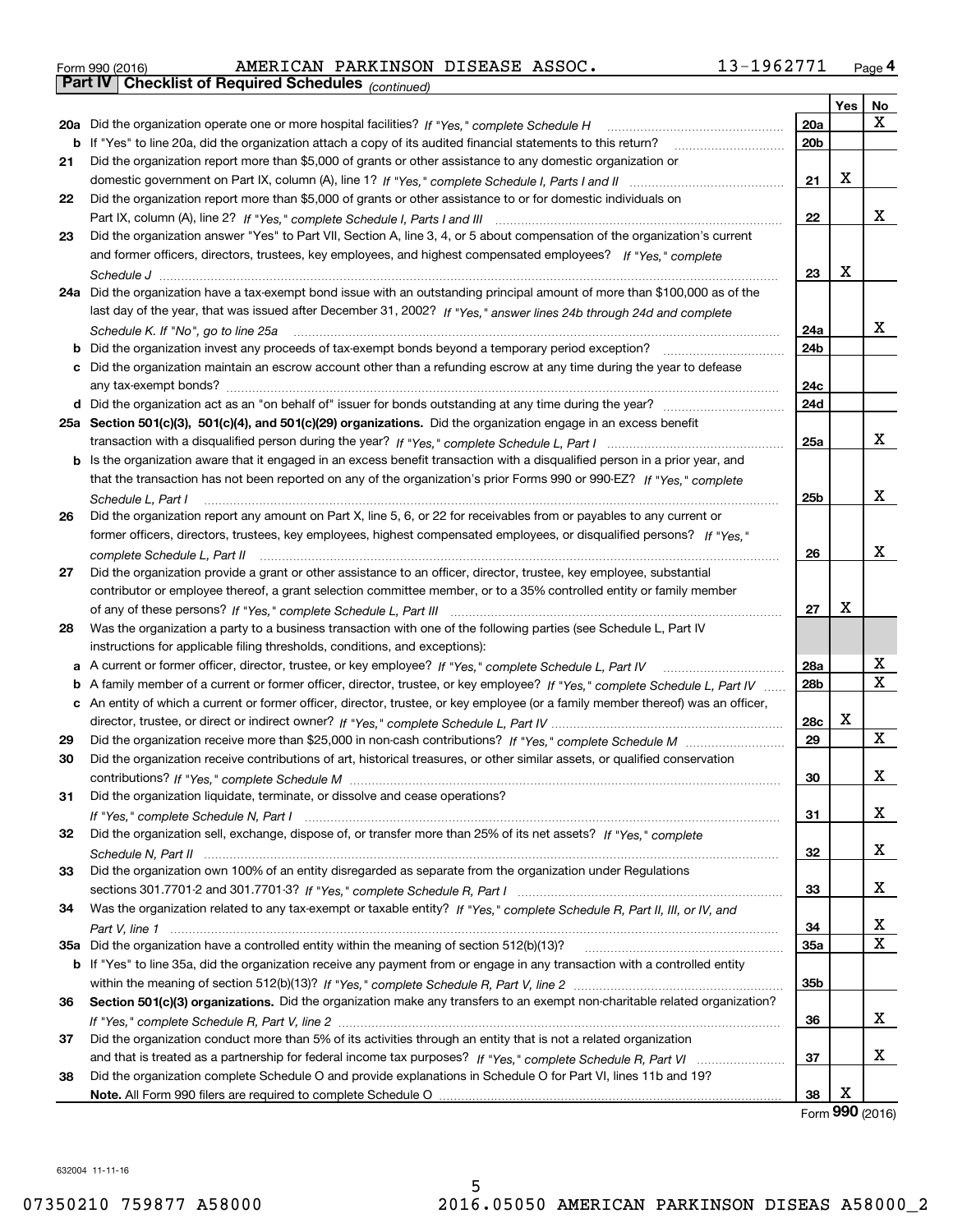Form 990 (2016) AMERICAN PARKINSON DISEASE ASSOC. 13-1962771 Page 4

**Part IV | Checklist of Required Schedules** *(continued)*

| | | | Yes | No |
|---|---|---|---|---|
| **20a** | Did the organization operate one or more hospital facilities? *If "Yes," complete Schedule H* | **20a** | | X |
| **b** | If "Yes" to line 20a, did the organization attach a copy of its audited financial statements to this return? | **20b** | | |
| **21** | Did the organization report more than $5,000 of grants or other assistance to any domestic organization or domestic government on Part IX, column (A), line 1? *If "Yes," complete Schedule I, Parts I and II* | **21** | X | |
| **22** | Did the organization report more than $5,000 of grants or other assistance to or for domestic individuals on Part IX, column (A), line 2? *If "Yes," complete Schedule I, Parts I and III* | **22** | | X |
| **23** | Did the organization answer "Yes" to Part VII, Section A, line 3, 4, or 5 about compensation of the organization's current and former officers, directors, trustees, key employees, and highest compensated employees? *If "Yes," complete Schedule J* | **23** | X | |
| **24a** | Did the organization have a tax-exempt bond issue with an outstanding principal amount of more than $100,000 as of the last day of the year, that was issued after December 31, 2002? *If "Yes," answer lines 24b through 24d and complete Schedule K. If "No", go to line 25a* | **24a** | | X |
| **b** | Did the organization invest any proceeds of tax-exempt bonds beyond a temporary period exception? | **24b** | | |
| **c** | Did the organization maintain an escrow account other than a refunding escrow at any time during the year to defease any tax-exempt bonds? | **24c** | | |
| **d** | Did the organization act as an "on behalf of" issuer for bonds outstanding at any time during the year? | **24d** | | |
| **25a** | **Section 501(c)(3), 501(c)(4), and 501(c)(29) organizations.** Did the organization engage in an excess benefit transaction with a disqualified person during the year? *If "Yes," complete Schedule L, Part I* | **25a** | | X |
| **b** | Is the organization aware that it engaged in an excess benefit transaction with a disqualified person in a prior year, and that the transaction has not been reported on any of the organization's prior Forms 990 or 990-EZ? *If "Yes," complete Schedule L, Part I* | **25b** | | X |
| **26** | Did the organization report any amount on Part X, line 5, 6, or 22 for receivables from or payables to any current or former officers, directors, trustees, key employees, highest compensated employees, or disqualified persons? *If "Yes," complete Schedule L, Part II* | **26** | | X |
| **27** | Did the organization provide a grant or other assistance to an officer, director, trustee, key employee, substantial contributor or employee thereof, a grant selection committee member, or to a 35% controlled entity or family member of any of these persons? *If "Yes," complete Schedule L, Part III* | **27** | X | |
| **28** | Was the organization a party to a business transaction with one of the following parties (see Schedule L, Part IV instructions for applicable filing thresholds, conditions, and exceptions): | | | |
| **a** | A current or former officer, director, trustee, or key employee? *If "Yes," complete Schedule L, Part IV* | **28a** | | X |
| **b** | A family member of a current or former officer, director, trustee, or key employee? *If "Yes," complete Schedule L, Part IV* | **28b** | | X |
| **c** | An entity of which a current or former officer, director, trustee, or key employee (or a family member thereof) was an officer, director, trustee, or direct or indirect owner? *If "Yes," complete Schedule L, Part IV* | **28c** | X | |
| **29** | Did the organization receive more than $25,000 in non-cash contributions? *If "Yes," complete Schedule M* | **29** | | X |
| **30** | Did the organization receive contributions of art, historical treasures, or other similar assets, or qualified conservation contributions? *If "Yes," complete Schedule M* | **30** | | X |
| **31** | Did the organization liquidate, terminate, or dissolve and cease operations? *If "Yes," complete Schedule N, Part I* | **31** | | X |
| **32** | Did the organization sell, exchange, dispose of, or transfer more than 25% of its net assets? *If "Yes," complete Schedule N, Part II* | **32** | | X |
| **33** | Did the organization own 100% of an entity disregarded as separate from the organization under Regulations sections 301.7701-2 and 301.7701-3? *If "Yes," complete Schedule R, Part I* | **33** | | X |
| **34** | Was the organization related to any tax-exempt or taxable entity? *If "Yes," complete Schedule R, Part II, III, or IV, and Part V, line 1* | **34** | | X |
| **35a** | Did the organization have a controlled entity within the meaning of section 512(b)(13)? | **35a** | | X |
| **b** | If "Yes" to line 35a, did the organization receive any payment from or engage in any transaction with a controlled entity within the meaning of section 512(b)(13)? *If "Yes," complete Schedule R, Part V, line 2* | **35b** | | |
| **36** | **Section 501(c)(3) organizations.** Did the organization make any transfers to an exempt non-charitable related organization? *If "Yes," complete Schedule R, Part V, line 2* | **36** | | X |
| **37** | Did the organization conduct more than 5% of its activities through an entity that is not a related organization and that is treated as a partnership for federal income tax purposes? *If "Yes," complete Schedule R, Part VI* | **37** | | X |
| **38** | Did the organization complete Schedule O and provide explanations in Schedule O for Part VI, lines 11b and 19? **Note.** All Form 990 filers are required to complete Schedule O | **38** | X | |

Form **990** (2016)

632004 11-11-16

07350210 759877 A58000 2016.05050 AMERICAN PARKINSON DISEAS A58000_2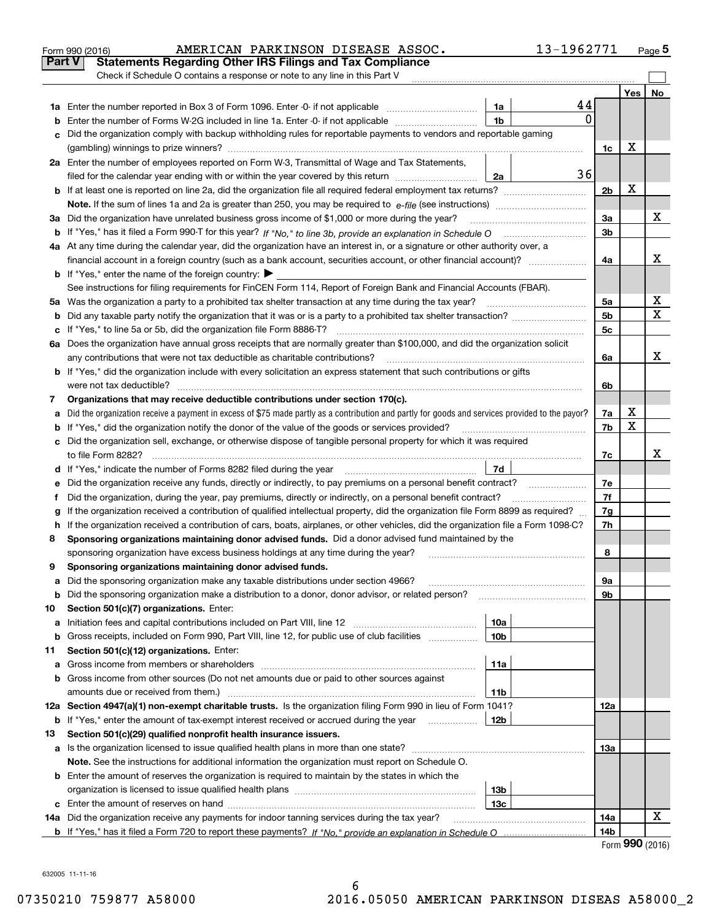Form 990 (2016) AMERICAN PARKINSON DISEASE ASSOC. 13-1962771 Page 5

**Part V Statements Regarding Other IRS Filings and Tax Compliance**

Check if Schedule O contains a response or note to any line in this Part V

| | | | | | Yes | No |
|---|---|---|---|---|---|---|
| **1a** | Enter the number reported in Box 3 of Form 1096. Enter -0- if not applicable | 1a | 44 | | | |
| **b** | Enter the number of Forms W-2G included in line 1a. Enter -0- if not applicable | 1b | 0 | | | |
| **c** | Did the organization comply with backup withholding rules for reportable payments to vendors and reportable gaming (gambling) winnings to prize winners? | | | 1c | X | |
| **2a** | Enter the number of employees reported on Form W-3, Transmittal of Wage and Tax Statements, filed for the calendar year ending with or within the year covered by this return | 2a | 36 | | | |
| **b** | If at least one is reported on line 2a, did the organization file all required federal employment tax returns? | | | 2b | X | |
| | **Note.** If the sum of lines 1a and 2a is greater than 250, you may be required to *e-file* (see instructions) | | | | | |
| **3a** | Did the organization have unrelated business gross income of $1,000 or more during the year? | | | 3a | | X |
| **b** | If "Yes," has it filed a Form 990-T for this year? *If "No," to line 3b, provide an explanation in Schedule O* | | | 3b | | |
| **4a** | At any time during the calendar year, did the organization have an interest in, or a signature or other authority over, a financial account in a foreign country (such as a bank account, securities account, or other financial account)? | | | 4a | | X |
| **b** | If "Yes," enter the name of the foreign country: ▶ | | | | | |
| | See instructions for filing requirements for FinCEN Form 114, Report of Foreign Bank and Financial Accounts (FBAR). | | | | | |
| **5a** | Was the organization a party to a prohibited tax shelter transaction at any time during the tax year? | | | 5a | | X |
| **b** | Did any taxable party notify the organization that it was or is a party to a prohibited tax shelter transaction? | | | 5b | | X |
| **c** | If "Yes," to line 5a or 5b, did the organization file Form 8886-T? | | | 5c | | |
| **6a** | Does the organization have annual gross receipts that are normally greater than $100,000, and did the organization solicit any contributions that were not tax deductible as charitable contributions? | | | 6a | | X |
| **b** | If "Yes," did the organization include with every solicitation an express statement that such contributions or gifts were not tax deductible? | | | 6b | | |
| **7** | **Organizations that may receive deductible contributions under section 170(c).** | | | | | |
| **a** | Did the organization receive a payment in excess of $75 made partly as a contribution and partly for goods and services provided to the payor? | | | 7a | X | |
| **b** | If "Yes," did the organization notify the donor of the value of the goods or services provided? | | | 7b | X | |
| **c** | Did the organization sell, exchange, or otherwise dispose of tangible personal property for which it was required to file Form 8282? | | | 7c | | X |
| **d** | If "Yes," indicate the number of Forms 8282 filed during the year | 7d | | | | |
| **e** | Did the organization receive any funds, directly or indirectly, to pay premiums on a personal benefit contract? | | | 7e | | |
| **f** | Did the organization, during the year, pay premiums, directly or indirectly, on a personal benefit contract? | | | 7f | | |
| **g** | If the organization received a contribution of qualified intellectual property, did the organization file Form 8899 as required? | | | 7g | | |
| **h** | If the organization received a contribution of cars, boats, airplanes, or other vehicles, did the organization file a Form 1098-C? | | | 7h | | |
| **8** | **Sponsoring organizations maintaining donor advised funds.** Did a donor advised fund maintained by the sponsoring organization have excess business holdings at any time during the year? | | | 8 | | |
| **9** | **Sponsoring organizations maintaining donor advised funds.** | | | | | |
| **a** | Did the sponsoring organization make any taxable distributions under section 4966? | | | 9a | | |
| **b** | Did the sponsoring organization make a distribution to a donor, donor advisor, or related person? | | | 9b | | |
| **10** | **Section 501(c)(7) organizations.** Enter: | | | | | |
| **a** | Initiation fees and capital contributions included on Part VIII, line 12 | 10a | | | | |
| **b** | Gross receipts, included on Form 990, Part VIII, line 12, for public use of club facilities | 10b | | | | |
| **11** | **Section 501(c)(12) organizations.** Enter: | | | | | |
| **a** | Gross income from members or shareholders | 11a | | | | |
| **b** | Gross income from other sources (Do not net amounts due or paid to other sources against amounts due or received from them.) | 11b | | | | |
| **12a** | **Section 4947(a)(1) non-exempt charitable trusts.** Is the organization filing Form 990 in lieu of Form 1041? | | | 12a | | |
| **b** | If "Yes," enter the amount of tax-exempt interest received or accrued during the year | 12b | | | | |
| **13** | **Section 501(c)(29) qualified nonprofit health insurance issuers.** | | | | | |
| **a** | Is the organization licensed to issue qualified health plans in more than one state? | | | 13a | | |
| | **Note.** See the instructions for additional information the organization must report on Schedule O. | | | | | |
| **b** | Enter the amount of reserves the organization is required to maintain by the states in which the organization is licensed to issue qualified health plans | 13b | | | | |
| **c** | Enter the amount of reserves on hand | 13c | | | | |
| **14a** | Did the organization receive any payments for indoor tanning services during the tax year? | | | 14a | | X |
| **b** | If "Yes," has it filed a Form 720 to report these payments? *If "No," provide an explanation in Schedule O* | | | 14b | | |

Form **990** (2016)

632005 11-11-16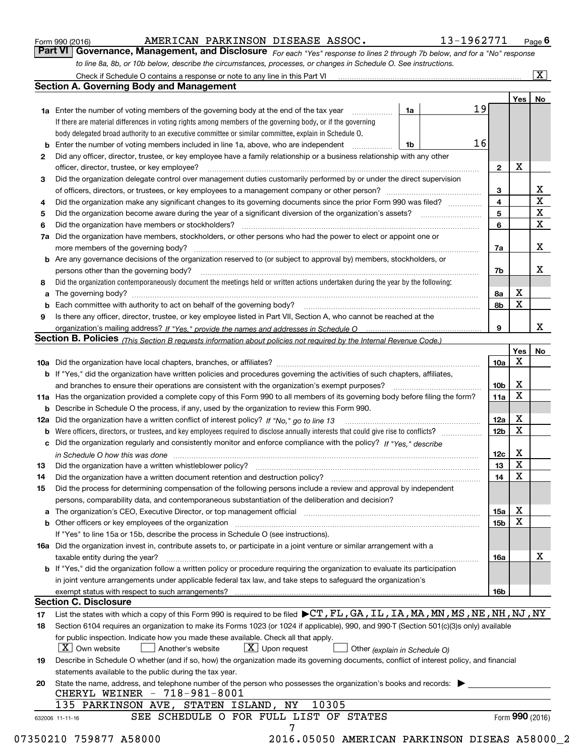Form 990 (2016) AMERICAN PARKINSON DISEASE ASSOC. 13-1962771 Page 6

**Part VI Governance, Management, and Disclosure** *For each "Yes" response to lines 2 through 7b below, and for a "No" response to line 8a, 8b, or 10b below, describe the circumstances, processes, or changes in Schedule O. See instructions.*

Check if Schedule O contains a response or note to any line in this Part VI [X]

## Section A. Governing Body and Management

| | | | | Yes | No |
|---|---|---|---|---|---|
| **1a** | Enter the number of voting members of the governing body at the end of the tax year. If there are material differences in voting rights among members of the governing body, or if the governing body delegated broad authority to an executive committee or similar committee, explain in Schedule O. | 1a | 19 | | |
| **b** | Enter the number of voting members included in line 1a, above, who are independent | 1b | 16 | | |
| **2** | Did any officer, director, trustee, or key employee have a family relationship or a business relationship with any other officer, director, trustee, or key employee? | | 2 | X | |
| **3** | Did the organization delegate control over management duties customarily performed by or under the direct supervision of officers, directors, or trustees, or key employees to a management company or other person? | | 3 | | X |
| **4** | Did the organization make any significant changes to its governing documents since the prior Form 990 was filed? | | 4 | | X |
| **5** | Did the organization become aware during the year of a significant diversion of the organization's assets? | | 5 | | X |
| **6** | Did the organization have members or stockholders? | | 6 | | X |
| **7a** | Did the organization have members, stockholders, or other persons who had the power to elect or appoint one or more members of the governing body? | | 7a | | X |
| **b** | Are any governance decisions of the organization reserved to (or subject to approval by) members, stockholders, or persons other than the governing body? | | 7b | | X |
| **8** | Did the organization contemporaneously document the meetings held or written actions undertaken during the year by the following: | | | | |
| **a** | The governing body? | | 8a | X | |
| **b** | Each committee with authority to act on behalf of the governing body? | | 8b | X | |
| **9** | Is there any officer, director, trustee, or key employee listed in Part VII, Section A, who cannot be reached at the organization's mailing address? *If "Yes," provide the names and addresses in Schedule O* | | 9 | | X |

## Section B. Policies *(This Section B requests information about policies not required by the Internal Revenue Code.)*

| | | | Yes | No |
|---|---|---|---|---|
| **10a** | Did the organization have local chapters, branches, or affiliates? | 10a | X | |
| **b** | If "Yes," did the organization have written policies and procedures governing the activities of such chapters, affiliates, and branches to ensure their operations are consistent with the organization's exempt purposes? | 10b | X | |
| **11a** | Has the organization provided a complete copy of this Form 990 to all members of its governing body before filing the form? | 11a | X | |
| **b** | Describe in Schedule O the process, if any, used by the organization to review this Form 990. | | | |
| **12a** | Did the organization have a written conflict of interest policy? *If "No," go to line 13* | 12a | X | |
| **b** | Were officers, directors, or trustees, and key employees required to disclose annually interests that could give rise to conflicts? | 12b | X | |
| **c** | Did the organization regularly and consistently monitor and enforce compliance with the policy? *If "Yes," describe in Schedule O how this was done* | 12c | X | |
| **13** | Did the organization have a written whistleblower policy? | 13 | X | |
| **14** | Did the organization have a written document retention and destruction policy? | 14 | X | |
| **15** | Did the process for determining compensation of the following persons include a review and approval by independent persons, comparability data, and contemporaneous substantiation of the deliberation and decision? | | | |
| **a** | The organization's CEO, Executive Director, or top management official | 15a | X | |
| **b** | Other officers or key employees of the organization | 15b | X | |
| | If "Yes" to line 15a or 15b, describe the process in Schedule O (see instructions). | | | |
| **16a** | Did the organization invest in, contribute assets to, or participate in a joint venture or similar arrangement with a taxable entity during the year? | 16a | | X |
| **b** | If "Yes," did the organization follow a written policy or procedure requiring the organization to evaluate its participation in joint venture arrangements under applicable federal tax law, and take steps to safeguard the organization's exempt status with respect to such arrangements? | 16b | | |

## Section C. Disclosure

**17** List the states with which a copy of this Form 990 is required to be filed ▶CT,FL,GA,IL,IA,MA,MN,MS,NE,NH,NJ,NY

**18** Section 6104 requires an organization to make its Forms 1023 (or 1024 if applicable), 990, and 990-T (Section 501(c)(3)s only) available for public inspection. Indicate how you made these available. Check all that apply.

[X] Own website [ ] Another's website [X] Upon request [ ] Other *(explain in Schedule O)*

**19** Describe in Schedule O whether (and if so, how) the organization made its governing documents, conflict of interest policy, and financial statements available to the public during the tax year.

**20** State the name, address, and telephone number of the person who possesses the organization's books and records: ▶

CHERYL WEINER - 718-981-8001
135 PARKINSON AVE, STATEN ISLAND, NY 10305

SEE SCHEDULE O FOR FULL LIST OF STATES

Form **990** (2016)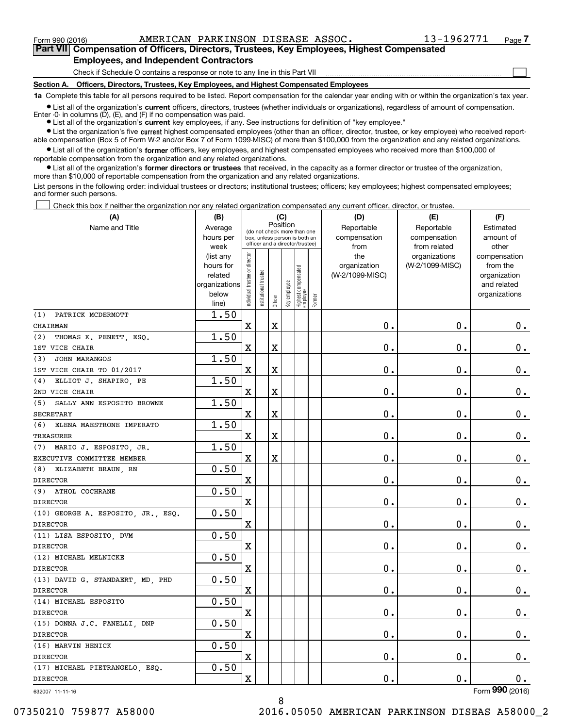Form 990 (2016) AMERICAN PARKINSON DISEASE ASSOC. 13-1962771 Page 7

**Part VII Compensation of Officers, Directors, Trustees, Key Employees, Highest Compensated Employees, and Independent Contractors**

Check if Schedule O contains a response or note to any line in this Part VII

**Section A. Officers, Directors, Trustees, Key Employees, and Highest Compensated Employees**

**1a** Complete this table for all persons required to be listed. Report compensation for the calendar year ending with or within the organization's tax year.

- List all of the organization's **current** officers, directors, trustees (whether individuals or organizations), regardless of amount of compensation. Enter -0- in columns (D), (E), and (F) if no compensation was paid.
- List all of the organization's **current** key employees, if any. See instructions for definition of "key employee."
- List the organization's five **current** highest compensated employees (other than an officer, director, trustee, or key employee) who received reportable compensation (Box 5 of Form W-2 and/or Box 7 of Form 1099-MISC) of more than $100,000 from the organization and any related organizations.
- List all of the organization's **former** officers, key employees, and highest compensated employees who received more than $100,000 of reportable compensation from the organization and any related organizations.
- List all of the organization's **former directors or trustees** that received, in the capacity as a former director or trustee of the organization, more than $10,000 of reportable compensation from the organization and any related organizations.

List persons in the following order: individual trustees or directors; institutional trustees; officers; key employees; highest compensated employees; and former such persons.

Check this box if neither the organization nor any related organization compensated any current officer, director, or trustee.

| (A) Name and Title | (B) Average hours per week (list any hours for related organizations below line) | (C) Position: Individual trustee or director | Institutional trustee | Officer | Key employee | Highest compensated employee | Former | (D) Reportable compensation from the organization (W-2/1099-MISC) | (E) Reportable compensation from related organizations (W-2/1099-MISC) | (F) Estimated amount of other compensation from the organization and related organizations |
|---|---|---|---|---|---|---|---|---|---|---|
| (1) PATRICK MCDERMOTT<br>CHAIRMAN | 1.50 | X | | X | | | | 0. | 0. | 0. |
| (2) THOMAS K. PENETT, ESQ.<br>1ST VICE CHAIR | 1.50 | X | | X | | | | 0. | 0. | 0. |
| (3) JOHN MARANGOS<br>1ST VICE CHAIR TO 01/2017 | 1.50 | X | | X | | | | 0. | 0. | 0. |
| (4) ELLIOT J. SHAPIRO, PE<br>2ND VICE CHAIR | 1.50 | X | | X | | | | 0. | 0. | 0. |
| (5) SALLY ANN ESPOSITO BROWNE<br>SECRETARY | 1.50 | X | | X | | | | 0. | 0. | 0. |
| (6) ELENA MAESTRONE IMPERATO<br>TREASURER | 1.50 | X | | X | | | | 0. | 0. | 0. |
| (7) MARIO J. ESPOSITO, JR.<br>EXECUTIVE COMMITTEE MEMBER | 1.50 | X | | X | | | | 0. | 0. | 0. |
| (8) ELIZABETH BRAUN, RN<br>DIRECTOR | 0.50 | X | | | | | | 0. | 0. | 0. |
| (9) ATHOL COCHRANE<br>DIRECTOR | 0.50 | X | | | | | | 0. | 0. | 0. |
| (10) GEORGE A. ESPOSITO, JR., ESQ.<br>DIRECTOR | 0.50 | X | | | | | | 0. | 0. | 0. |
| (11) LISA ESPOSITO, DVM<br>DIRECTOR | 0.50 | X | | | | | | 0. | 0. | 0. |
| (12) MICHAEL MELNICKE<br>DIRECTOR | 0.50 | X | | | | | | 0. | 0. | 0. |
| (13) DAVID G. STANDAERT, MD, PHD<br>DIRECTOR | 0.50 | X | | | | | | 0. | 0. | 0. |
| (14) MICHAEL ESPOSITO<br>DIRECTOR | 0.50 | X | | | | | | 0. | 0. | 0. |
| (15) DONNA J.C. FANELLI, DNP<br>DIRECTOR | 0.50 | X | | | | | | 0. | 0. | 0. |
| (16) MARVIN HENICK<br>DIRECTOR | 0.50 | X | | | | | | 0. | 0. | 0. |
| (17) MICHAEL PIETRANGELO, ESQ.<br>DIRECTOR | 0.50 | X | | | | | | 0. | 0. | 0. |

632007 11-11-16

Form **990** (2016)

07350210 759877 A58000 2016.05050 AMERICAN PARKINSON DISEAS A58000_2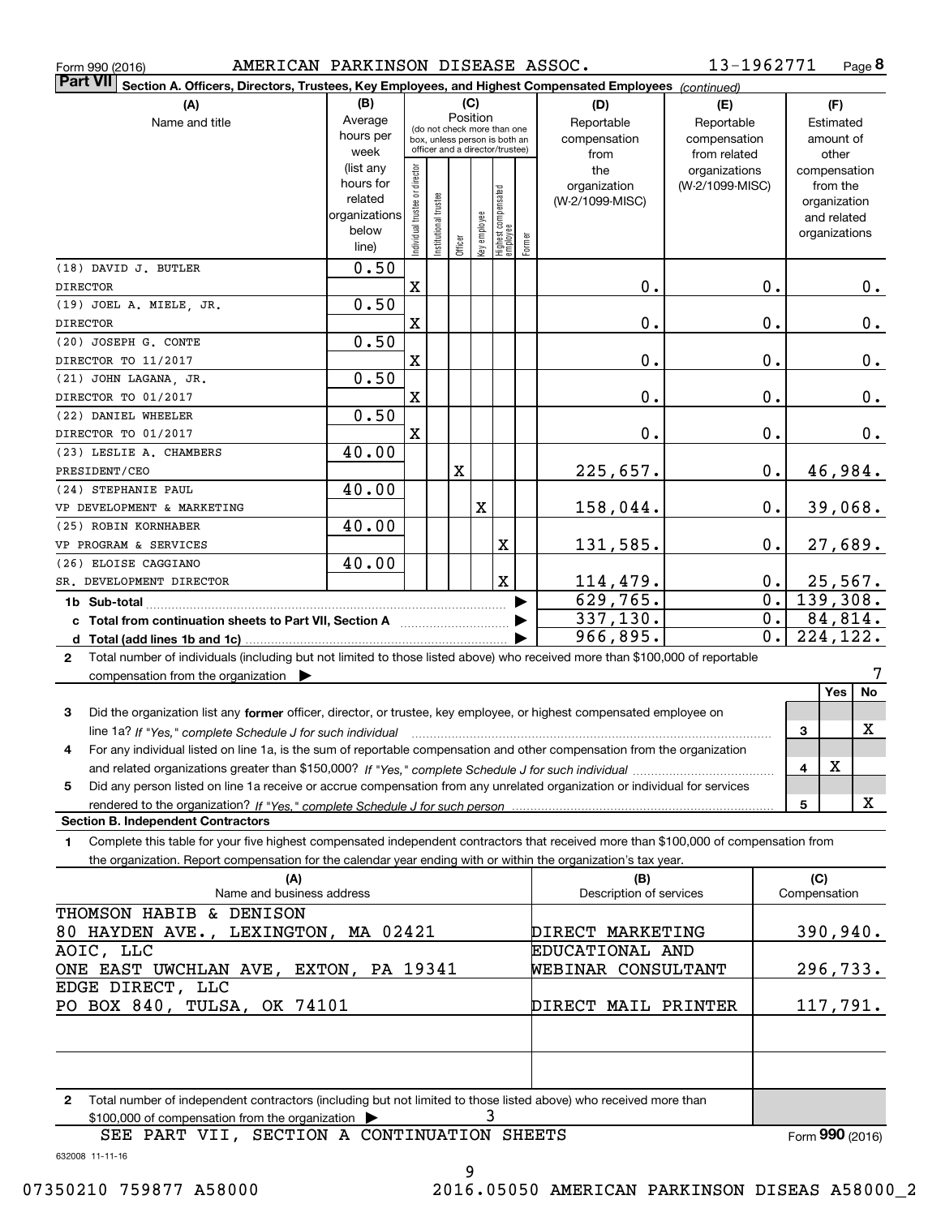Form 990 (2016) AMERICAN PARKINSON DISEASE ASSOC. 13-1962771 Page **8**

**Part VII** Section A. Officers, Directors, Trustees, Key Employees, and Highest Compensated Employees *(continued)*

| (A) Name and title | (B) Average hours per week (list any hours for related organizations below line) | (C) Position: Individual trustee or director | Institutional trustee | Officer | Key employee | Highest compensated employee | Former | (D) Reportable compensation from the organization (W-2/1099-MISC) | (E) Reportable compensation from related organizations (W-2/1099-MISC) | (F) Estimated amount of other compensation from the organization and related organizations |
|---|---|---|---|---|---|---|---|---|---|---|
| (18) DAVID J. BUTLER<br>DIRECTOR | 0.50 | X | | | | | | 0. | 0. | 0. |
| (19) JOEL A. MIELE, JR.<br>DIRECTOR | 0.50 | X | | | | | | 0. | 0. | 0. |
| (20) JOSEPH G. CONTE<br>DIRECTOR TO 11/2017 | 0.50 | X | | | | | | 0. | 0. | 0. |
| (21) JOHN LAGANA, JR.<br>DIRECTOR TO 01/2017 | 0.50 | X | | | | | | 0. | 0. | 0. |
| (22) DANIEL WHEELER<br>DIRECTOR TO 01/2017 | 0.50 | X | | | | | | 0. | 0. | 0. |
| (23) LESLIE A. CHAMBERS<br>PRESIDENT/CEO | 40.00 | | | X | | | | 225,657. | 0. | 46,984. |
| (24) STEPHANIE PAUL<br>VP DEVELOPMENT & MARKETING | 40.00 | | | | X | | | 158,044. | 0. | 39,068. |
| (25) ROBIN KORNHABER<br>VP PROGRAM & SERVICES | 40.00 | | | | | X | | 131,585. | 0. | 27,689. |
| (26) ELOISE CAGGIANO<br>SR. DEVELOPMENT DIRECTOR | 40.00 | | | | | X | | 114,479. | 0. | 25,567. |
| 1b Sub-total | | | | | | | | 629,765. | 0. | 139,308. |
| c Total from continuation sheets to Part VII, Section A | | | | | | | | 337,130. | 0. | 84,814. |
| d Total (add lines 1b and 1c) | | | | | | | | 966,895. | 0. | 224,122. |

2 Total number of individuals (including but not limited to those listed above) who received more than $100,000 of reportable compensation from the organization ▶ 7

| | | Yes | No |
|---|---|---|---|
| 3 Did the organization list any **former** officer, director, or trustee, key employee, or highest compensated employee on line 1a? *If "Yes," complete Schedule J for such individual* | 3 | | X |
| 4 For any individual listed on line 1a, is the sum of reportable compensation and other compensation from the organization and related organizations greater than $150,000? *If "Yes," complete Schedule J for such individual* | 4 | X | |
| 5 Did any person listed on line 1a receive or accrue compensation from any unrelated organization or individual for services rendered to the organization? *If "Yes," complete Schedule J for such person* | 5 | | X |

**Section B. Independent Contractors**

1 Complete this table for your five highest compensated independent contractors that received more than $100,000 of compensation from the organization. Report compensation for the calendar year ending with or within the organization's tax year.

| (A) Name and business address | (B) Description of services | (C) Compensation |
|---|---|---|
| THOMSON HABIB & DENISON<br>80 HAYDEN AVE., LEXINGTON, MA 02421 | DIRECT MARKETING | 390,940. |
| AOIC, LLC<br>ONE EAST UWCHLAN AVE, EXTON, PA 19341 | EDUCATIONAL AND WEBINAR CONSULTANT | 296,733. |
| EDGE DIRECT, LLC<br>PO BOX 840, TULSA, OK 74101 | DIRECT MAIL PRINTER | 117,791. |
| | | |
| | | |

2 Total number of independent contractors (including but not limited to those listed above) who received more than $100,000 of compensation from the organization ▶ 3

SEE PART VII, SECTION A CONTINUATION SHEETS

Form **990** (2016)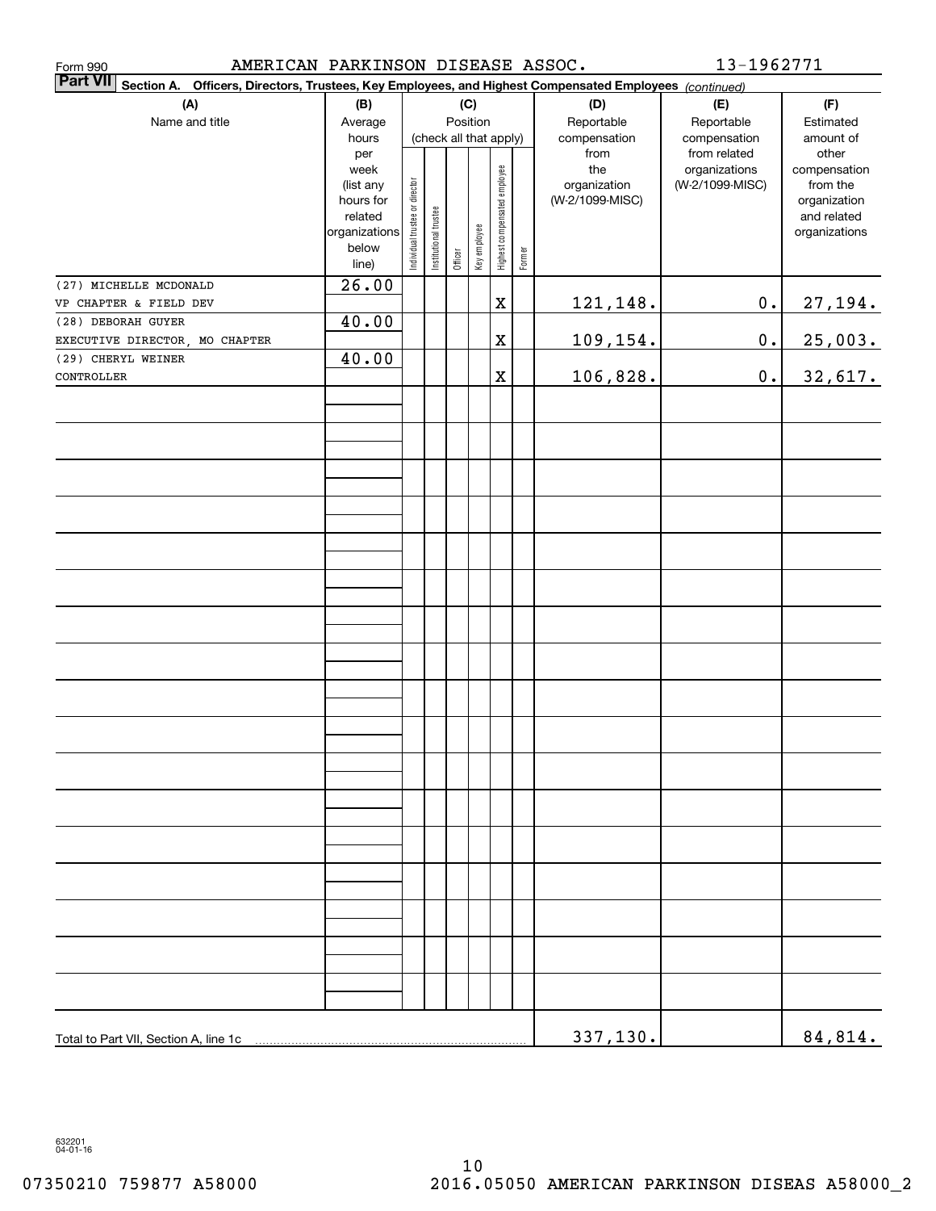Form 990 AMERICAN PARKINSON DISEASE ASSOC. 13-1962771

**Part VII Section A. Officers, Directors, Trustees, Key Employees, and Highest Compensated Employees** *(continued)*

| (A) Name and title | (B) Average hours per week (list any hours for related organizations below line) | (C) Position (check all that apply): Individual trustee or director | Institutional trustee | Officer | Key employee | Highest compensated employee | Former | (D) Reportable compensation from the organization (W-2/1099-MISC) | (E) Reportable compensation from related organizations (W-2/1099-MISC) | (F) Estimated amount of other compensation from the organization and related organizations |
|---|---|---|---|---|---|---|---|---|---|---|
| (27) MICHELLE MCDONALD<br>VP CHAPTER & FIELD DEV | 26.00 | | | | | X | | 121,148. | 0. | 27,194. |
| (28) DEBORAH GUYER<br>EXECUTIVE DIRECTOR, MO CHAPTER | 40.00 | | | | | X | | 109,154. | 0. | 25,003. |
| (29) CHERYL WEINER<br>CONTROLLER | 40.00 | | | | | X | | 106,828. | 0. | 32,617. |
| Total to Part VII, Section A, line 1c | | | | | | | | 337,130. | | 84,814. |

632201 04-01-16

07350210 759877 A58000 2016.05050 AMERICAN PARKINSON DISEAS A58000_2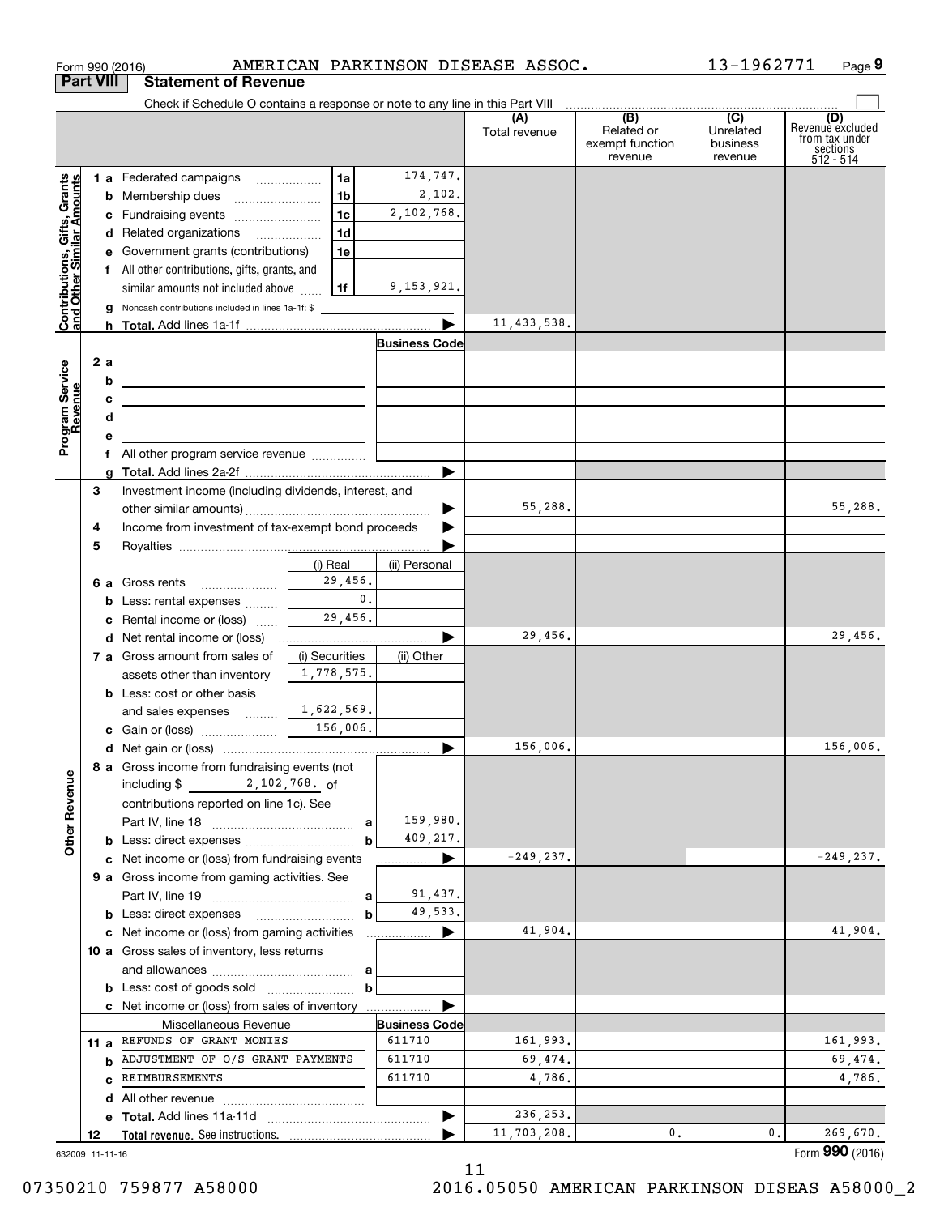Form 990 (2016) AMERICAN PARKINSON DISEASE ASSOC. 13-1962771 Page 9

**Part VIII Statement of Revenue**

Check if Schedule O contains a response or note to any line in this Part VIII

| | | | | (A) Total revenue | (B) Related or exempt function revenue | (C) Unrelated business revenue | (D) Revenue excluded from tax under sections 512 - 514 |
|---|---|---|---|---|---|---|---|
| **Contributions, Gifts, Grants and Other Similar Amounts** | 1 a Federated campaigns | 1a | 174,747. | | | | |
| | b Membership dues | 1b | 2,102. | | | | |
| | c Fundraising events | 1c | 2,102,768. | | | | |
| | d Related organizations | 1d | | | | | |
| | e Government grants (contributions) | 1e | | | | | |
| | f All other contributions, gifts, grants, and similar amounts not included above | 1f | 9,153,921. | | | | |
| | g Noncash contributions included in lines 1a-1f: $ | | | | | | |
| | h **Total.** Add lines 1a-1f | | | 11,433,538. | | | |
| **Program Service Revenue** | | | Business Code | | | | |
| | 2 a | | | | | | |
| | b | | | | | | |
| | c | | | | | | |
| | d | | | | | | |
| | e | | | | | | |
| | f All other program service revenue | | | | | | |
| | g **Total.** Add lines 2a-2f | | | | | | |
| **Other Revenue** | 3 Investment income (including dividends, interest, and other similar amounts) | | | 55,288. | | | 55,288. |
| | 4 Income from investment of tax-exempt bond proceeds | | | | | | |
| | 5 Royalties | | | | | | |
| | | (i) Real | (ii) Personal | | | | |
| | 6 a Gross rents | 29,456. | | | | | |
| | b Less: rental expenses | 0. | | | | | |
| | c Rental income or (loss) | 29,456. | | | | | |
| | d Net rental income or (loss) | | | 29,456. | | | 29,456. |
| | 7 a Gross amount from sales of assets other than inventory | (i) Securities 1,778,575. | (ii) Other | | | | |
| | b Less: cost or other basis and sales expenses | 1,622,569. | | | | | |
| | c Gain or (loss) | 156,006. | | | | | |
| | d Net gain or (loss) | | | 156,006. | | | 156,006. |
| | 8 a Gross income from fundraising events (not including $ 2,102,768. of contributions reported on line 1c). See Part IV, line 18 | a | 159,980. | | | | |
| | b Less: direct expenses | b | 409,217. | | | | |
| | c Net income or (loss) from fundraising events | | | -249,237. | | | -249,237. |
| | 9 a Gross income from gaming activities. See Part IV, line 19 | a | 91,437. | | | | |
| | b Less: direct expenses | b | 49,533. | | | | |
| | c Net income or (loss) from gaming activities | | | 41,904. | | | 41,904. |
| | 10 a Gross sales of inventory, less returns and allowances | a | | | | | |
| | b Less: cost of goods sold | b | | | | | |
| | c Net income or (loss) from sales of inventory | | | | | | |
| | Miscellaneous Revenue | | Business Code | | | | |
| | 11 a REFUNDS OF GRANT MONIES | | 611710 | 161,993. | | | 161,993. |
| | b ADJUSTMENT OF O/S GRANT PAYMENTS | | 611710 | 69,474. | | | 69,474. |
| | c REIMBURSEMENTS | | 611710 | 4,786. | | | 4,786. |
| | d All other revenue | | | | | | |
| | e **Total.** Add lines 11a-11d | | | 236,253. | | | |
| | 12 **Total revenue.** See instructions. | | | 11,703,208. | 0. | 0. | 269,670. |

632009 11-11-16 Form **990** (2016)

07350210 759877 A58000 2016.05050 AMERICAN PARKINSON DISEAS A58000_2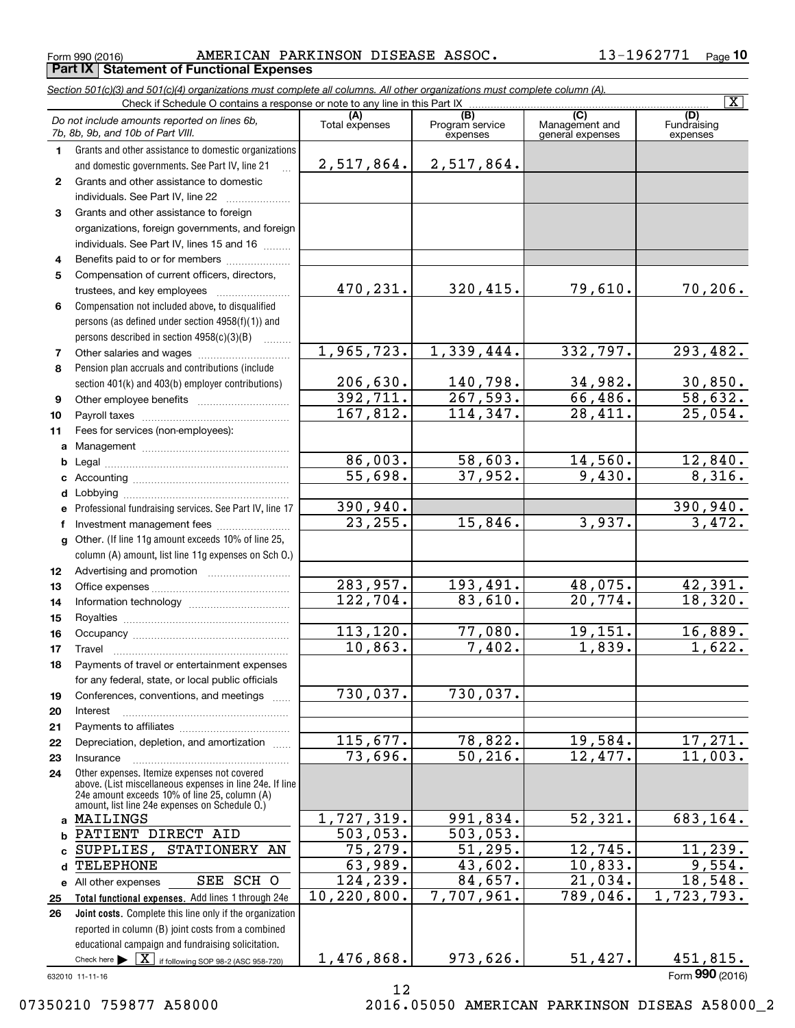Form 990 (2016) AMERICAN PARKINSON DISEASE ASSOC. 13-1962771 Page 10

**Part IX Statement of Functional Expenses**

*Section 501(c)(3) and 501(c)(4) organizations must complete all columns. All other organizations must complete column (A).*

Check if Schedule O contains a response or note to any line in this Part IX [X]

| *Do not include amounts reported on lines 6b, 7b, 8b, 9b, and 10b of Part VIII.* | (A) Total expenses | (B) Program service expenses | (C) Management and general expenses | (D) Fundraising expenses |
|---|---|---|---|---|
| 1 Grants and other assistance to domestic organizations and domestic governments. See Part IV, line 21 | 2,517,864. | 2,517,864. | | |
| 2 Grants and other assistance to domestic individuals. See Part IV, line 22 | | | | |
| 3 Grants and other assistance to foreign organizations, foreign governments, and foreign individuals. See Part IV, lines 15 and 16 | | | | |
| 4 Benefits paid to or for members | | | | |
| 5 Compensation of current officers, directors, trustees, and key employees | 470,231. | 320,415. | 79,610. | 70,206. |
| 6 Compensation not included above, to disqualified persons (as defined under section 4958(f)(1)) and persons described in section 4958(c)(3)(B) | | | | |
| 7 Other salaries and wages | 1,965,723. | 1,339,444. | 332,797. | 293,482. |
| 8 Pension plan accruals and contributions (include section 401(k) and 403(b) employer contributions) | 206,630. | 140,798. | 34,982. | 30,850. |
| 9 Other employee benefits | 392,711. | 267,593. | 66,486. | 58,632. |
| 10 Payroll taxes | 167,812. | 114,347. | 28,411. | 25,054. |
| 11 Fees for services (non-employees): | | | | |
| a Management | | | | |
| b Legal | 86,003. | 58,603. | 14,560. | 12,840. |
| c Accounting | 55,698. | 37,952. | 9,430. | 8,316. |
| d Lobbying | | | | |
| e Professional fundraising services. See Part IV, line 17 | 390,940. | | | 390,940. |
| f Investment management fees | 23,255. | 15,846. | 3,937. | 3,472. |
| g Other. (If line 11g amount exceeds 10% of line 25, column (A) amount, list line 11g expenses on Sch O.) | | | | |
| 12 Advertising and promotion | | | | |
| 13 Office expenses | 283,957. | 193,491. | 48,075. | 42,391. |
| 14 Information technology | 122,704. | 83,610. | 20,774. | 18,320. |
| 15 Royalties | | | | |
| 16 Occupancy | 113,120. | 77,080. | 19,151. | 16,889. |
| 17 Travel | 10,863. | 7,402. | 1,839. | 1,622. |
| 18 Payments of travel or entertainment expenses for any federal, state, or local public officials | | | | |
| 19 Conferences, conventions, and meetings | 730,037. | 730,037. | | |
| 20 Interest | | | | |
| 21 Payments to affiliates | | | | |
| 22 Depreciation, depletion, and amortization | 115,677. | 78,822. | 19,584. | 17,271. |
| 23 Insurance | 73,696. | 50,216. | 12,477. | 11,003. |
| 24 Other expenses. Itemize expenses not covered above. (List miscellaneous expenses in line 24e. If line 24e amount exceeds 10% of line 25, column (A) amount, list line 24e expenses on Schedule O.) | | | | |
| a MAILINGS | 1,727,319. | 991,834. | 52,321. | 683,164. |
| b PATIENT DIRECT AID | 503,053. | 503,053. | | |
| c SUPPLIES, STATIONERY AN | 75,279. | 51,295. | 12,745. | 11,239. |
| d TELEPHONE | 63,989. | 43,602. | 10,833. | 9,554. |
| e All other expenses SEE SCH O | 124,239. | 84,657. | 21,034. | 18,548. |
| 25 **Total functional expenses.** Add lines 1 through 24e | 10,220,800. | 7,707,961. | 789,046. | 1,723,793. |
| 26 **Joint costs.** Complete this line only if the organization reported in column (B) joint costs from a combined educational campaign and fundraising solicitation. Check here [X] if following SOP 98-2 (ASC 958-720) | 1,476,868. | 973,626. | 51,427. | 451,815. |

632010 11-11-16

Form **990** (2016)

07350210 759877 A58000 2016.05050 AMERICAN PARKINSON DISEAS A58000_2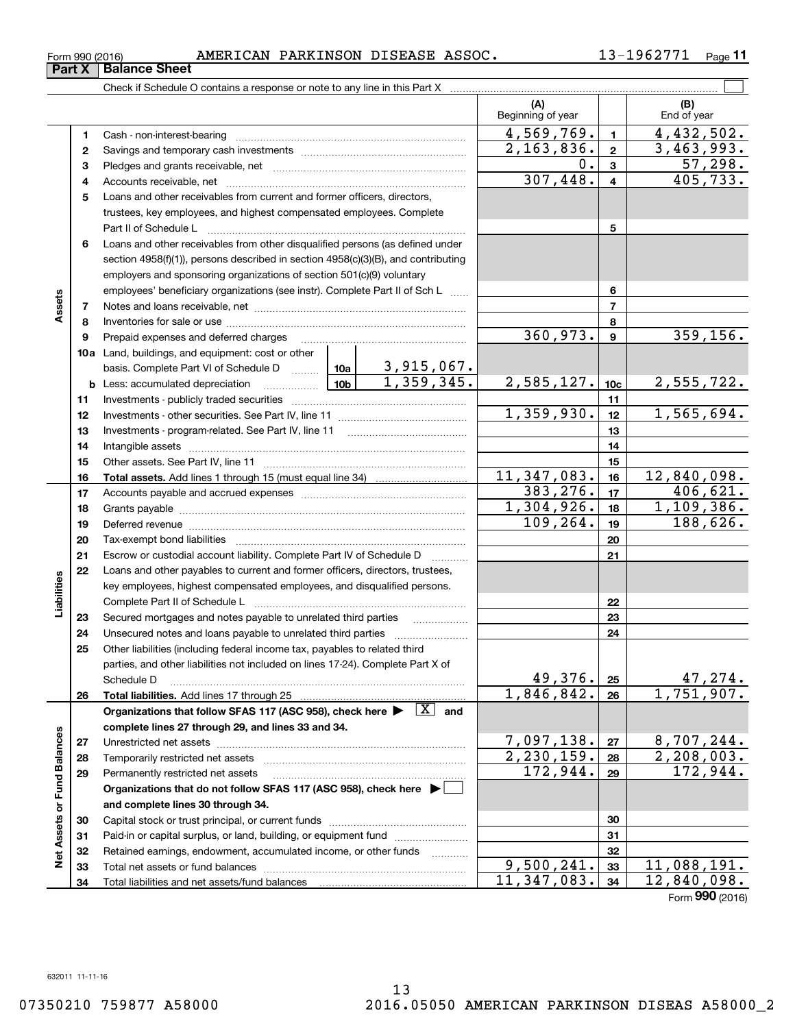Form 990 (2016) AMERICAN PARKINSON DISEASE ASSOC. 13-1962771 Page 11

## Part X | Balance Sheet

Check if Schedule O contains a response or note to any line in this Part X

| | | | (A) Beginning of year | | (B) End of year |
|---|---|---|---|---|---|
| Assets | 1 | Cash - non-interest-bearing | 4,569,769. | 1 | 4,432,502. |
| | 2 | Savings and temporary cash investments | 2,163,836. | 2 | 3,463,993. |
| | 3 | Pledges and grants receivable, net | 0. | 3 | 57,298. |
| | 4 | Accounts receivable, net | 307,448. | 4 | 405,733. |
| | 5 | Loans and other receivables from current and former officers, directors, trustees, key employees, and highest compensated employees. Complete Part II of Schedule L | | 5 | |
| | 6 | Loans and other receivables from other disqualified persons (as defined under section 4958(f)(1)), persons described in section 4958(c)(3)(B), and contributing employers and sponsoring organizations of section 501(c)(9) voluntary employees' beneficiary organizations (see instr). Complete Part II of Sch L | | 6 | |
| | 7 | Notes and loans receivable, net | | 7 | |
| | 8 | Inventories for sale or use | | 8 | |
| | 9 | Prepaid expenses and deferred charges | 360,973. | 9 | 359,156. |
| | 10a | Land, buildings, and equipment: cost or other basis. Complete Part VI of Schedule D — 10a: 3,915,067. | | | |
| | b | Less: accumulated depreciation — 10b: 1,359,345. | 2,585,127. | 10c | 2,555,722. |
| | 11 | Investments - publicly traded securities | | 11 | |
| | 12 | Investments - other securities. See Part IV, line 11 | 1,359,930. | 12 | 1,565,694. |
| | 13 | Investments - program-related. See Part IV, line 11 | | 13 | |
| | 14 | Intangible assets | | 14 | |
| | 15 | Other assets. See Part IV, line 11 | | 15 | |
| | 16 | **Total assets.** Add lines 1 through 15 (must equal line 34) | 11,347,083. | 16 | 12,840,098. |
| Liabilities | 17 | Accounts payable and accrued expenses | 383,276. | 17 | 406,621. |
| | 18 | Grants payable | 1,304,926. | 18 | 1,109,386. |
| | 19 | Deferred revenue | 109,264. | 19 | 188,626. |
| | 20 | Tax-exempt bond liabilities | | 20 | |
| | 21 | Escrow or custodial account liability. Complete Part IV of Schedule D | | 21 | |
| | 22 | Loans and other payables to current and former officers, directors, trustees, key employees, highest compensated employees, and disqualified persons. Complete Part II of Schedule L | | 22 | |
| | 23 | Secured mortgages and notes payable to unrelated third parties | | 23 | |
| | 24 | Unsecured notes and loans payable to unrelated third parties | | 24 | |
| | 25 | Other liabilities (including federal income tax, payables to related third parties, and other liabilities not included on lines 17-24). Complete Part X of Schedule D | 49,376. | 25 | 47,274. |
| | 26 | **Total liabilities.** Add lines 17 through 25 | 1,846,842. | 26 | 1,751,907. |
| Net Assets or Fund Balances | | **Organizations that follow SFAS 117 (ASC 958), check here ▶ [X] and complete lines 27 through 29, and lines 33 and 34.** | | | |
| | 27 | Unrestricted net assets | 7,097,138. | 27 | 8,707,244. |
| | 28 | Temporarily restricted net assets | 2,230,159. | 28 | 2,208,003. |
| | 29 | Permanently restricted net assets | 172,944. | 29 | 172,944. |
| | | **Organizations that do not follow SFAS 117 (ASC 958), check here ▶ [ ] and complete lines 30 through 34.** | | | |
| | 30 | Capital stock or trust principal, or current funds | | 30 | |
| | 31 | Paid-in or capital surplus, or land, building, or equipment fund | | 31 | |
| | 32 | Retained earnings, endowment, accumulated income, or other funds | | 32 | |
| | 33 | Total net assets or fund balances | 9,500,241. | 33 | 11,088,191. |
| | 34 | Total liabilities and net assets/fund balances | 11,347,083. | 34 | 12,840,098. |

Form **990** (2016)

632011 11-11-16

07350210 759877 A58000 2016.05050 AMERICAN PARKINSON DISEAS A58000_2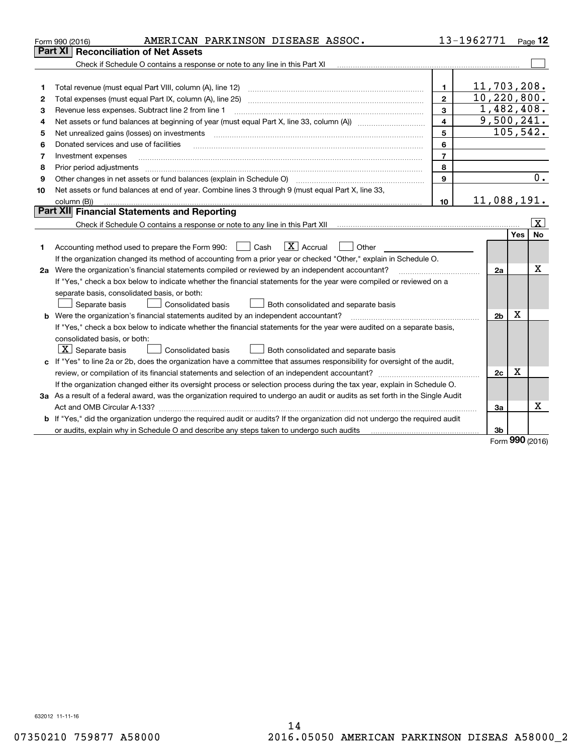Form 990 (2016) AMERICAN PARKINSON DISEASE ASSOC. 13-1962771 Page 12

## Part XI Reconciliation of Net Assets

Check if Schedule O contains a response or note to any line in this Part XI ☐

| | | | |
|---|---|---|---|
| 1 | Total revenue (must equal Part VIII, column (A), line 12) | 1 | 11,703,208. |
| 2 | Total expenses (must equal Part IX, column (A), line 25) | 2 | 10,220,800. |
| 3 | Revenue less expenses. Subtract line 2 from line 1 | 3 | 1,482,408. |
| 4 | Net assets or fund balances at beginning of year (must equal Part X, line 33, column (A)) | 4 | 9,500,241. |
| 5 | Net unrealized gains (losses) on investments | 5 | 105,542. |
| 6 | Donated services and use of facilities | 6 | |
| 7 | Investment expenses | 7 | |
| 8 | Prior period adjustments | 8 | |
| 9 | Other changes in net assets or fund balances (explain in Schedule O) | 9 | 0. |
| 10 | Net assets or fund balances at end of year. Combine lines 3 through 9 (must equal Part X, line 33, column (B)) | 10 | 11,088,191. |

## Part XII Financial Statements and Reporting

Check if Schedule O contains a response or note to any line in this Part XII ☒

| | | | Yes | No |
|---|---|---|---|---|
| 1 | Accounting method used to prepare the Form 990: ☐ Cash ☒ Accrual ☐ Other<br>If the organization changed its method of accounting from a prior year or checked "Other," explain in Schedule O. | | | |
| 2a | Were the organization's financial statements compiled or reviewed by an independent accountant?<br>If "Yes," check a box below to indicate whether the financial statements for the year were compiled or reviewed on a separate basis, consolidated basis, or both:<br>☐ Separate basis ☐ Consolidated basis ☐ Both consolidated and separate basis | 2a | | X |
| b | Were the organization's financial statements audited by an independent accountant?<br>If "Yes," check a box below to indicate whether the financial statements for the year were audited on a separate basis, consolidated basis, or both:<br>☒ Separate basis ☐ Consolidated basis ☐ Both consolidated and separate basis | 2b | X | |
| c | If "Yes" to line 2a or 2b, does the organization have a committee that assumes responsibility for oversight of the audit, review, or compilation of its financial statements and selection of an independent accountant?<br>If the organization changed either its oversight process or selection process during the tax year, explain in Schedule O. | 2c | X | |
| 3a | As a result of a federal award, was the organization required to undergo an audit or audits as set forth in the Single Audit Act and OMB Circular A-133? | 3a | | X |
| b | If "Yes," did the organization undergo the required audit or audits? If the organization did not undergo the required audit or audits, explain why in Schedule O and describe any steps taken to undergo such audits | 3b | | |

Form 990 (2016)

632012 11-11-16

07350210 759877 A58000 2016.05050 AMERICAN PARKINSON DISEAS A58000_2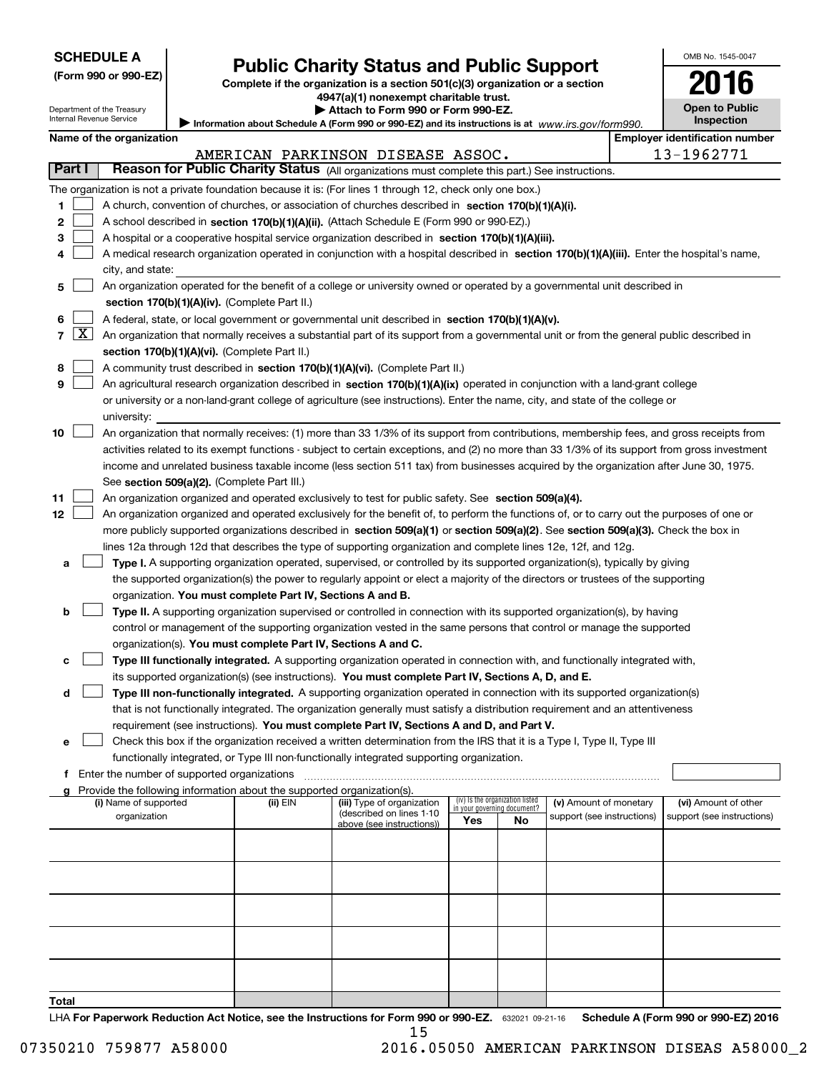**SCHEDULE A**
**(Form 990 or 990-EZ)**

Department of the Treasury
Internal Revenue Service

# Public Charity Status and Public Support

**Complete if the organization is a section 501(c)(3) organization or a section 4947(a)(1) nonexempt charitable trust.**
**▶ Attach to Form 990 or Form 990-EZ.**
**▶ Information about Schedule A (Form 990 or 990-EZ) and its instructions is at** *www.irs.gov/form990.*

OMB No. 1545-0047

**2016**

**Open to Public Inspection**

**Name of the organization:** AMERICAN PARKINSON DISEASE ASSOC.

**Employer identification number:** 13-1962771

## Part I — Reason for Public Charity Status (All organizations must complete this part.) See instructions.

The organization is not a private foundation because it is: (For lines 1 through 12, check only one box.)

1. ☐ A church, convention of churches, or association of churches described in **section 170(b)(1)(A)(i).**
2. ☐ A school described in **section 170(b)(1)(A)(ii).** (Attach Schedule E (Form 990 or 990-EZ).)
3. ☐ A hospital or a cooperative hospital service organization described in **section 170(b)(1)(A)(iii).**
4. ☐ A medical research organization operated in conjunction with a hospital described in **section 170(b)(1)(A)(iii).** Enter the hospital's name, city, and state:
5. ☐ An organization operated for the benefit of a college or university owned or operated by a governmental unit described in **section 170(b)(1)(A)(iv).** (Complete Part II.)
6. ☐ A federal, state, or local government or governmental unit described in **section 170(b)(1)(A)(v).**
7. ☒ An organization that normally receives a substantial part of its support from a governmental unit or from the general public described in **section 170(b)(1)(A)(vi).** (Complete Part II.)
8. ☐ A community trust described in **section 170(b)(1)(A)(vi).** (Complete Part II.)
9. ☐ An agricultural research organization described in **section 170(b)(1)(A)(ix)** operated in conjunction with a land-grant college or university or a non-land-grant college of agriculture (see instructions). Enter the name, city, and state of the college or university:
10. ☐ An organization that normally receives: (1) more than 33 1/3% of its support from contributions, membership fees, and gross receipts from activities related to its exempt functions - subject to certain exceptions, and (2) no more than 33 1/3% of its support from gross investment income and unrelated business taxable income (less section 511 tax) from businesses acquired by the organization after June 30, 1975. See **section 509(a)(2).** (Complete Part III.)
11. ☐ An organization organized and operated exclusively to test for public safety. See **section 509(a)(4).**
12. ☐ An organization organized and operated exclusively for the benefit of, to perform the functions of, or to carry out the purposes of one or more publicly supported organizations described in **section 509(a)(1)** or **section 509(a)(2).** See **section 509(a)(3).** Check the box in lines 12a through 12d that describes the type of supporting organization and complete lines 12e, 12f, and 12g.
   - **a** ☐ **Type I.** A supporting organization operated, supervised, or controlled by its supported organization(s), typically by giving the supported organization(s) the power to regularly appoint or elect a majority of the directors or trustees of the supporting organization. **You must complete Part IV, Sections A and B.**
   - **b** ☐ **Type II.** A supporting organization supervised or controlled in connection with its supported organization(s), by having control or management of the supporting organization vested in the same persons that control or manage the supported organization(s). **You must complete Part IV, Sections A and C.**
   - **c** ☐ **Type III functionally integrated.** A supporting organization operated in connection with, and functionally integrated with, its supported organization(s) (see instructions). **You must complete Part IV, Sections A, D, and E.**
   - **d** ☐ **Type III non-functionally integrated.** A supporting organization operated in connection with its supported organization(s) that is not functionally integrated. The organization generally must satisfy a distribution requirement and an attentiveness requirement (see instructions). **You must complete Part IV, Sections A and D, and Part V.**
   - **e** ☐ Check this box if the organization received a written determination from the IRS that it is a Type I, Type II, Type III functionally integrated, or Type III non-functionally integrated supporting organization.
   - **f** Enter the number of supported organizations
   - **g** Provide the following information about the supported organization(s).

| (i) Name of supported organization | (ii) EIN | (iii) Type of organization (described on lines 1-10 above (see instructions)) | (iv) Is the organization listed in your governing document? Yes | No | (v) Amount of monetary support (see instructions) | (vi) Amount of other support (see instructions) |
|---|---|---|---|---|---|---|
| | | | | | | |
| | | | | | | |
| | | | | | | |
| | | | | | | |
| | | | | | | |
| **Total** | | | | | | |

LHA **For Paperwork Reduction Act Notice, see the Instructions for Form 990 or 990-EZ.** 632021 09-21-16 **Schedule A (Form 990 or 990-EZ) 2016**

07350210 759877 A58000 2016.05050 AMERICAN PARKINSON DISEAS A58000_2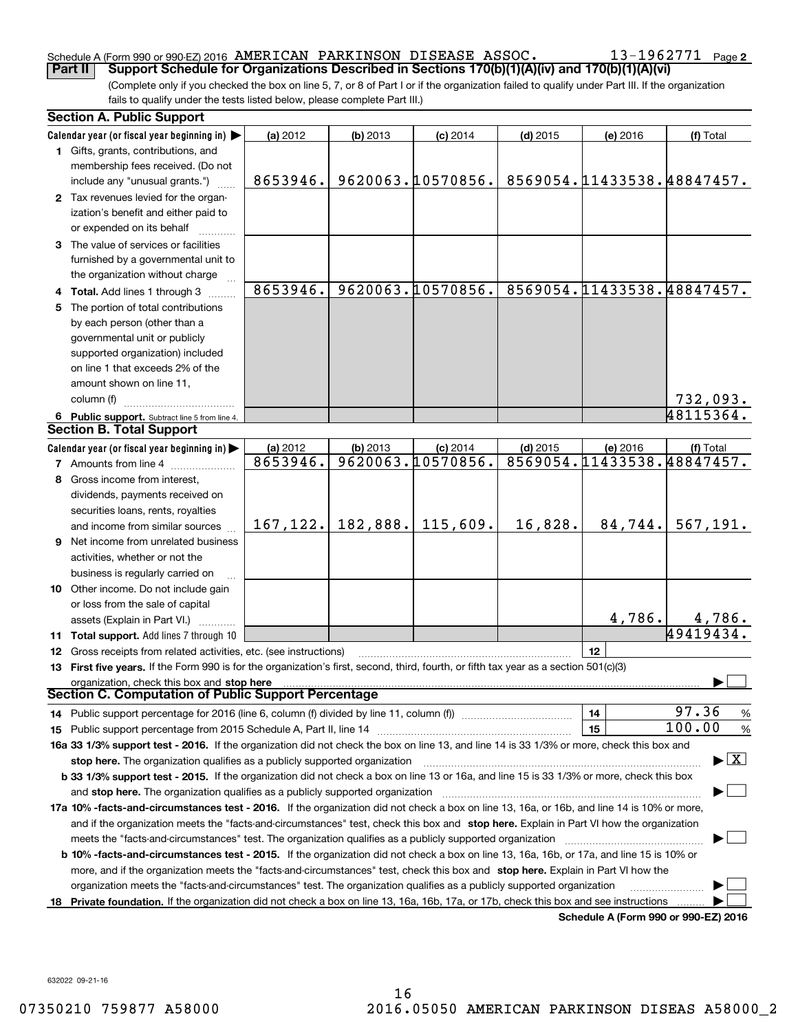Schedule A (Form 990 or 990-EZ) 2016 AMERICAN PARKINSON DISEASE ASSOC. 13-1962771 Page 2

**Part II Support Schedule for Organizations Described in Sections 170(b)(1)(A)(iv) and 170(b)(1)(A)(vi)**

(Complete only if you checked the box on line 5, 7, or 8 of Part I or if the organization failed to qualify under Part III. If the organization fails to qualify under the tests listed below, please complete Part III.)

**Section A. Public Support**

| Calendar year (or fiscal year beginning in) ▶ | (a) 2012 | (b) 2013 | (c) 2014 | (d) 2015 | (e) 2016 | (f) Total |
|---|---|---|---|---|---|---|
| 1 Gifts, grants, contributions, and membership fees received. (Do not include any "unusual grants.") | 8653946. | 9620063. | 10570856. | 8569054. | 11433538. | 48847457. |
| 2 Tax revenues levied for the organization's benefit and either paid to or expended on its behalf | | | | | | |
| 3 The value of services or facilities furnished by a governmental unit to the organization without charge | | | | | | |
| 4 **Total.** Add lines 1 through 3 | 8653946. | 9620063. | 10570856. | 8569054. | 11433538. | 48847457. |
| 5 The portion of total contributions by each person (other than a governmental unit or publicly supported organization) included on line 1 that exceeds 2% of the amount shown on line 11, column (f) | | | | | | 732,093. |
| 6 **Public support.** Subtract line 5 from line 4. | | | | | | 48115364. |

**Section B. Total Support**

| Calendar year (or fiscal year beginning in) ▶ | (a) 2012 | (b) 2013 | (c) 2014 | (d) 2015 | (e) 2016 | (f) Total |
|---|---|---|---|---|---|---|
| 7 Amounts from line 4 | 8653946. | 9620063. | 10570856. | 8569054. | 11433538. | 48847457. |
| 8 Gross income from interest, dividends, payments received on securities loans, rents, royalties and income from similar sources | 167,122. | 182,888. | 115,609. | 16,828. | 84,744. | 567,191. |
| 9 Net income from unrelated business activities, whether or not the business is regularly carried on | | | | | | |
| 10 Other income. Do not include gain or loss from the sale of capital assets (Explain in Part VI.) | | | | | 4,786. | 4,786. |
| 11 **Total support.** Add lines 7 through 10 | | | | | | 49419434. |

12 Gross receipts from related activities, etc. (see instructions) | 12 |

13 **First five years.** If the Form 990 is for the organization's first, second, third, fourth, or fifth tax year as a section 501(c)(3) organization, check this box and **stop here** ▶ ☐

**Section C. Computation of Public Support Percentage**

14 Public support percentage for 2016 (line 6, column (f) divided by line 11, column (f)) | 14 | 97.36 %

15 Public support percentage from 2015 Schedule A, Part II, line 14 | 15 | 100.00 %

**16a 33 1/3% support test - 2016.** If the organization did not check the box on line 13, and line 14 is 33 1/3% or more, check this box and **stop here.** The organization qualifies as a publicly supported organization ▶ ☒

**b 33 1/3% support test - 2015.** If the organization did not check a box on line 13 or 16a, and line 15 is 33 1/3% or more, check this box and **stop here.** The organization qualifies as a publicly supported organization ▶ ☐

**17a 10% -facts-and-circumstances test - 2016.** If the organization did not check a box on line 13, 16a, or 16b, and line 14 is 10% or more, and if the organization meets the "facts-and-circumstances" test, check this box and **stop here.** Explain in Part VI how the organization meets the "facts-and-circumstances" test. The organization qualifies as a publicly supported organization ▶ ☐

**b 10% -facts-and-circumstances test - 2015.** If the organization did not check a box on line 13, 16a, 16b, or 17a, and line 15 is 10% or more, and if the organization meets the "facts-and-circumstances" test, check this box and **stop here.** Explain in Part VI how the organization meets the "facts-and-circumstances" test. The organization qualifies as a publicly supported organization ▶ ☐

**18 Private foundation.** If the organization did not check a box on line 13, 16a, 16b, 17a, or 17b, check this box and see instructions ▶ ☐

**Schedule A (Form 990 or 990-EZ) 2016**

632022 09-21-16

07350210 759877 A58000 2016.05050 AMERICAN PARKINSON DISEAS A58000_2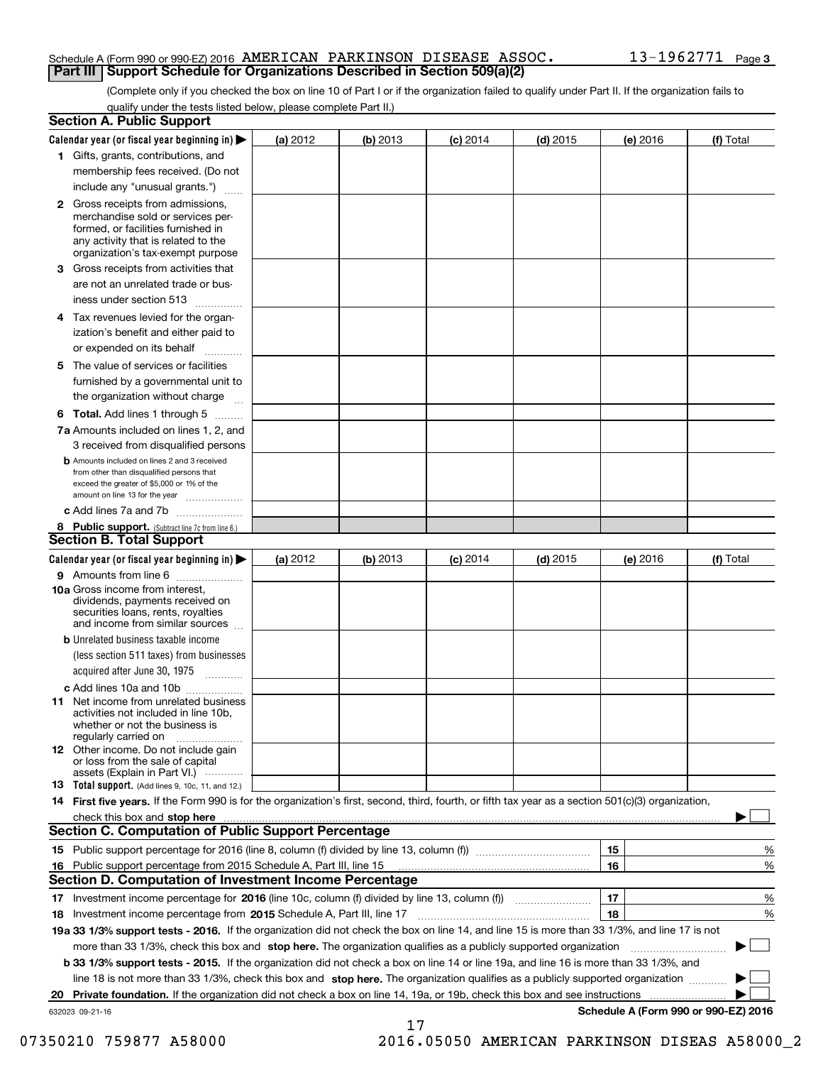Schedule A (Form 990 or 990-EZ) 2016 AMERICAN PARKINSON DISEASE ASSOC. 13-1962771 Page 3

## Part III Support Schedule for Organizations Described in Section 509(a)(2)

(Complete only if you checked the box on line 10 of Part I or if the organization failed to qualify under Part II. If the organization fails to qualify under the tests listed below, please complete Part II.)

### Section A. Public Support

| Calendar year (or fiscal year beginning in) ▶ | (a) 2012 | (b) 2013 | (c) 2014 | (d) 2015 | (e) 2016 | (f) Total |
|---|---|---|---|---|---|---|
| **1** Gifts, grants, contributions, and membership fees received. (Do not include any "unusual grants.") | | | | | | |
| **2** Gross receipts from admissions, merchandise sold or services performed, or facilities furnished in any activity that is related to the organization's tax-exempt purpose | | | | | | |
| **3** Gross receipts from activities that are not an unrelated trade or business under section 513 | | | | | | |
| **4** Tax revenues levied for the organization's benefit and either paid to or expended on its behalf | | | | | | |
| **5** The value of services or facilities furnished by a governmental unit to the organization without charge | | | | | | |
| **6 Total.** Add lines 1 through 5 | | | | | | |
| **7a** Amounts included on lines 1, 2, and 3 received from disqualified persons | | | | | | |
| **b** Amounts included on lines 2 and 3 received from other than disqualified persons that exceed the greater of $5,000 or 1% of the amount on line 13 for the year | | | | | | |
| **c** Add lines 7a and 7b | | | | | | |
| **8 Public support.** (Subtract line 7c from line 6.) | | | | | | |

### Section B. Total Support

| Calendar year (or fiscal year beginning in) ▶ | (a) 2012 | (b) 2013 | (c) 2014 | (d) 2015 | (e) 2016 | (f) Total |
|---|---|---|---|---|---|---|
| **9** Amounts from line 6 | | | | | | |
| **10a** Gross income from interest, dividends, payments received on securities loans, rents, royalties and income from similar sources | | | | | | |
| **b** Unrelated business taxable income (less section 511 taxes) from businesses acquired after June 30, 1975 | | | | | | |
| **c** Add lines 10a and 10b | | | | | | |
| **11** Net income from unrelated business activities not included in line 10b, whether or not the business is regularly carried on | | | | | | |
| **12** Other income. Do not include gain or loss from the sale of capital assets (Explain in Part VI.) | | | | | | |
| **13 Total support.** (Add lines 9, 10c, 11, and 12.) | | | | | | |

**14 First five years.** If the Form 990 is for the organization's first, second, third, fourth, or fifth tax year as a section 501(c)(3) organization, check this box and **stop here** ▶ ☐

### Section C. Computation of Public Support Percentage

| | | | |
|---|---|---|---|
| **15** | Public support percentage for 2016 (line 8, column (f) divided by line 13, column (f)) | 15 | % |
| **16** | Public support percentage from 2015 Schedule A, Part III, line 15 | 16 | % |

### Section D. Computation of Investment Income Percentage

| | | | |
|---|---|---|---|
| **17** | Investment income percentage for **2016** (line 10c, column (f) divided by line 13, column (f)) | 17 | % |
| **18** | Investment income percentage from **2015** Schedule A, Part III, line 17 | 18 | % |

**19a 33 1/3% support tests - 2016.** If the organization did not check the box on line 14, and line 15 is more than 33 1/3%, and line 17 is not more than 33 1/3%, check this box and **stop here.** The organization qualifies as a publicly supported organization ▶ ☐

**b 33 1/3% support tests - 2015.** If the organization did not check a box on line 14 or line 19a, and line 16 is more than 33 1/3%, and line 18 is not more than 33 1/3%, check this box and **stop here.** The organization qualifies as a publicly supported organization ▶ ☐

**20 Private foundation.** If the organization did not check a box on line 14, 19a, or 19b, check this box and see instructions ▶ ☐

632023 09-21-16 **Schedule A (Form 990 or 990-EZ) 2016**

07350210 759877 A58000 2016.05050 AMERICAN PARKINSON DISEAS A58000_2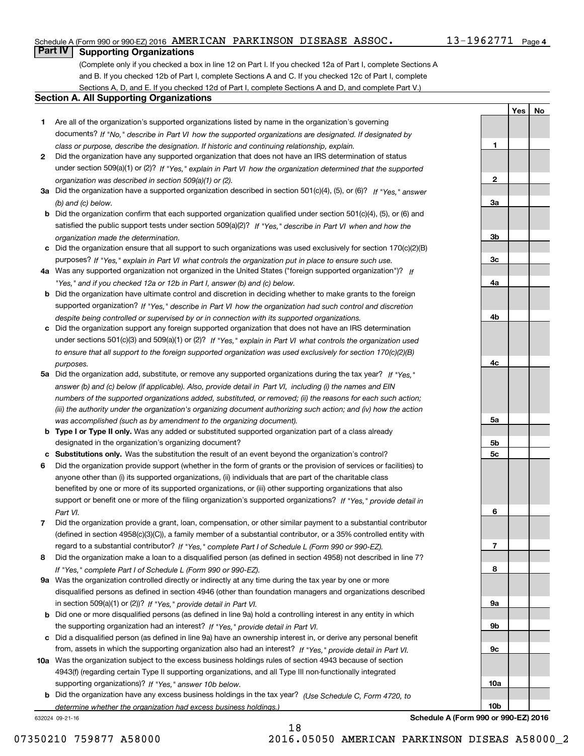Schedule A (Form 990 or 990-EZ) 2016 AMERICAN PARKINSON DISEASE ASSOC. 13-1962771 Page 4

## Part IV Supporting Organizations

(Complete only if you checked a box in line 12 on Part I. If you checked 12a of Part I, complete Sections A and B. If you checked 12b of Part I, complete Sections A and C. If you checked 12c of Part I, complete Sections A, D, and E. If you checked 12d of Part I, complete Sections A and D, and complete Part V.)

### Section A. All Supporting Organizations

| | | Line | Yes | No |
|---|---|---|---|---|
| **1** | Are all of the organization's supported organizations listed by name in the organization's governing documents? *If "No," describe in Part VI how the supported organizations are designated. If designated by class or purpose, describe the designation. If historic and continuing relationship, explain.* | **1** | | |
| **2** | Did the organization have any supported organization that does not have an IRS determination of status under section 509(a)(1) or (2)? *If "Yes," explain in Part VI how the organization determined that the supported organization was described in section 509(a)(1) or (2).* | **2** | | |
| **3a** | Did the organization have a supported organization described in section 501(c)(4), (5), or (6)? *If "Yes," answer (b) and (c) below.* | **3a** | | |
| **b** | Did the organization confirm that each supported organization qualified under section 501(c)(4), (5), or (6) and satisfied the public support tests under section 509(a)(2)? *If "Yes," describe in Part VI when and how the organization made the determination.* | **3b** | | |
| **c** | Did the organization ensure that all support to such organizations was used exclusively for section 170(c)(2)(B) purposes? *If "Yes," explain in Part VI what controls the organization put in place to ensure such use.* | **3c** | | |
| **4a** | Was any supported organization not organized in the United States ("foreign supported organization")? *If "Yes," and if you checked 12a or 12b in Part I, answer (b) and (c) below.* | **4a** | | |
| **b** | Did the organization have ultimate control and discretion in deciding whether to make grants to the foreign supported organization? *If "Yes," describe in Part VI how the organization had such control and discretion despite being controlled or supervised by or in connection with its supported organizations.* | **4b** | | |
| **c** | Did the organization support any foreign supported organization that does not have an IRS determination under sections 501(c)(3) and 509(a)(1) or (2)? *If "Yes," explain in Part VI what controls the organization used to ensure that all support to the foreign supported organization was used exclusively for section 170(c)(2)(B) purposes.* | **4c** | | |
| **5a** | Did the organization add, substitute, or remove any supported organizations during the tax year? *If "Yes," answer (b) and (c) below (if applicable). Also, provide detail in Part VI, including (i) the names and EIN numbers of the supported organizations added, substituted, or removed; (ii) the reasons for each such action; (iii) the authority under the organization's organizing document authorizing such action; and (iv) how the action was accomplished (such as by amendment to the organizing document).* | **5a** | | |
| **b** | **Type I or Type II only.** Was any added or substituted supported organization part of a class already designated in the organization's organizing document? | **5b** | | |
| **c** | **Substitutions only.** Was the substitution the result of an event beyond the organization's control? | **5c** | | |
| **6** | Did the organization provide support (whether in the form of grants or the provision of services or facilities) to anyone other than (i) its supported organizations, (ii) individuals that are part of the charitable class benefited by one or more of its supported organizations, or (iii) other supporting organizations that also support or benefit one or more of the filing organization's supported organizations? *If "Yes," provide detail in Part VI.* | **6** | | |
| **7** | Did the organization provide a grant, loan, compensation, or other similar payment to a substantial contributor (defined in section 4958(c)(3)(C)), a family member of a substantial contributor, or a 35% controlled entity with regard to a substantial contributor? *If "Yes," complete Part I of Schedule L (Form 990 or 990-EZ).* | **7** | | |
| **8** | Did the organization make a loan to a disqualified person (as defined in section 4958) not described in line 7? *If "Yes," complete Part I of Schedule L (Form 990 or 990-EZ).* | **8** | | |
| **9a** | Was the organization controlled directly or indirectly at any time during the tax year by one or more disqualified persons as defined in section 4946 (other than foundation managers and organizations described in section 509(a)(1) or (2))? *If "Yes," provide detail in Part VI.* | **9a** | | |
| **b** | Did one or more disqualified persons (as defined in line 9a) hold a controlling interest in any entity in which the supporting organization had an interest? *If "Yes," provide detail in Part VI.* | **9b** | | |
| **c** | Did a disqualified person (as defined in line 9a) have an ownership interest in, or derive any personal benefit from, assets in which the supporting organization also had an interest? *If "Yes," provide detail in Part VI.* | **9c** | | |
| **10a** | Was the organization subject to the excess business holdings rules of section 4943 because of section 4943(f) (regarding certain Type II supporting organizations, and all Type III non-functionally integrated supporting organizations)? *If "Yes," answer 10b below.* | **10a** | | |
| **b** | Did the organization have any excess business holdings in the tax year? *(Use Schedule C, Form 4720, to determine whether the organization had excess business holdings.)* | **10b** | | |

632024 09-21-16 **Schedule A (Form 990 or 990-EZ) 2016**

07350210 759877 A58000 2016.05050 AMERICAN PARKINSON DISEAS A58000_2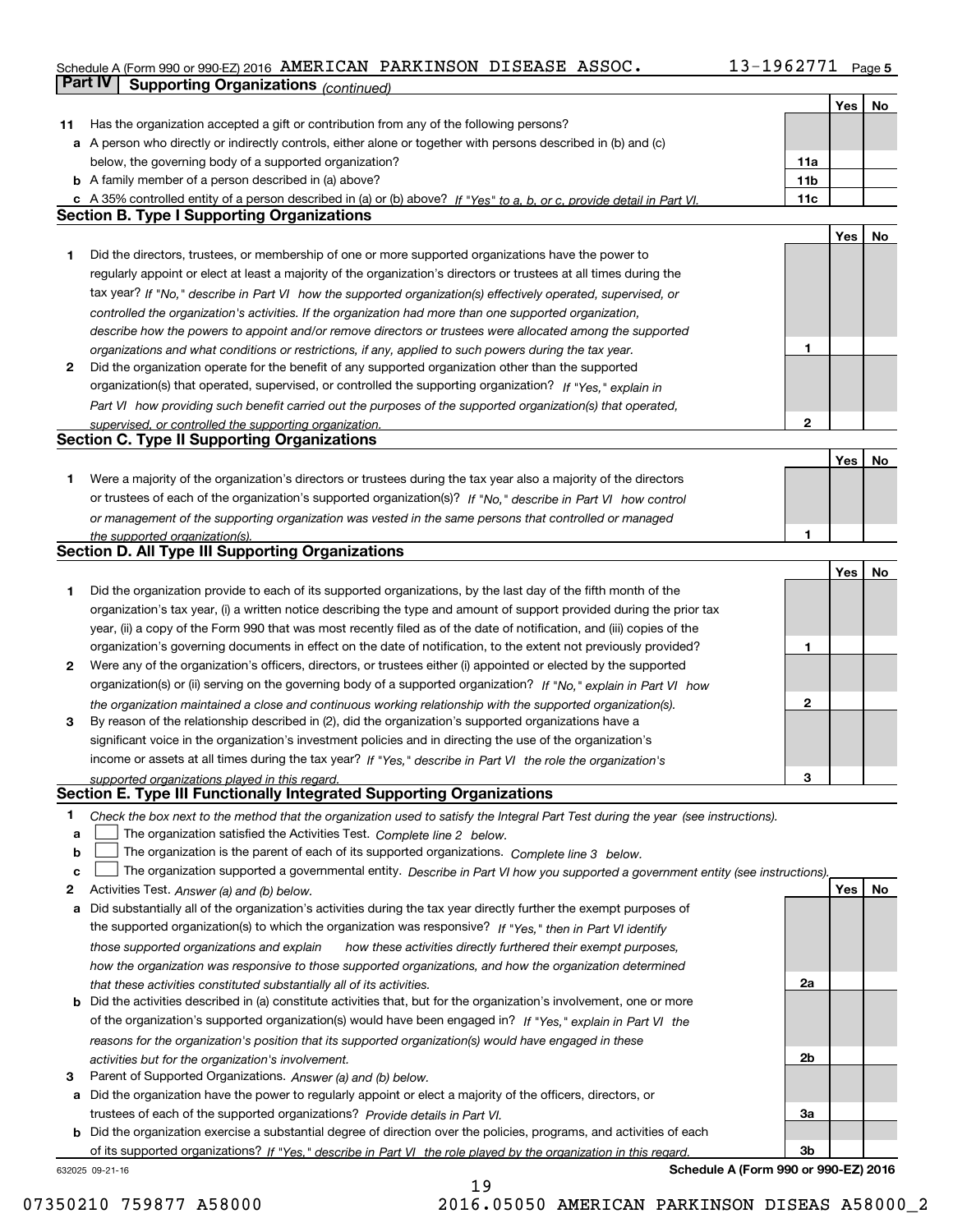Schedule A (Form 990 or 990-EZ) 2016 AMERICAN PARKINSON DISEASE ASSOC. 13-1962771 Page 5

**Part IV | Supporting Organizations** *(continued)*

| | | | Yes | No |
|---|---|---|---|---|
| **11** | Has the organization accepted a gift or contribution from any of the following persons? | | | |
| **a** | A person who directly or indirectly controls, either alone or together with persons described in (b) and (c) below, the governing body of a supported organization? | **11a** | | |
| **b** | A family member of a person described in (a) above? | **11b** | | |
| **c** | A 35% controlled entity of a person described in (a) or (b) above? *If "Yes" to a, b, or c, provide detail in Part VI.* | **11c** | | |

## Section B. Type I Supporting Organizations

| | | | Yes | No |
|---|---|---|---|---|
| **1** | Did the directors, trustees, or membership of one or more supported organizations have the power to regularly appoint or elect at least a majority of the organization's directors or trustees at all times during the tax year? *If "No," describe in Part VI how the supported organization(s) effectively operated, supervised, or controlled the organization's activities. If the organization had more than one supported organization, describe how the powers to appoint and/or remove directors or trustees were allocated among the supported organizations and what conditions or restrictions, if any, applied to such powers during the tax year.* | **1** | | |
| **2** | Did the organization operate for the benefit of any supported organization other than the supported organization(s) that operated, supervised, or controlled the supporting organization? *If "Yes," explain in Part VI how providing such benefit carried out the purposes of the supported organization(s) that operated, supervised, or controlled the supporting organization.* | **2** | | |

## Section C. Type II Supporting Organizations

| | | | Yes | No |
|---|---|---|---|---|
| **1** | Were a majority of the organization's directors or trustees during the tax year also a majority of the directors or trustees of each of the organization's supported organization(s)? *If "No," describe in Part VI how control or management of the supporting organization was vested in the same persons that controlled or managed the supported organization(s).* | **1** | | |

## Section D. All Type III Supporting Organizations

| | | | Yes | No |
|---|---|---|---|---|
| **1** | Did the organization provide to each of its supported organizations, by the last day of the fifth month of the organization's tax year, (i) a written notice describing the type and amount of support provided during the prior tax year, (ii) a copy of the Form 990 that was most recently filed as of the date of notification, and (iii) copies of the organization's governing documents in effect on the date of notification, to the extent not previously provided? | **1** | | |
| **2** | Were any of the organization's officers, directors, or trustees either (i) appointed or elected by the supported organization(s) or (ii) serving on the governing body of a supported organization? *If "No," explain in Part VI how the organization maintained a close and continuous working relationship with the supported organization(s).* | **2** | | |
| **3** | By reason of the relationship described in (2), did the organization's supported organizations have a significant voice in the organization's investment policies and in directing the use of the organization's income or assets at all times during the tax year? *If "Yes," describe in Part VI the role the organization's supported organizations played in this regard.* | **3** | | |

## Section E. Type III Functionally Integrated Supporting Organizations

**1** *Check the box next to the method that the organization used to satisfy the Integral Part Test during the year (see instructions).*

- **a** ☐ The organization satisfied the Activities Test. *Complete line 2 below.*
- **b** ☐ The organization is the parent of each of its supported organizations. *Complete line 3 below.*
- **c** ☐ The organization supported a governmental entity. *Describe in Part VI how you supported a government entity (see instructions).*

| | | | Yes | No |
|---|---|---|---|---|
| **2** | Activities Test. *Answer (a) and (b) below.* | | | |
| **a** | Did substantially all of the organization's activities during the tax year directly further the exempt purposes of the supported organization(s) to which the organization was responsive? *If "Yes," then in Part VI identify those supported organizations and explain how these activities directly furthered their exempt purposes, how the organization was responsive to those supported organizations, and how the organization determined that these activities constituted substantially all of its activities.* | **2a** | | |
| **b** | Did the activities described in (a) constitute activities that, but for the organization's involvement, one or more of the organization's supported organization(s) would have been engaged in? *If "Yes," explain in Part VI the reasons for the organization's position that its supported organization(s) would have engaged in these activities but for the organization's involvement.* | **2b** | | |
| **3** | Parent of Supported Organizations. *Answer (a) and (b) below.* | | | |
| **a** | Did the organization have the power to regularly appoint or elect a majority of the officers, directors, or trustees of each of the supported organizations? *Provide details in Part VI.* | **3a** | | |
| **b** | Did the organization exercise a substantial degree of direction over the policies, programs, and activities of each of its supported organizations? *If "Yes," describe in Part VI the role played by the organization in this regard.* | **3b** | | |

632025 09-21-16 **Schedule A (Form 990 or 990-EZ) 2016**

07350210 759877 A58000 2016.05050 AMERICAN PARKINSON DISEAS A58000_2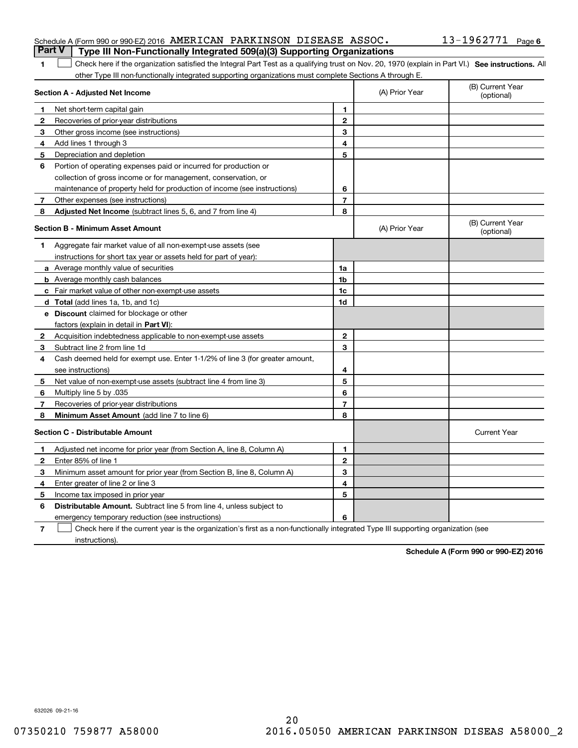Schedule A (Form 990 or 990-EZ) 2016 AMERICAN PARKINSON DISEASE ASSOC. 13-1962771 Page 6

## Part V | Type III Non-Functionally Integrated 509(a)(3) Supporting Organizations

**1** ☐ Check here if the organization satisfied the Integral Part Test as a qualifying trust on Nov. 20, 1970 (explain in Part VI.) **See instructions.** All other Type III non-functionally integrated supporting organizations must complete Sections A through E.

| **Section A - Adjusted Net Income** | | (A) Prior Year | (B) Current Year (optional) |
|---|---|---|---|
| **1** Net short-term capital gain | 1 | | |
| **2** Recoveries of prior-year distributions | 2 | | |
| **3** Other gross income (see instructions) | 3 | | |
| **4** Add lines 1 through 3 | 4 | | |
| **5** Depreciation and depletion | 5 | | |
| **6** Portion of operating expenses paid or incurred for production or collection of gross income or for management, conservation, or maintenance of property held for production of income (see instructions) | 6 | | |
| **7** Other expenses (see instructions) | 7 | | |
| **8** **Adjusted Net Income** (subtract lines 5, 6, and 7 from line 4) | 8 | | |

| **Section B - Minimum Asset Amount** | | (A) Prior Year | (B) Current Year (optional) |
|---|---|---|---|
| **1** Aggregate fair market value of all non-exempt-use assets (see instructions for short tax year or assets held for part of year): | | | |
| **a** Average monthly value of securities | 1a | | |
| **b** Average monthly cash balances | 1b | | |
| **c** Fair market value of other non-exempt-use assets | 1c | | |
| **d** **Total** (add lines 1a, 1b, and 1c) | 1d | | |
| **e** **Discount** claimed for blockage or other factors (explain in detail in **Part VI**): | | | |
| **2** Acquisition indebtedness applicable to non-exempt-use assets | 2 | | |
| **3** Subtract line 2 from line 1d | 3 | | |
| **4** Cash deemed held for exempt use. Enter 1-1/2% of line 3 (for greater amount, see instructions) | 4 | | |
| **5** Net value of non-exempt-use assets (subtract line 4 from line 3) | 5 | | |
| **6** Multiply line 5 by .035 | 6 | | |
| **7** Recoveries of prior-year distributions | 7 | | |
| **8** **Minimum Asset Amount** (add line 7 to line 6) | 8 | | |

| **Section C - Distributable Amount** | | | Current Year |
|---|---|---|---|
| **1** Adjusted net income for prior year (from Section A, line 8, Column A) | 1 | | |
| **2** Enter 85% of line 1 | 2 | | |
| **3** Minimum asset amount for prior year (from Section B, line 8, Column A) | 3 | | |
| **4** Enter greater of line 2 or line 3 | 4 | | |
| **5** Income tax imposed in prior year | 5 | | |
| **6** **Distributable Amount.** Subtract line 5 from line 4, unless subject to emergency temporary reduction (see instructions) | 6 | | |

**7** ☐ Check here if the current year is the organization's first as a non-functionally integrated Type III supporting organization (see instructions).

**Schedule A (Form 990 or 990-EZ) 2016**

632026 09-21-16

07350210 759877 A58000 2016.05050 AMERICAN PARKINSON DISEAS A58000_2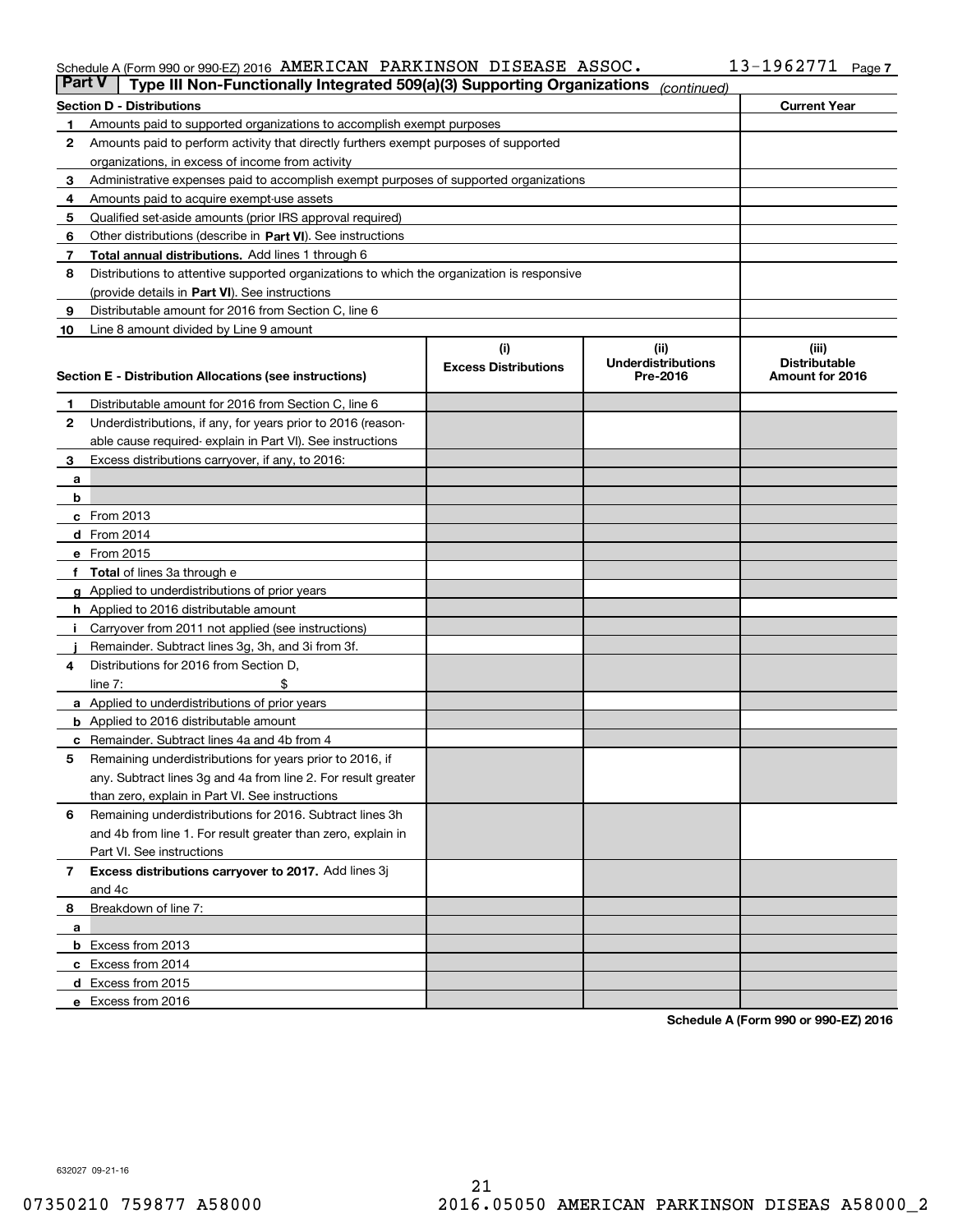Schedule A (Form 990 or 990-EZ) 2016 AMERICAN PARKINSON DISEASE ASSOC. 13-1962771 Page 7

**Part V | Type III Non-Functionally Integrated 509(a)(3) Supporting Organizations** *(continued)*

| Section D - Distributions | | Current Year |
|---|---|---|
| 1 | Amounts paid to supported organizations to accomplish exempt purposes | |
| 2 | Amounts paid to perform activity that directly furthers exempt purposes of supported organizations, in excess of income from activity | |
| 3 | Administrative expenses paid to accomplish exempt purposes of supported organizations | |
| 4 | Amounts paid to acquire exempt-use assets | |
| 5 | Qualified set-aside amounts (prior IRS approval required) | |
| 6 | Other distributions (describe in **Part VI**). See instructions | |
| 7 | **Total annual distributions.** Add lines 1 through 6 | |
| 8 | Distributions to attentive supported organizations to which the organization is responsive (provide details in **Part VI**). See instructions | |
| 9 | Distributable amount for 2016 from Section C, line 6 | |
| 10 | Line 8 amount divided by Line 9 amount | |

| Section E - Distribution Allocations (see instructions) | | (i) Excess Distributions | (ii) Underdistributions Pre-2016 | (iii) Distributable Amount for 2016 |
|---|---|---|---|---|
| 1 | Distributable amount for 2016 from Section C, line 6 | | | |
| 2 | Underdistributions, if any, for years prior to 2016 (reasonable cause required- explain in Part VI). See instructions | | | |
| 3 | Excess distributions carryover, if any, to 2016: | | | |
| a | | | | |
| b | | | | |
| c | From 2013 | | | |
| d | From 2014 | | | |
| e | From 2015 | | | |
| f | **Total** of lines 3a through e | | | |
| g | Applied to underdistributions of prior years | | | |
| h | Applied to 2016 distributable amount | | | |
| i | Carryover from 2011 not applied (see instructions) | | | |
| j | Remainder. Subtract lines 3g, 3h, and 3i from 3f. | | | |
| 4 | Distributions for 2016 from Section D, line 7: $ | | | |
| a | Applied to underdistributions of prior years | | | |
| b | Applied to 2016 distributable amount | | | |
| c | Remainder. Subtract lines 4a and 4b from 4 | | | |
| 5 | Remaining underdistributions for years prior to 2016, if any. Subtract lines 3g and 4a from line 2. For result greater than zero, explain in Part VI. See instructions | | | |
| 6 | Remaining underdistributions for 2016. Subtract lines 3h and 4b from line 1. For result greater than zero, explain in Part VI. See instructions | | | |
| 7 | **Excess distributions carryover to 2017.** Add lines 3j and 4c | | | |
| 8 | Breakdown of line 7: | | | |
| a | | | | |
| b | Excess from 2013 | | | |
| c | Excess from 2014 | | | |
| d | Excess from 2015 | | | |
| e | Excess from 2016 | | | |

**Schedule A (Form 990 or 990-EZ) 2016**

632027 09-21-16

07350210 759877 A58000 2016.05050 AMERICAN PARKINSON DISEAS A58000_2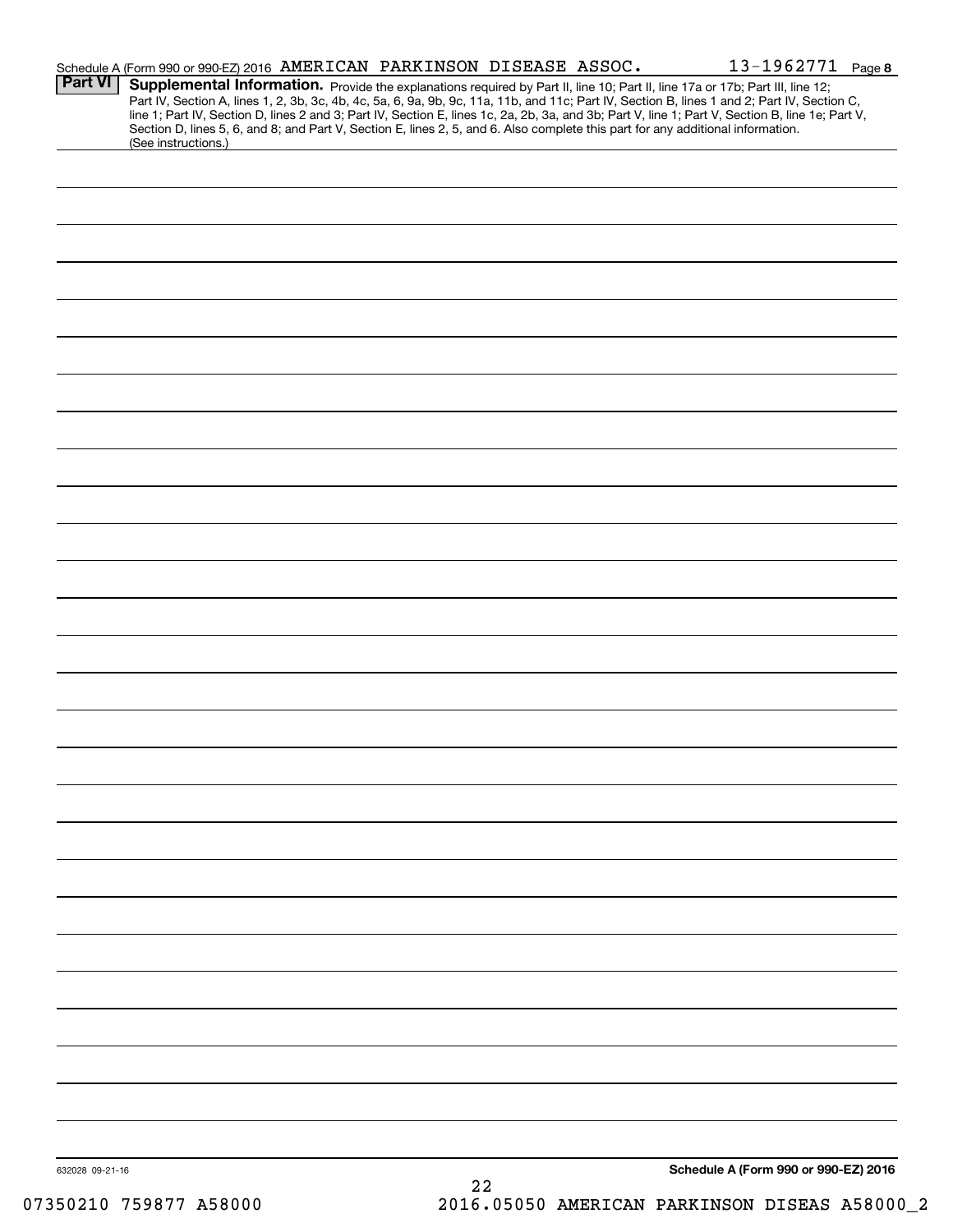Schedule A (Form 990 or 990-EZ) 2016 AMERICAN PARKINSON DISEASE ASSOC. 13-1962771 Page 8

**Part VI** **Supplemental Information.** Provide the explanations required by Part II, line 10; Part II, line 17a or 17b; Part III, line 12; Part IV, Section A, lines 1, 2, 3b, 3c, 4b, 4c, 5a, 6, 9a, 9b, 9c, 11a, 11b, and 11c; Part IV, Section B, lines 1 and 2; Part IV, Section C, line 1; Part IV, Section D, lines 2 and 3; Part IV, Section E, lines 1c, 2a, 2b, 3a, and 3b; Part V, line 1; Part V, Section B, line 1e; Part V, Section D, lines 5, 6, and 8; and Part V, Section E, lines 2, 5, and 6. Also complete this part for any additional information. (See instructions.)

632028 09-21-16

**Schedule A (Form 990 or 990-EZ) 2016**

07350210 759877 A58000 2016.05050 AMERICAN PARKINSON DISEAS A58000_2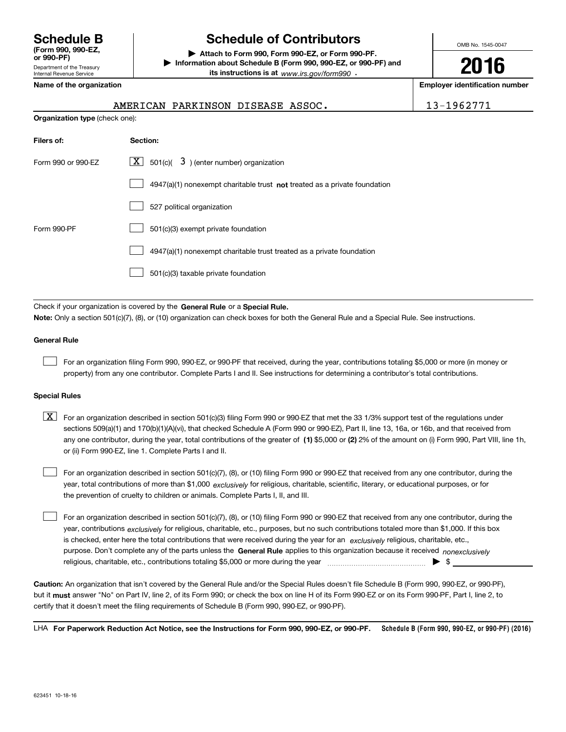**Schedule B** (Form 990, 990-EZ, or 990-PF)
Department of the Treasury
Internal Revenue Service

# Schedule of Contributors

▶ Attach to Form 990, Form 990-EZ, or Form 990-PF.
▶ Information about Schedule B (Form 990, 990-EZ, or 990-PF) and its instructions is at www.irs.gov/form990.

OMB No. 1545-0047

**2016**

**Name of the organization**: AMERICAN PARKINSON DISEASE ASSOC.

**Employer identification number**: 13-1962771

**Organization type** (check one):

| Filers of: | Section: |
| --- | --- |
| Form 990 or 990-EZ | [X] 501(c)( 3 ) (enter number) organization |
| | [ ] 4947(a)(1) nonexempt charitable trust **not** treated as a private foundation |
| | [ ] 527 political organization |
| Form 990-PF | [ ] 501(c)(3) exempt private foundation |
| | [ ] 4947(a)(1) nonexempt charitable trust treated as a private foundation |
| | [ ] 501(c)(3) taxable private foundation |

Check if your organization is covered by the **General Rule** or a **Special Rule.**

**Note:** Only a section 501(c)(7), (8), or (10) organization can check boxes for both the General Rule and a Special Rule. See instructions.

**General Rule**

[ ] For an organization filing Form 990, 990-EZ, or 990-PF that received, during the year, contributions totaling $5,000 or more (in money or property) from any one contributor. Complete Parts I and II. See instructions for determining a contributor's total contributions.

**Special Rules**

[X] For an organization described in section 501(c)(3) filing Form 990 or 990-EZ that met the 33 1/3% support test of the regulations under sections 509(a)(1) and 170(b)(1)(A)(vi), that checked Schedule A (Form 990 or 990-EZ), Part II, line 13, 16a, or 16b, and that received from any one contributor, during the year, total contributions of the greater of **(1)** $5,000 or **(2)** 2% of the amount on (i) Form 990, Part VIII, line 1h, or (ii) Form 990-EZ, line 1. Complete Parts I and II.

[ ] For an organization described in section 501(c)(7), (8), or (10) filing Form 990 or 990-EZ that received from any one contributor, during the year, total contributions of more than $1,000 *exclusively* for religious, charitable, scientific, literary, or educational purposes, or for the prevention of cruelty to children or animals. Complete Parts I, II, and III.

[ ] For an organization described in section 501(c)(7), (8), or (10) filing Form 990 or 990-EZ that received from any one contributor, during the year, contributions *exclusively* for religious, charitable, etc., purposes, but no such contributions totaled more than $1,000. If this box is checked, enter here the total contributions that were received during the year for an *exclusively* religious, charitable, etc., purpose. Don't complete any of the parts unless the **General Rule** applies to this organization because it received *nonexclusively* religious, charitable, etc., contributions totaling $5,000 or more during the year ▶ $ ____________

**Caution:** An organization that isn't covered by the General Rule and/or the Special Rules doesn't file Schedule B (Form 990, 990-EZ, or 990-PF), but it **must** answer "No" on Part IV, line 2, of its Form 990; or check the box on line H of its Form 990-EZ or on its Form 990-PF, Part I, line 2, to certify that it doesn't meet the filing requirements of Schedule B (Form 990, 990-EZ, or 990-PF).

LHA **For Paperwork Reduction Act Notice, see the Instructions for Form 990, 990-EZ, or 990-PF.** **Schedule B (Form 990, 990-EZ, or 990-PF) (2016)**

623451 10-18-16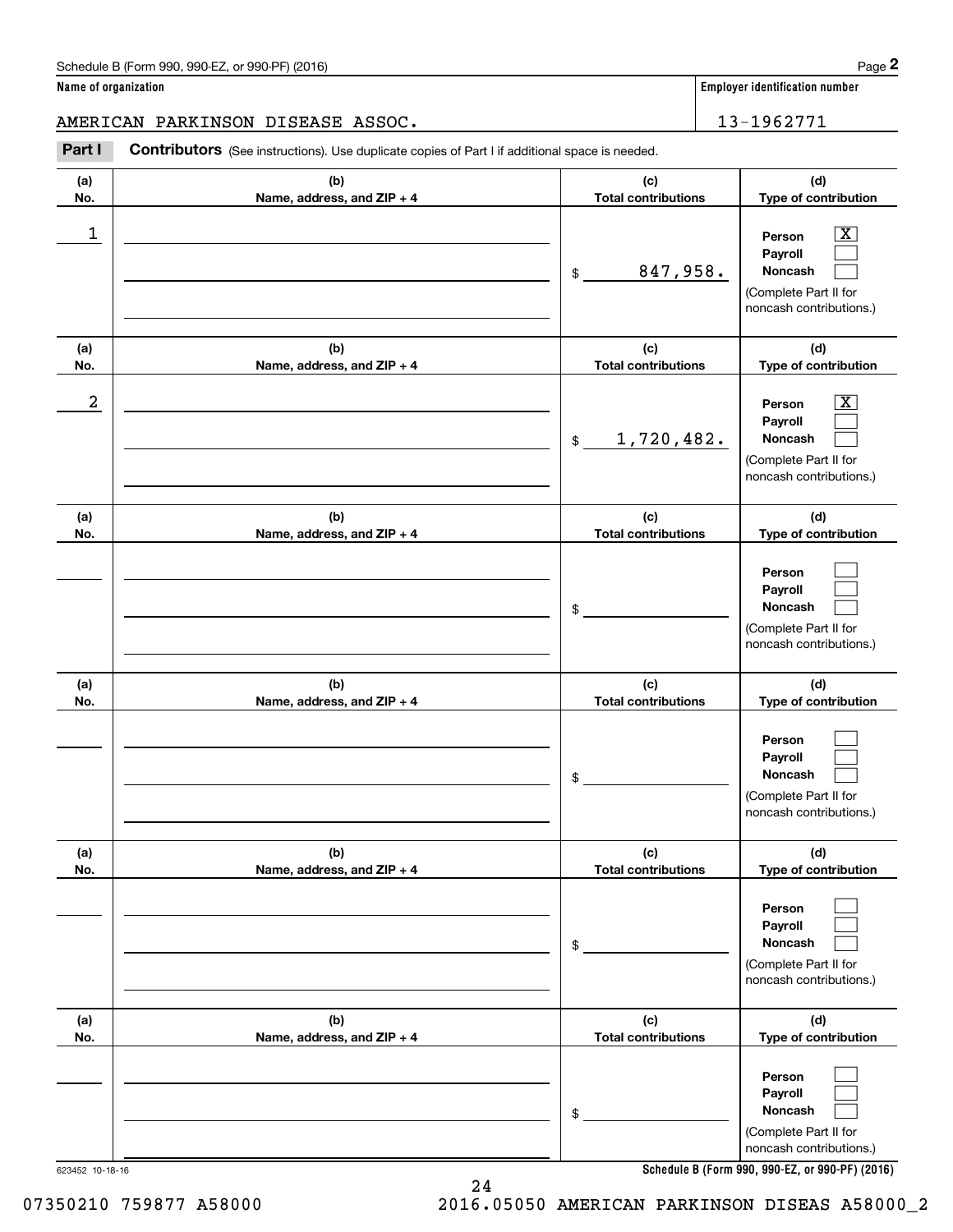Schedule B (Form 990, 990-EZ, or 990-PF) (2016) Page **2**

**Name of organization** | **Employer identification number**

AMERICAN PARKINSON DISEASE ASSOC. | 13-1962771

**Part I** **Contributors** (See instructions). Use duplicate copies of Part I if additional space is needed.

| (a) No. | (b) Name, address, and ZIP + 4 | (c) Total contributions | (d) Type of contribution |
|---|---|---|---|
| 1 | | $ 847,958. | Person [X] Payroll [ ] Noncash [ ] (Complete Part II for noncash contributions.) |
| 2 | | $ 1,720,482. | Person [X] Payroll [ ] Noncash [ ] (Complete Part II for noncash contributions.) |
| | | $ | Person [ ] Payroll [ ] Noncash [ ] (Complete Part II for noncash contributions.) |
| | | $ | Person [ ] Payroll [ ] Noncash [ ] (Complete Part II for noncash contributions.) |
| | | $ | Person [ ] Payroll [ ] Noncash [ ] (Complete Part II for noncash contributions.) |
| | | $ | Person [ ] Payroll [ ] Noncash [ ] (Complete Part II for noncash contributions.) |

623452 10-18-16 **Schedule B (Form 990, 990-EZ, or 990-PF) (2016)**

07350210 759877 A58000 2016.05050 AMERICAN PARKINSON DISEAS A58000_2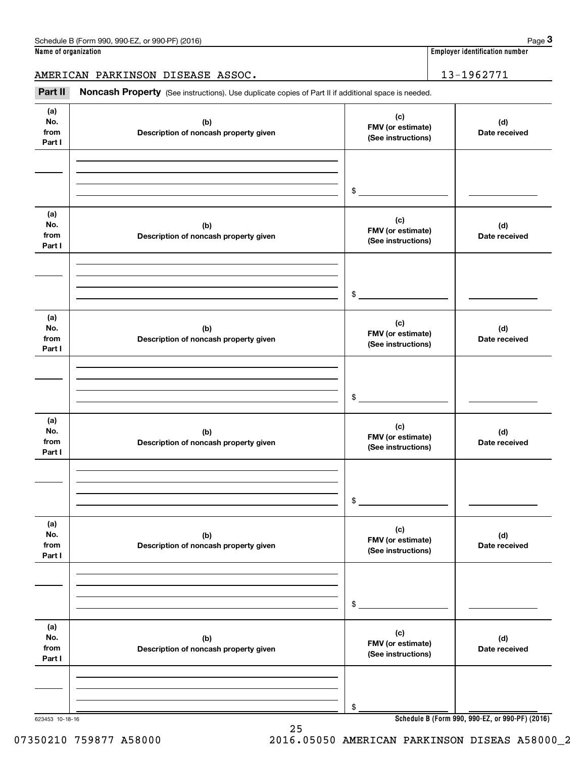Schedule B (Form 990, 990-EZ, or 990-PF) (2016)

**Name of organization**

AMERICAN PARKINSON DISEASE ASSOC.

**Employer identification number**

13-1962771

## Part II Noncash Property

(See instructions). Use duplicate copies of Part II if additional space is needed.

| (a) No. from Part I | (b) Description of noncash property given | (c) FMV (or estimate) (See instructions) | (d) Date received |
| --- | --- | --- | --- |
| | | $ | |

| (a) No. from Part I | (b) Description of noncash property given | (c) FMV (or estimate) (See instructions) | (d) Date received |
| --- | --- | --- | --- |
| | | $ | |

| (a) No. from Part I | (b) Description of noncash property given | (c) FMV (or estimate) (See instructions) | (d) Date received |
| --- | --- | --- | --- |
| | | $ | |

| (a) No. from Part I | (b) Description of noncash property given | (c) FMV (or estimate) (See instructions) | (d) Date received |
| --- | --- | --- | --- |
| | | $ | |

| (a) No. from Part I | (b) Description of noncash property given | (c) FMV (or estimate) (See instructions) | (d) Date received |
| --- | --- | --- | --- |
| | | $ | |

| (a) No. from Part I | (b) Description of noncash property given | (c) FMV (or estimate) (See instructions) | (d) Date received |
| --- | --- | --- | --- |
| | | $ | |

623453 10-18-16

**Schedule B (Form 990, 990-EZ, or 990-PF) (2016)**

07350210 759877 A58000 2016.05050 AMERICAN PARKINSON DISEAS A58000_2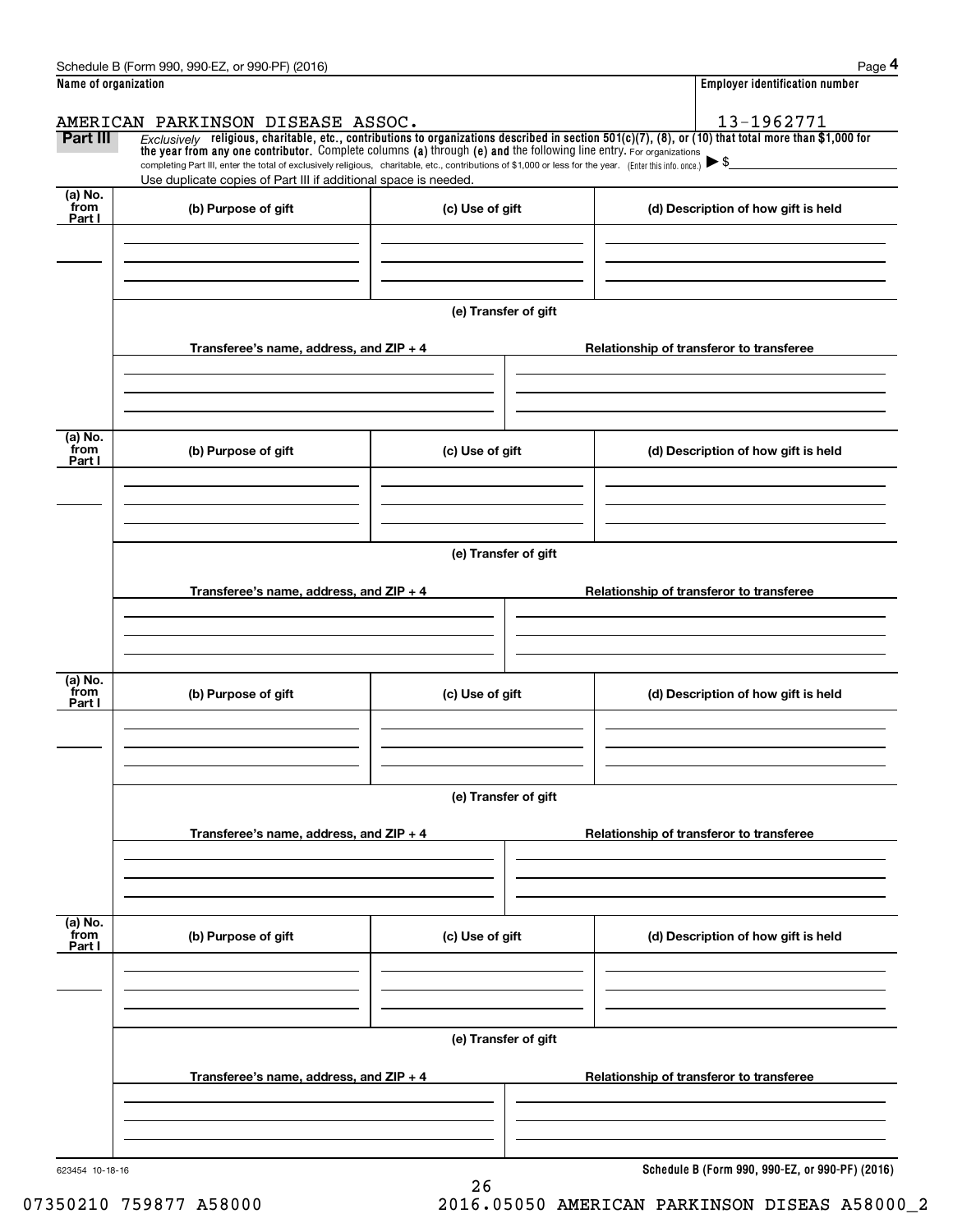Schedule B (Form 990, 990-EZ, or 990-PF) (2016)

**Name of organization**

AMERICAN PARKINSON DISEASE ASSOC.

**Employer identification number**

13-1962771

**Part III** *Exclusively* **religious, charitable, etc., contributions to organizations described in section 501(c)(7), (8), or (10) that total more than $1,000 for the year from any one contributor.** Complete columns **(a)** through **(e) and** the following line entry. For organizations completing Part III, enter the total of exclusively religious, charitable, etc., contributions of $1,000 or less for the year. (Enter this info. once.) ▶ $

Use duplicate copies of Part III if additional space is needed.

| (a) No. from Part I | (b) Purpose of gift | (c) Use of gift | (d) Description of how gift is held |
|---|---|---|---|
| | | | |

(e) Transfer of gift

| Transferee's name, address, and ZIP + 4 | Relationship of transferor to transferee |
|---|---|
| | |

| (a) No. from Part I | (b) Purpose of gift | (c) Use of gift | (d) Description of how gift is held |
|---|---|---|---|
| | | | |

(e) Transfer of gift

| Transferee's name, address, and ZIP + 4 | Relationship of transferor to transferee |
|---|---|
| | |

| (a) No. from Part I | (b) Purpose of gift | (c) Use of gift | (d) Description of how gift is held |
|---|---|---|---|
| | | | |

(e) Transfer of gift

| Transferee's name, address, and ZIP + 4 | Relationship of transferor to transferee |
|---|---|
| | |

| (a) No. from Part I | (b) Purpose of gift | (c) Use of gift | (d) Description of how gift is held |
|---|---|---|---|
| | | | |

(e) Transfer of gift

| Transferee's name, address, and ZIP + 4 | Relationship of transferor to transferee |
|---|---|
| | |

623454 10-18-16

**Schedule B (Form 990, 990-EZ, or 990-PF) (2016)**

07350210 759877 A58000 2016.05050 AMERICAN PARKINSON DISEAS A58000_2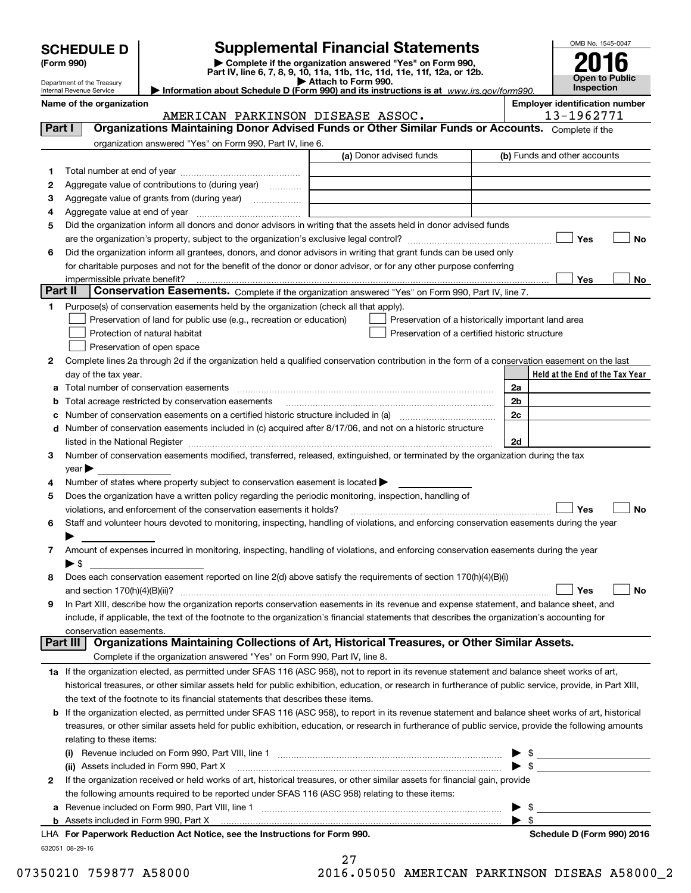**SCHEDULE D (Form 990)**

Department of the Treasury
Internal Revenue Service

# Supplemental Financial Statements

▶ Complete if the organization answered "Yes" on Form 990, Part IV, line 6, 7, 8, 9, 10, 11a, 11b, 11c, 11d, 11e, 11f, 12a, or 12b.
▶ Attach to Form 990.
▶ Information about Schedule D (Form 990) and its instructions is at www.irs.gov/form990.

OMB No. 1545-0047
**2016**
**Open to Public Inspection**

**Name of the organization:** AMERICAN PARKINSON DISEASE ASSOC.
**Employer identification number:** 13-1962771

## Part I — Organizations Maintaining Donor Advised Funds or Other Similar Funds or Accounts.
Complete if the organization answered "Yes" on Form 990, Part IV, line 6.

| | | (a) Donor advised funds | (b) Funds and other accounts |
|---|---|---|---|
| 1 | Total number at end of year | | |
| 2 | Aggregate value of contributions to (during year) | | |
| 3 | Aggregate value of grants from (during year) | | |
| 4 | Aggregate value at end of year | | |

5 Did the organization inform all donors and donor advisors in writing that the assets held in donor advised funds are the organization's property, subject to the organization's exclusive legal control? ☐ Yes ☐ No

6 Did the organization inform all grantees, donors, and donor advisors in writing that grant funds can be used only for charitable purposes and not for the benefit of the donor or donor advisor, or for any other purpose conferring impermissible private benefit? ☐ Yes ☐ No

## Part II — Conservation Easements.
Complete if the organization answered "Yes" on Form 990, Part IV, line 7.

1 Purpose(s) of conservation easements held by the organization (check all that apply).
- ☐ Preservation of land for public use (e.g., recreation or education)
- ☐ Protection of natural habitat
- ☐ Preservation of open space
- ☐ Preservation of a historically important land area
- ☐ Preservation of a certified historic structure

2 Complete lines 2a through 2d if the organization held a qualified conservation contribution in the form of a conservation easement on the last day of the tax year.

| | | | Held at the End of the Tax Year |
|---|---|---|---|
| a | Total number of conservation easements | 2a | |
| b | Total acreage restricted by conservation easements | 2b | |
| c | Number of conservation easements on a certified historic structure included in (a) | 2c | |
| d | Number of conservation easements included in (c) acquired after 8/17/06, and not on a historic structure listed in the National Register | 2d | |

3 Number of conservation easements modified, transferred, released, extinguished, or terminated by the organization during the tax year ▶

4 Number of states where property subject to conservation easement is located ▶

5 Does the organization have a written policy regarding the periodic monitoring, inspection, handling of violations, and enforcement of the conservation easements it holds? ☐ Yes ☐ No

6 Staff and volunteer hours devoted to monitoring, inspecting, handling of violations, and enforcing conservation easements during the year ▶

7 Amount of expenses incurred in monitoring, inspecting, handling of violations, and enforcing conservation easements during the year ▶ $

8 Does each conservation easement reported on line 2(d) above satisfy the requirements of section 170(h)(4)(B)(i) and section 170(h)(4)(B)(ii)? ☐ Yes ☐ No

9 In Part XIII, describe how the organization reports conservation easements in its revenue and expense statement, and balance sheet, and include, if applicable, the text of the footnote to the organization's financial statements that describes the organization's accounting for conservation easements.

## Part III — Organizations Maintaining Collections of Art, Historical Treasures, or Other Similar Assets.
Complete if the organization answered "Yes" on Form 990, Part IV, line 8.

1a If the organization elected, as permitted under SFAS 116 (ASC 958), not to report in its revenue statement and balance sheet works of art, historical treasures, or other similar assets held for public exhibition, education, or research in furtherance of public service, provide, in Part XIII, the text of the footnote to its financial statements that describes these items.

b If the organization elected, as permitted under SFAS 116 (ASC 958), to report in its revenue statement and balance sheet works of art, historical treasures, or other similar assets held for public exhibition, education, or research in furtherance of public service, provide the following amounts relating to these items:

(i) Revenue included on Form 990, Part VIII, line 1 ▶ $

(ii) Assets included in Form 990, Part X ▶ $

2 If the organization received or held works of art, historical treasures, or other similar assets for financial gain, provide the following amounts required to be reported under SFAS 116 (ASC 958) relating to these items:

a Revenue included on Form 990, Part VIII, line 1 ▶ $

b Assets included in Form 990, Part X ▶ $

LHA For Paperwork Reduction Act Notice, see the Instructions for Form 990. Schedule D (Form 990) 2016

632051 08-29-16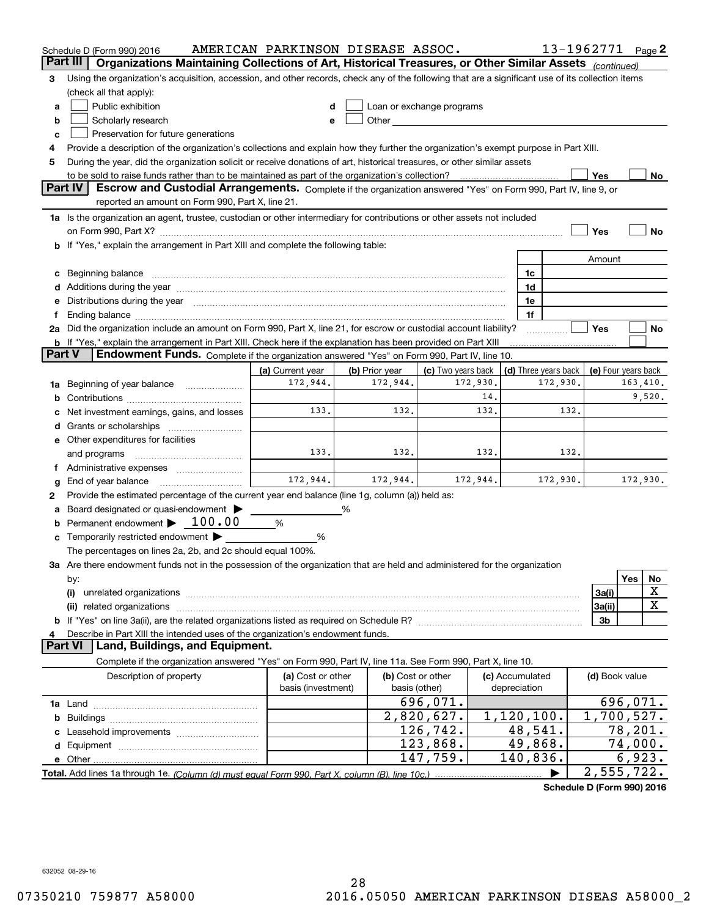Schedule D (Form 990) 2016 AMERICAN PARKINSON DISEASE ASSOC. 13-1962771 Page 2

## Part III Organizations Maintaining Collections of Art, Historical Treasures, or Other Similar Assets *(continued)*

3 Using the organization's acquisition, accession, and other records, check any of the following that are a significant use of its collection items (check all that apply):

a ☐ Public exhibition
b ☐ Scholarly research
c ☐ Preservation for future generations
d ☐ Loan or exchange programs
e ☐ Other

4 Provide a description of the organization's collections and explain how they further the organization's exempt purpose in Part XIII.

5 During the year, did the organization solicit or receive donations of art, historical treasures, or other similar assets to be sold to raise funds rather than to be maintained as part of the organization's collection? ☐ Yes ☐ No

## Part IV Escrow and Custodial Arrangements.

Complete if the organization answered "Yes" on Form 990, Part IV, line 9, or reported an amount on Form 990, Part X, line 21.

1a Is the organization an agent, trustee, custodian or other intermediary for contributions or other assets not included on Form 990, Part X? ☐ Yes ☐ No

b If "Yes," explain the arrangement in Part XIII and complete the following table:

| | | Amount |
|---|---|---|
| c Beginning balance | 1c | |
| d Additions during the year | 1d | |
| e Distributions during the year | 1e | |
| f Ending balance | 1f | |

2a Did the organization include an amount on Form 990, Part X, line 21, for escrow or custodial account liability? ☐ Yes ☐ No

b If "Yes," explain the arrangement in Part XIII. Check here if the explanation has been provided on Part XIII ☐

## Part V Endowment Funds.

Complete if the organization answered "Yes" on Form 990, Part IV, line 10.

| | (a) Current year | (b) Prior year | (c) Two years back | (d) Three years back | (e) Four years back |
|---|---|---|---|---|---|
| 1a Beginning of year balance | 172,944. | 172,944. | 172,930. | 172,930. | 163,410. |
| b Contributions | | | 14. | | 9,520. |
| c Net investment earnings, gains, and losses | 133. | 132. | 132. | 132. | |
| d Grants or scholarships | | | | | |
| e Other expenditures for facilities and programs | 133. | 132. | 132. | 132. | |
| f Administrative expenses | | | | | |
| g End of year balance | 172,944. | 172,944. | 172,944. | 172,930. | 172,930. |

2 Provide the estimated percentage of the current year end balance (line 1g, column (a)) held as:

a Board designated or quasi-endowment ▶ ______ %

b Permanent endowment ▶ 100.00 %

c Temporarily restricted endowment ▶ ______ %

The percentages on lines 2a, 2b, and 2c should equal 100%.

3a Are there endowment funds not in the possession of the organization that are held and administered for the organization by:

| | | Yes | No |
|---|---|---|---|
| (i) unrelated organizations | 3a(i) | | X |
| (ii) related organizations | 3a(ii) | | X |
| b If "Yes" on line 3a(ii), are the related organizations listed as required on Schedule R? | 3b | | |

4 Describe in Part XIII the intended uses of the organization's endowment funds.

## Part VI Land, Buildings, and Equipment.

Complete if the organization answered "Yes" on Form 990, Part IV, line 11a. See Form 990, Part X, line 10.

| Description of property | (a) Cost or other basis (investment) | (b) Cost or other basis (other) | (c) Accumulated depreciation | (d) Book value |
|---|---|---|---|---|
| 1a Land | | 696,071. | | 696,071. |
| b Buildings | | 2,820,627. | 1,120,100. | 1,700,527. |
| c Leasehold improvements | | 126,742. | 48,541. | 78,201. |
| d Equipment | | 123,868. | 49,868. | 74,000. |
| e Other | | 147,759. | 140,836. | 6,923. |
| **Total.** Add lines 1a through 1e. *(Column (d) must equal Form 990, Part X, column (B), line 10c.)* | | | ▶ | 2,555,722. |

**Schedule D (Form 990) 2016**

632052 08-29-16

07350210 759877 A58000 2016.05050 AMERICAN PARKINSON DISEAS A58000_2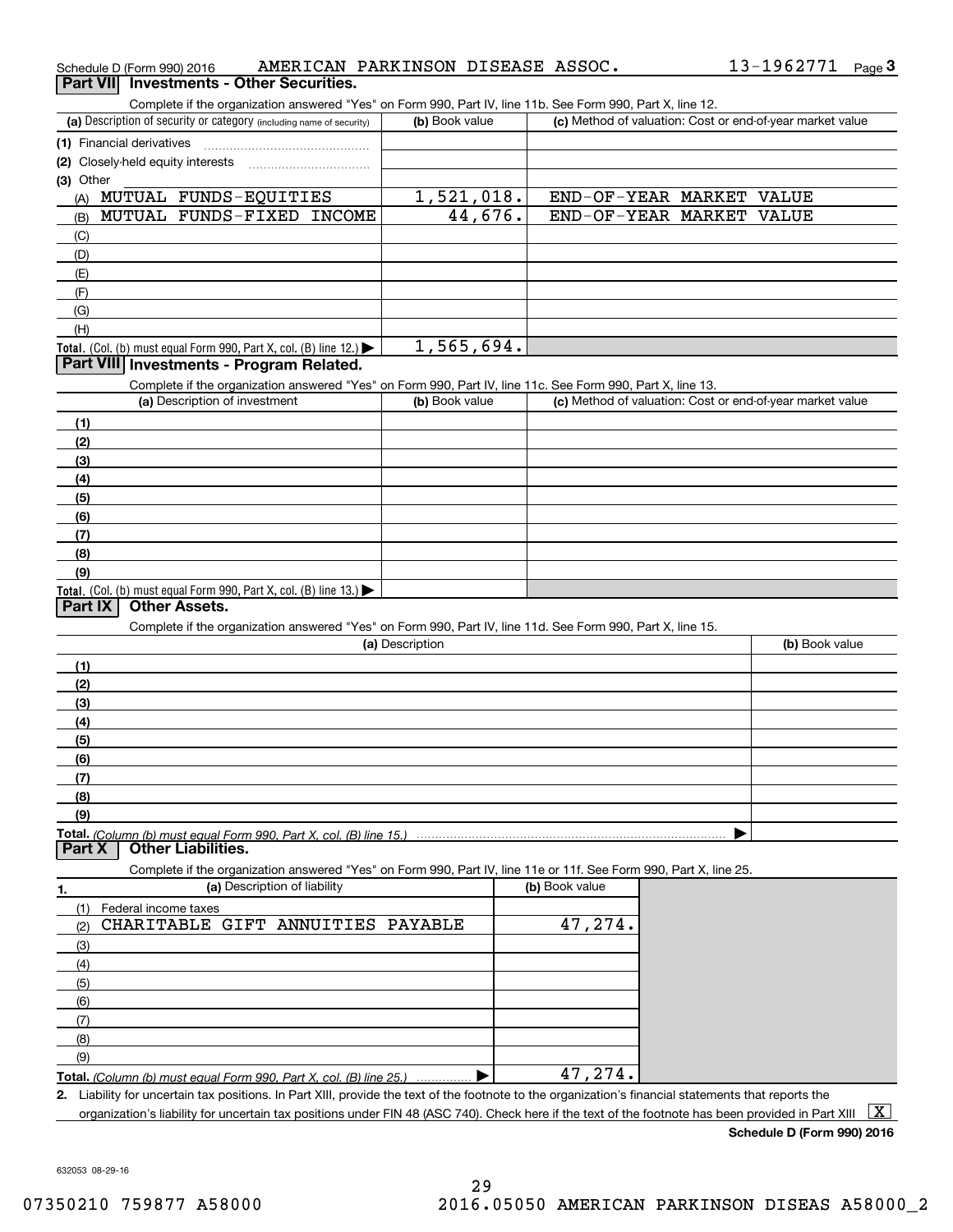Schedule D (Form 990) 2016 AMERICAN PARKINSON DISEASE ASSOC. 13-1962771 Page 3

## Part VII Investments - Other Securities.

Complete if the organization answered "Yes" on Form 990, Part IV, line 11b. See Form 990, Part X, line 12.

| (a) Description of security or category (including name of security) | (b) Book value | (c) Method of valuation: Cost or end-of-year market value |
|---|---|---|
| (1) Financial derivatives | | |
| (2) Closely-held equity interests | | |
| (3) Other | | |
| (A) MUTUAL FUNDS-EQUITIES | 1,521,018. | END-OF-YEAR MARKET VALUE |
| (B) MUTUAL FUNDS-FIXED INCOME | 44,676. | END-OF-YEAR MARKET VALUE |
| (C) | | |
| (D) | | |
| (E) | | |
| (F) | | |
| (G) | | |
| (H) | | |
| **Total.** (Col. (b) must equal Form 990, Part X, col. (B) line 12.) ▶ | 1,565,694. | |

## Part VIII Investments - Program Related.

Complete if the organization answered "Yes" on Form 990, Part IV, line 11c. See Form 990, Part X, line 13.

| (a) Description of investment | (b) Book value | (c) Method of valuation: Cost or end-of-year market value |
|---|---|---|
| (1) | | |
| (2) | | |
| (3) | | |
| (4) | | |
| (5) | | |
| (6) | | |
| (7) | | |
| (8) | | |
| (9) | | |
| **Total.** (Col. (b) must equal Form 990, Part X, col. (B) line 13.) ▶ | | |

## Part IX Other Assets.

Complete if the organization answered "Yes" on Form 990, Part IV, line 11d. See Form 990, Part X, line 15.

| (a) Description | (b) Book value |
|---|---|
| (1) | |
| (2) | |
| (3) | |
| (4) | |
| (5) | |
| (6) | |
| (7) | |
| (8) | |
| (9) | |
| **Total.** *(Column (b) must equal Form 990, Part X, col. (B) line 15.)* ▶ | |

## Part X Other Liabilities.

Complete if the organization answered "Yes" on Form 990, Part IV, line 11e or 11f. See Form 990, Part X, line 25.

| 1. (a) Description of liability | (b) Book value |
|---|---|
| (1) Federal income taxes | |
| (2) CHARITABLE GIFT ANNUITIES PAYABLE | 47,274. |
| (3) | |
| (4) | |
| (5) | |
| (6) | |
| (7) | |
| (8) | |
| (9) | |
| **Total.** *(Column (b) must equal Form 990, Part X, col. (B) line 25.)* ▶ | 47,274. |

2. Liability for uncertain tax positions. In Part XIII, provide the text of the footnote to the organization's financial statements that reports the organization's liability for uncertain tax positions under FIN 48 (ASC 740). Check here if the text of the footnote has been provided in Part XIII [X]

**Schedule D (Form 990) 2016**

632053 08-29-16

07350210 759877 A58000 2016.05050 AMERICAN PARKINSON DISEAS A58000_2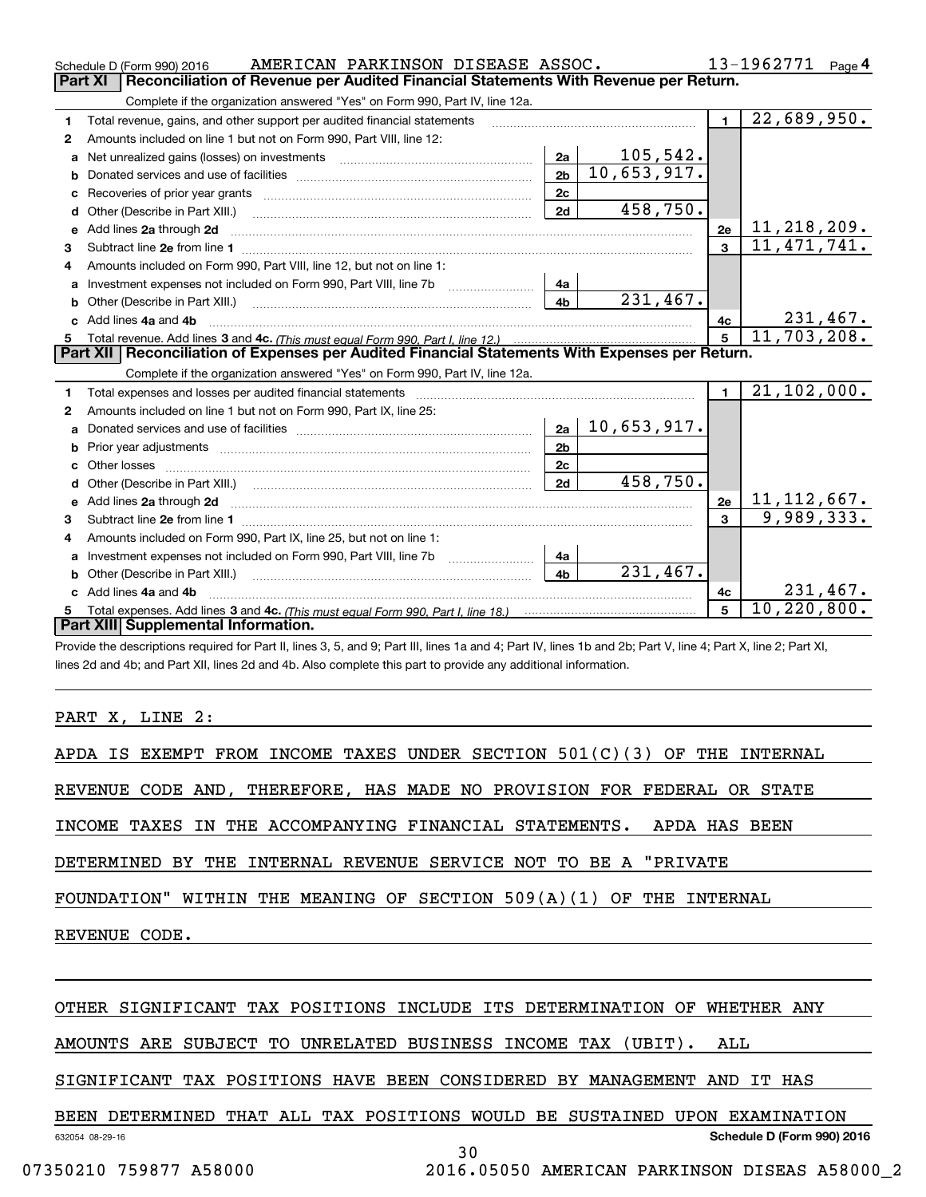Schedule D (Form 990) 2016 AMERICAN PARKINSON DISEASE ASSOC. 13-1962771 Page 4

## Part XI Reconciliation of Revenue per Audited Financial Statements With Revenue per Return.

Complete if the organization answered "Yes" on Form 990, Part IV, line 12a.

| | | | | | |
|---|---|---|---|---|---|
| 1 | Total revenue, gains, and other support per audited financial statements | | | 1 | 22,689,950. |
| 2 | Amounts included on line 1 but not on Form 990, Part VIII, line 12: | | | | |
| a | Net unrealized gains (losses) on investments | 2a | 105,542. | | |
| b | Donated services and use of facilities | 2b | 10,653,917. | | |
| c | Recoveries of prior year grants | 2c | | | |
| d | Other (Describe in Part XIII.) | 2d | 458,750. | | |
| e | Add lines 2a through 2d | | | 2e | 11,218,209. |
| 3 | Subtract line 2e from line 1 | | | 3 | 11,471,741. |
| 4 | Amounts included on Form 990, Part VIII, line 12, but not on line 1: | | | | |
| a | Investment expenses not included on Form 990, Part VIII, line 7b | 4a | | | |
| b | Other (Describe in Part XIII.) | 4b | 231,467. | | |
| c | Add lines 4a and 4b | | | 4c | 231,467. |
| 5 | Total revenue. Add lines 3 and 4c. *(This must equal Form 990, Part I, line 12.)* | | | 5 | 11,703,208. |

## Part XII Reconciliation of Expenses per Audited Financial Statements With Expenses per Return.

Complete if the organization answered "Yes" on Form 990, Part IV, line 12a.

| | | | | | |
|---|---|---|---|---|---|
| 1 | Total expenses and losses per audited financial statements | | | 1 | 21,102,000. |
| 2 | Amounts included on line 1 but not on Form 990, Part IX, line 25: | | | | |
| a | Donated services and use of facilities | 2a | 10,653,917. | | |
| b | Prior year adjustments | 2b | | | |
| c | Other losses | 2c | | | |
| d | Other (Describe in Part XIII.) | 2d | 458,750. | | |
| e | Add lines 2a through 2d | | | 2e | 11,112,667. |
| 3 | Subtract line 2e from line 1 | | | 3 | 9,989,333. |
| 4 | Amounts included on Form 990, Part IX, line 25, but not on line 1: | | | | |
| a | Investment expenses not included on Form 990, Part VIII, line 7b | 4a | | | |
| b | Other (Describe in Part XIII.) | 4b | 231,467. | | |
| c | Add lines 4a and 4b | | | 4c | 231,467. |
| 5 | Total expenses. Add lines 3 and 4c. *(This must equal Form 990, Part I, line 18.)* | | | 5 | 10,220,800. |

## Part XIII Supplemental Information.

Provide the descriptions required for Part II, lines 3, 5, and 9; Part III, lines 1a and 4; Part IV, lines 1b and 2b; Part V, line 4; Part X, line 2; Part XI, lines 2d and 4b; and Part XII, lines 2d and 4b. Also complete this part to provide any additional information.

PART X, LINE 2:

APDA IS EXEMPT FROM INCOME TAXES UNDER SECTION 501(C)(3) OF THE INTERNAL REVENUE CODE AND, THEREFORE, HAS MADE NO PROVISION FOR FEDERAL OR STATE INCOME TAXES IN THE ACCOMPANYING FINANCIAL STATEMENTS. APDA HAS BEEN DETERMINED BY THE INTERNAL REVENUE SERVICE NOT TO BE A "PRIVATE FOUNDATION" WITHIN THE MEANING OF SECTION 509(A)(1) OF THE INTERNAL REVENUE CODE.

OTHER SIGNIFICANT TAX POSITIONS INCLUDE ITS DETERMINATION OF WHETHER ANY AMOUNTS ARE SUBJECT TO UNRELATED BUSINESS INCOME TAX (UBIT). ALL SIGNIFICANT TAX POSITIONS HAVE BEEN CONSIDERED BY MANAGEMENT AND IT HAS BEEN DETERMINED THAT ALL TAX POSITIONS WOULD BE SUSTAINED UPON EXAMINATION

632054 08-29-16 Schedule D (Form 990) 2016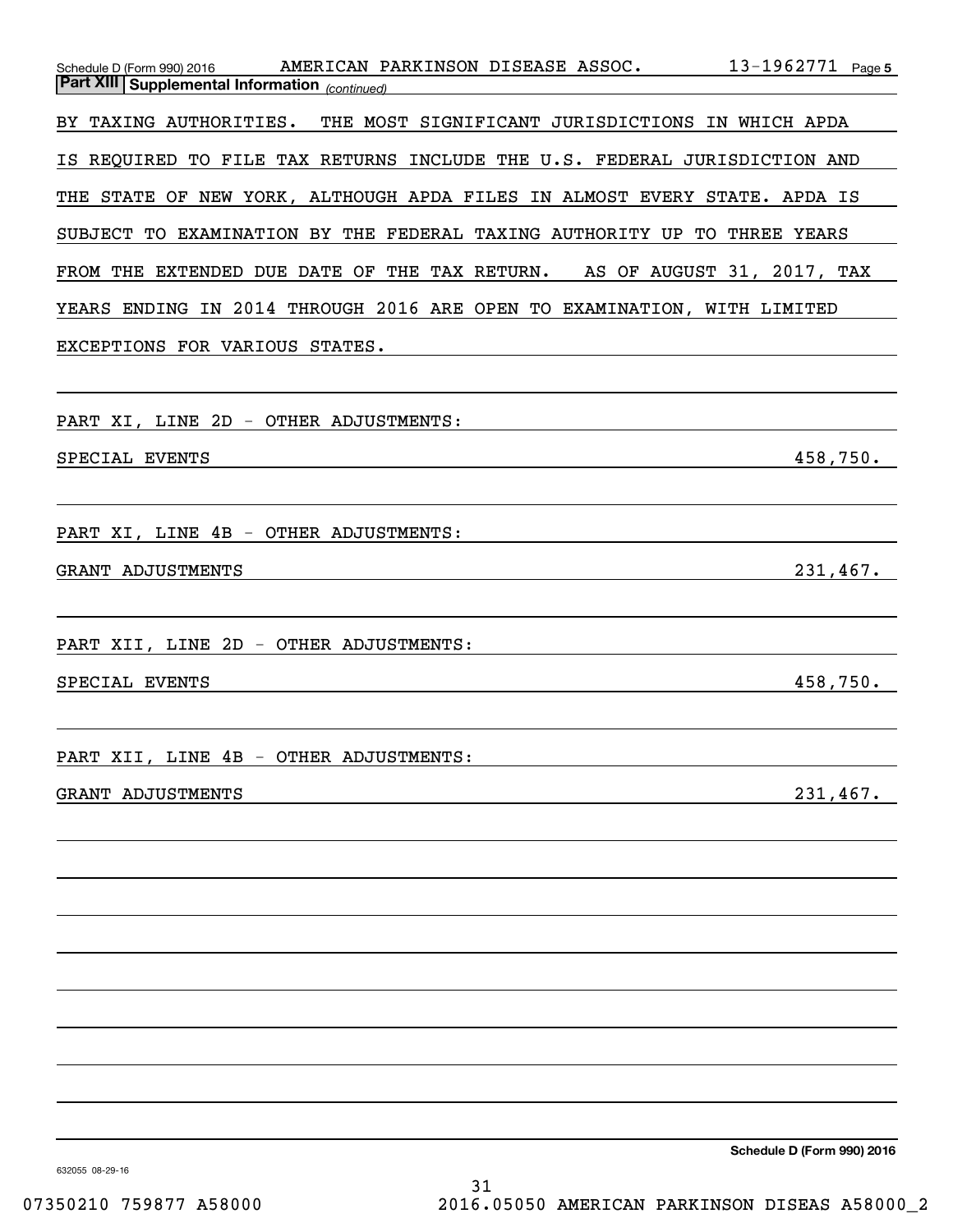**Part XIII Supplemental Information** *(continued)*

BY TAXING AUTHORITIES. THE MOST SIGNIFICANT JURISDICTIONS IN WHICH APDA IS REQUIRED TO FILE TAX RETURNS INCLUDE THE U.S. FEDERAL JURISDICTION AND THE STATE OF NEW YORK, ALTHOUGH APDA FILES IN ALMOST EVERY STATE. APDA IS SUBJECT TO EXAMINATION BY THE FEDERAL TAXING AUTHORITY UP TO THREE YEARS FROM THE EXTENDED DUE DATE OF THE TAX RETURN. AS OF AUGUST 31, 2017, TAX YEARS ENDING IN 2014 THROUGH 2016 ARE OPEN TO EXAMINATION, WITH LIMITED EXCEPTIONS FOR VARIOUS STATES.

PART XI, LINE 2D - OTHER ADJUSTMENTS:

| | |
|---|---|
| SPECIAL EVENTS | 458,750. |

PART XI, LINE 4B - OTHER ADJUSTMENTS:

| | |
|---|---|
| GRANT ADJUSTMENTS | 231,467. |

PART XII, LINE 2D - OTHER ADJUSTMENTS:

| | |
|---|---|
| SPECIAL EVENTS | 458,750. |

PART XII, LINE 4B - OTHER ADJUSTMENTS:

| | |
|---|---|
| GRANT ADJUSTMENTS | 231,467. |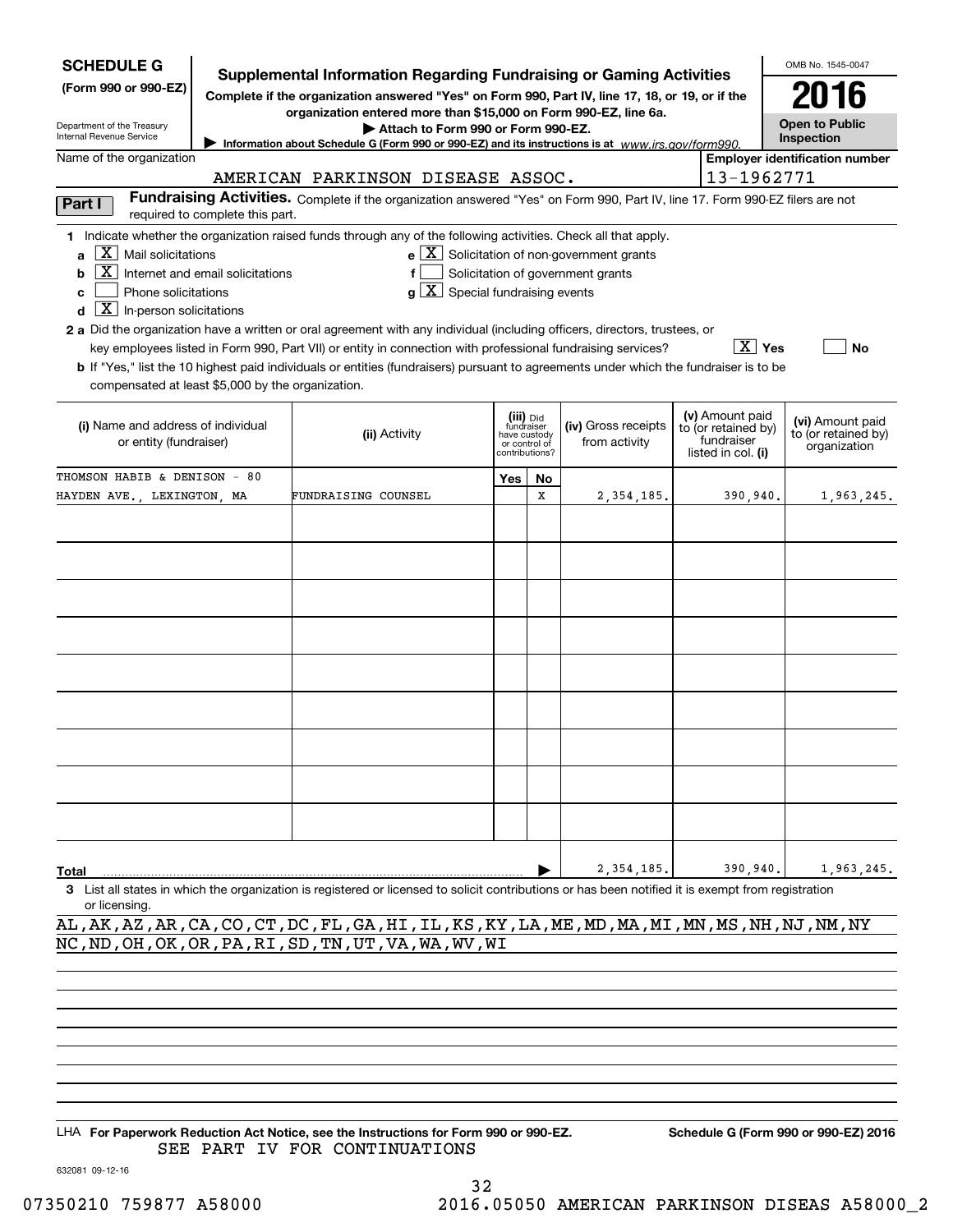**SCHEDULE G**
**(Form 990 or 990-EZ)**

Department of the Treasury
Internal Revenue Service

# Supplemental Information Regarding Fundraising or Gaming Activities

**Complete if the organization answered "Yes" on Form 990, Part IV, line 17, 18, or 19, or if the organization entered more than $15,000 on Form 990-EZ, line 6a.**

▶ **Attach to Form 990 or Form 990-EZ.**

▶ **Information about Schedule G (Form 990 or 990-EZ) and its instructions is at** *www.irs.gov/form990.*

OMB No. 1545-0047

**2016**

**Open to Public Inspection**

Name of the organization: AMERICAN PARKINSON DISEASE ASSOC.

**Employer identification number:** 13-1962771

**Part I** **Fundraising Activities.** Complete if the organization answered "Yes" on Form 990, Part IV, line 17. Form 990-EZ filers are not required to complete this part.

**1** Indicate whether the organization raised funds through any of the following activities. Check all that apply.

- **a** [X] Mail solicitations
- **b** [X] Internet and email solicitations
- **c** [ ] Phone solicitations
- **d** [X] In-person solicitations
- **e** [X] Solicitation of non-government grants
- **f** [ ] Solicitation of government grants
- **g** [X] Special fundraising events

**2 a** Did the organization have a written or oral agreement with any individual (including officers, directors, trustees, or key employees listed in Form 990, Part VII) or entity in connection with professional fundraising services? [X] **Yes** [ ] **No**

**b** If "Yes," list the 10 highest paid individuals or entities (fundraisers) pursuant to agreements under which the fundraiser is to be compensated at least $5,000 by the organization.

| (i) Name and address of individual or entity (fundraiser) | (ii) Activity | (iii) Did fundraiser have custody or control of contributions? Yes | No | (iv) Gross receipts from activity | (v) Amount paid to (or retained by) fundraiser listed in col. (i) | (vi) Amount paid to (or retained by) organization |
|---|---|---|---|---|---|---|
| THOMSON HABIB & DENISON - 80 HAYDEN AVE., LEXINGTON, MA | FUNDRAISING COUNSEL | | X | 2,354,185. | 390,940. | 1,963,245. |
| | | | | | | |
| | | | | | | |
| | | | | | | |
| | | | | | | |
| | | | | | | |
| | | | | | | |
| | | | | | | |
| | | | | | | |
| | | | | | | |
| **Total** ▶ | | | | 2,354,185. | 390,940. | 1,963,245. |

**3** List all states in which the organization is registered or licensed to solicit contributions or has been notified it is exempt from registration or licensing.

AL,AK,AZ,AR,CA,CO,CT,DC,FL,GA,HI,IL,KS,KY,LA,ME,MD,MA,MI,MN,MS,NH,NJ,NM,NY
NC,ND,OH,OK,OR,PA,RI,SD,TN,UT,VA,WA,WV,WI

LHA **For Paperwork Reduction Act Notice, see the Instructions for Form 990 or 990-EZ.** **Schedule G (Form 990 or 990-EZ) 2016**

SEE PART IV FOR CONTINUATIONS

632081 09-12-16

07350210 759877 A58000 2016.05050 AMERICAN PARKINSON DISEAS A58000_2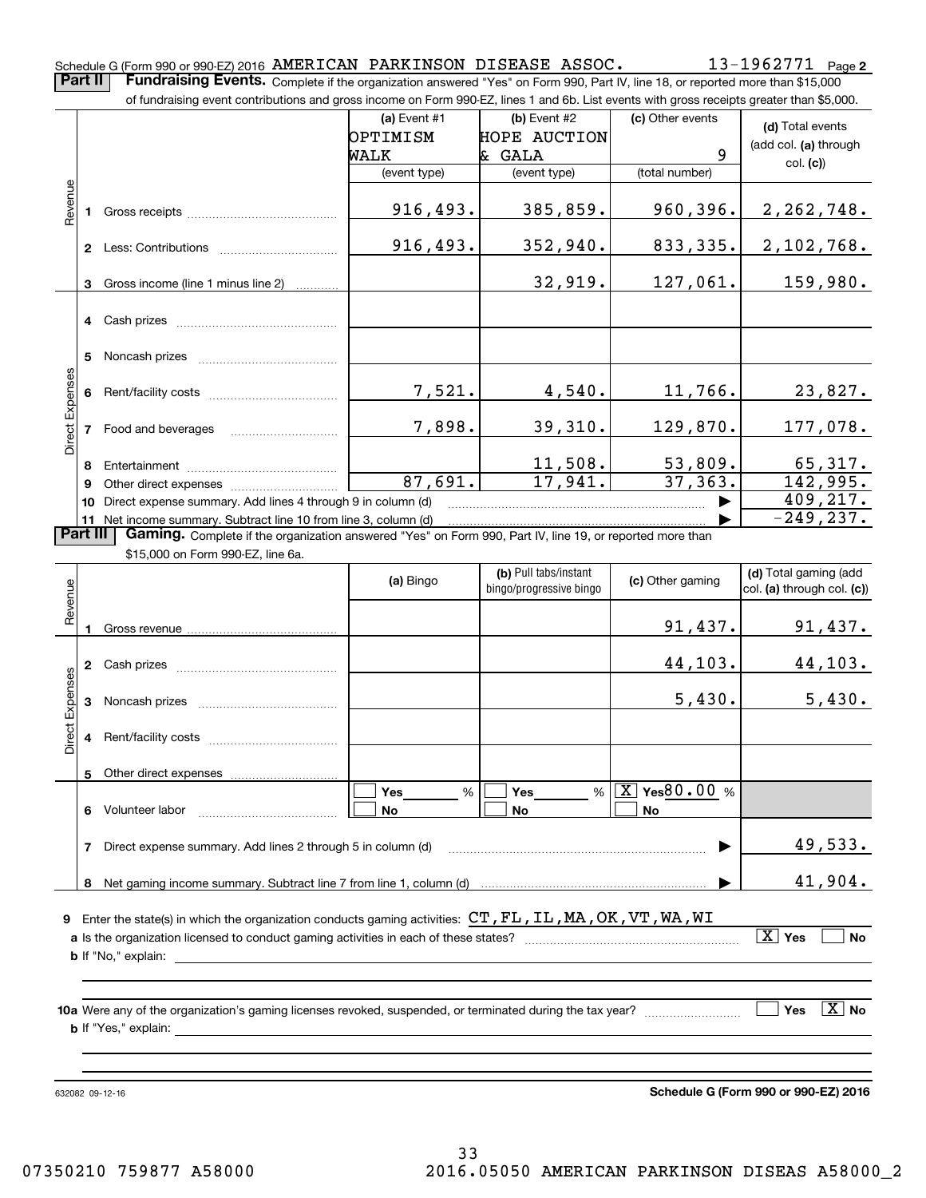Schedule G (Form 990 or 990-EZ) 2016 AMERICAN PARKINSON DISEASE ASSOC. 13-1962771 Page 2

**Part II** **Fundraising Events.** Complete if the organization answered "Yes" on Form 990, Part IV, line 18, or reported more than $15,000 of fundraising event contributions and gross income on Form 990-EZ, lines 1 and 6b. List events with gross receipts greater than $5,000.

| | | (a) Event #1 OPTIMISM WALK (event type) | (b) Event #2 HOPE AUCTION & GALA (event type) | (c) Other events 9 (total number) | (d) Total events (add col. (a) through col. (c)) |
|---|---|---|---|---|---|
| Revenue | 1 Gross receipts | 916,493. | 385,859. | 960,396. | 2,262,748. |
| | 2 Less: Contributions | 916,493. | 352,940. | 833,335. | 2,102,768. |
| | 3 Gross income (line 1 minus line 2) | | 32,919. | 127,061. | 159,980. |
| Direct Expenses | 4 Cash prizes | | | | |
| | 5 Noncash prizes | | | | |
| | 6 Rent/facility costs | 7,521. | 4,540. | 11,766. | 23,827. |
| | 7 Food and beverages | 7,898. | 39,310. | 129,870. | 177,078. |
| | 8 Entertainment | | 11,508. | 53,809. | 65,317. |
| | 9 Other direct expenses | 87,691. | 17,941. | 37,363. | 142,995. |
| | 10 Direct expense summary. Add lines 4 through 9 in column (d) | | | | 409,217. |
| | 11 Net income summary. Subtract line 10 from line 3, column (d) | | | | -249,237. |

**Part III** **Gaming.** Complete if the organization answered "Yes" on Form 990, Part IV, line 19, or reported more than $15,000 on Form 990-EZ, line 6a.

| | | (a) Bingo | (b) Pull tabs/instant bingo/progressive bingo | (c) Other gaming | (d) Total gaming (add col. (a) through col. (c)) |
|---|---|---|---|---|---|
| Revenue | 1 Gross revenue | | | 91,437. | 91,437. |
| Direct Expenses | 2 Cash prizes | | | 44,103. | 44,103. |
| | 3 Noncash prizes | | | 5,430. | 5,430. |
| | 4 Rent/facility costs | | | | |
| | 5 Other direct expenses | | | | |
| | 6 Volunteer labor | ☐ Yes ___ % ☐ No | ☐ Yes ___ % ☐ No | ☒ Yes 80.00 % ☐ No | |
| | 7 Direct expense summary. Add lines 2 through 5 in column (d) | | | | 49,533. |
| | 8 Net gaming income summary. Subtract line 7 from line 1, column (d) | | | | 41,904. |

9 Enter the state(s) in which the organization conducts gaming activities: CT,FL,IL,MA,OK,VT,WA,WI

a Is the organization licensed to conduct gaming activities in each of these states? ☒ Yes ☐ No

b If "No," explain:

10a Were any of the organization's gaming licenses revoked, suspended, or terminated during the tax year? ☐ Yes ☒ No

b If "Yes," explain:

632082 09-12-16

**Schedule G (Form 990 or 990-EZ) 2016**

07350210 759877 A58000 2016.05050 AMERICAN PARKINSON DISEAS A58000_2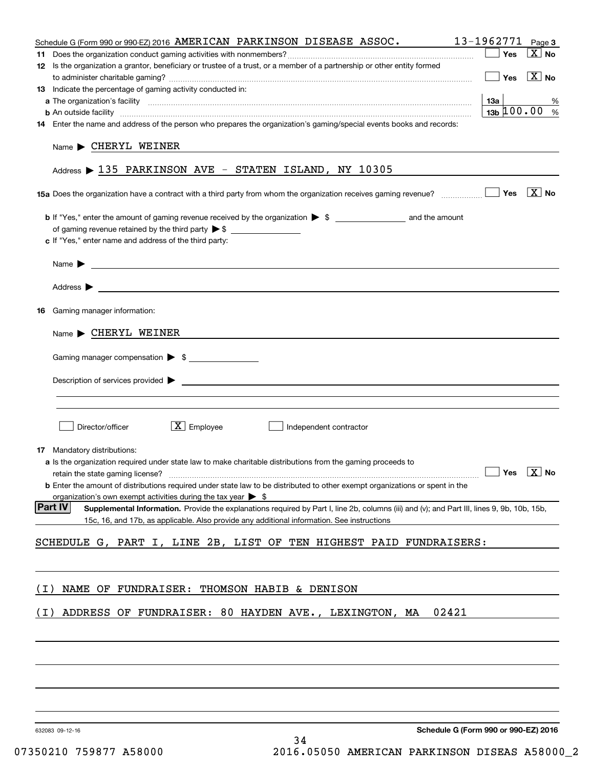Schedule G (Form 990 or 990-EZ) 2016 AMERICAN PARKINSON DISEASE ASSOC. 13-1962771 Page 3

**11** Does the organization conduct gaming activities with nonmembers? ☐ Yes ☒ No

**12** Is the organization a grantor, beneficiary or trustee of a trust, or a member of a partnership or other entity formed to administer charitable gaming? ☐ Yes ☒ No

**13** Indicate the percentage of gaming activity conducted in:

**a** The organization's facility **13a** %

**b** An outside facility **13b** 100.00 %

**14** Enter the name and address of the person who prepares the organization's gaming/special events books and records:

Name ▶ CHERYL WEINER

Address ▶ 135 PARKINSON AVE - STATEN ISLAND, NY 10305

**15a** Does the organization have a contract with a third party from whom the organization receives gaming revenue? ☐ Yes ☒ No

**b** If "Yes," enter the amount of gaming revenue received by the organization ▶ $ ______ and the amount of gaming revenue retained by the third party ▶ $ ______

**c** If "Yes," enter name and address of the third party:

Name ▶

Address ▶

**16** Gaming manager information:

Name ▶ CHERYL WEINER

Gaming manager compensation ▶ $

Description of services provided ▶

☐ Director/officer ☒ Employee ☐ Independent contractor

**17** Mandatory distributions:

**a** Is the organization required under state law to make charitable distributions from the gaming proceeds to retain the state gaming license? ☐ Yes ☒ No

**b** Enter the amount of distributions required under state law to be distributed to other exempt organizations or spent in the organization's own exempt activities during the tax year ▶ $

**Part IV** **Supplemental Information.** Provide the explanations required by Part I, line 2b, columns (iii) and (v); and Part III, lines 9, 9b, 10b, 15b, 15c, 16, and 17b, as applicable. Also provide any additional information. See instructions

SCHEDULE G, PART I, LINE 2B, LIST OF TEN HIGHEST PAID FUNDRAISERS:

(I) NAME OF FUNDRAISER: THOMSON HABIB & DENISON

(I) ADDRESS OF FUNDRAISER: 80 HAYDEN AVE., LEXINGTON, MA 02421

632083 09-12-16 **Schedule G (Form 990 or 990-EZ) 2016**

07350210 759877 A58000 2016.05050 AMERICAN PARKINSON DISEAS A58000_2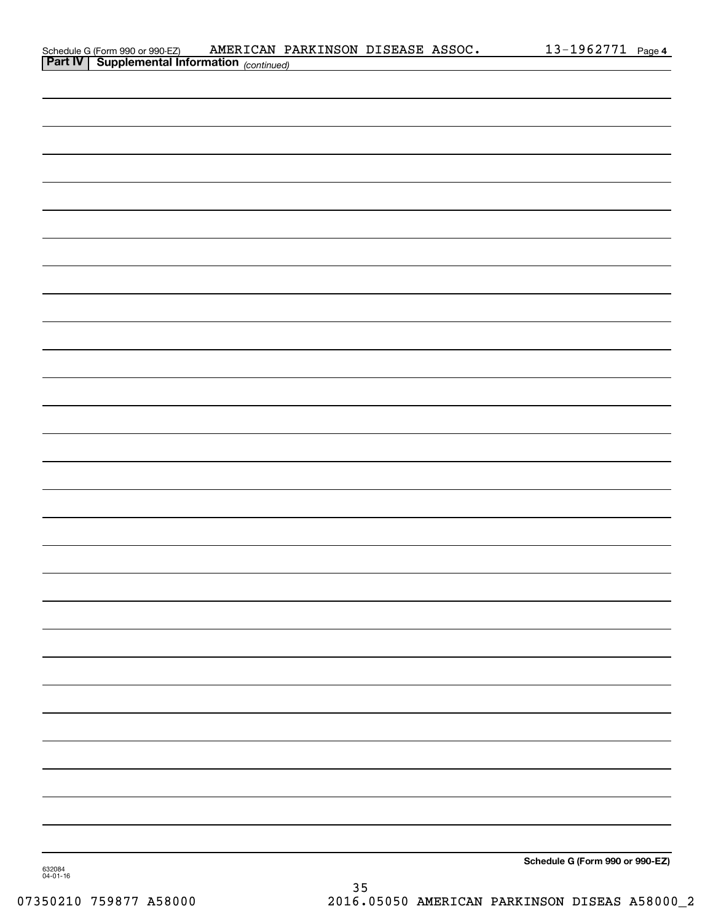Schedule G (Form 990 or 990-EZ) AMERICAN PARKINSON DISEASE ASSOC. 13-1962771 Page **4**

**Part IV | Supplemental Information** *(continued)*

**Schedule G (Form 990 or 990-EZ)**

632084
04-01-16

07350210 759877 A58000 2016.05050 AMERICAN PARKINSON DISEAS A58000_2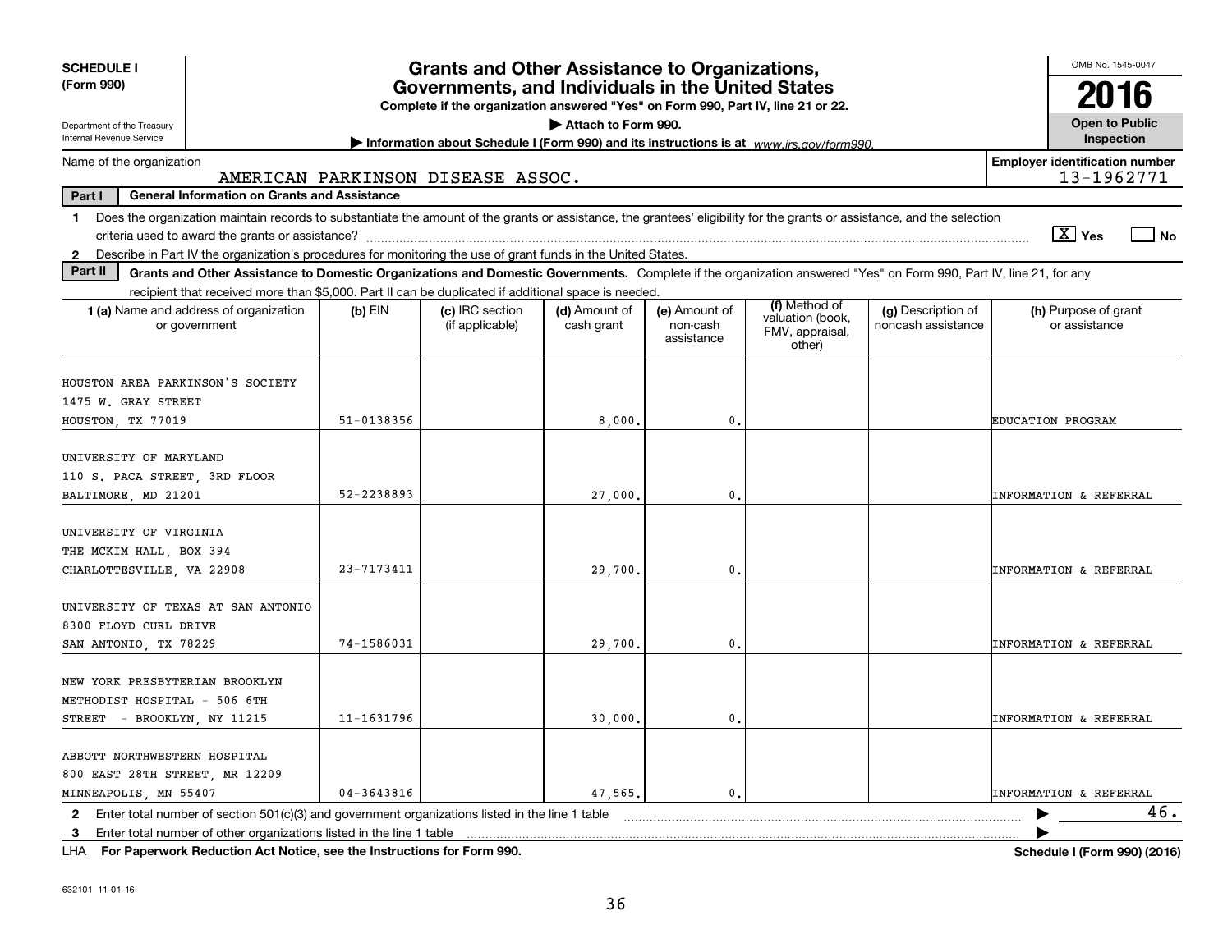**SCHEDULE I (Form 990)**

Department of the Treasury
Internal Revenue Service

# Grants and Other Assistance to Organizations, Governments, and Individuals in the United States

**Complete if the organization answered "Yes" on Form 990, Part IV, line 21 or 22.**

▶ **Attach to Form 990.**

▶ **Information about Schedule I (Form 990) and its instructions is at** *www.irs.gov/form990.*

OMB No. 1545-0047

**2016**

**Open to Public Inspection**

Name of the organization: AMERICAN PARKINSON DISEASE ASSOC.

**Employer identification number:** 13-1962771

**Part I — General Information on Grants and Assistance**

**1** Does the organization maintain records to substantiate the amount of the grants or assistance, the grantees' eligibility for the grants or assistance, and the selection criteria used to award the grants or assistance? [X] Yes [ ] No

**2** Describe in Part IV the organization's procedures for monitoring the use of grant funds in the United States.

**Part II — Grants and Other Assistance to Domestic Organizations and Domestic Governments.** Complete if the organization answered "Yes" on Form 990, Part IV, line 21, for any recipient that received more than $5,000. Part II can be duplicated if additional space is needed.

| 1 (a) Name and address of organization or government | (b) EIN | (c) IRC section (if applicable) | (d) Amount of cash grant | (e) Amount of non-cash assistance | (f) Method of valuation (book, FMV, appraisal, other) | (g) Description of noncash assistance | (h) Purpose of grant or assistance |
|---|---|---|---|---|---|---|---|
| HOUSTON AREA PARKINSON'S SOCIETY<br>1475 W. GRAY STREET<br>HOUSTON, TX 77019 | 51-0138356 | | 8,000. | 0. | | | EDUCATION PROGRAM |
| UNIVERSITY OF MARYLAND<br>110 S. PACA STREET, 3RD FLOOR<br>BALTIMORE, MD 21201 | 52-2238893 | | 27,000. | 0. | | | INFORMATION & REFERRAL |
| UNIVERSITY OF VIRGINIA<br>THE MCKIM HALL, BOX 394<br>CHARLOTTESVILLE, VA 22908 | 23-7173411 | | 29,700. | 0. | | | INFORMATION & REFERRAL |
| UNIVERSITY OF TEXAS AT SAN ANTONIO<br>8300 FLOYD CURL DRIVE<br>SAN ANTONIO, TX 78229 | 74-1586031 | | 29,700. | 0. | | | INFORMATION & REFERRAL |
| NEW YORK PRESBYTERIAN BROOKLYN<br>METHODIST HOSPITAL - 506 6TH<br>STREET - BROOKLYN, NY 11215 | 11-1631796 | | 30,000. | 0. | | | INFORMATION & REFERRAL |
| ABBOTT NORTHWESTERN HOSPITAL<br>800 EAST 28TH STREET, MR 12209<br>MINNEAPOLIS, MN 55407 | 04-3643816 | | 47,565. | 0. | | | INFORMATION & REFERRAL |

**2** Enter total number of section 501(c)(3) and government organizations listed in the line 1 table ▶ 46.

**3** Enter total number of other organizations listed in the line 1 table ▶

LHA **For Paperwork Reduction Act Notice, see the Instructions for Form 990.** **Schedule I (Form 990) (2016)**

632101 11-01-16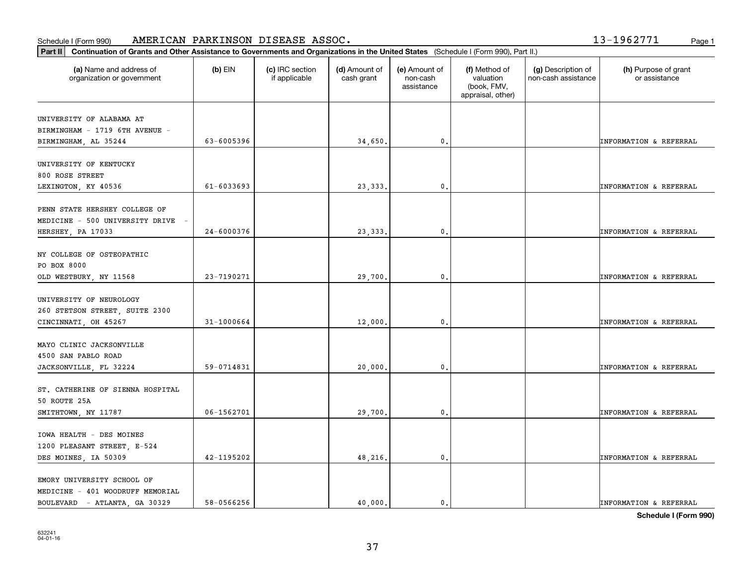Schedule I (Form 990) AMERICAN PARKINSON DISEASE ASSOC. 13-1962771

**Part II Continuation of Grants and Other Assistance to Governments and Organizations in the United States** (Schedule I (Form 990), Part II.)

| (a) Name and address of organization or government | (b) EIN | (c) IRC section if applicable | (d) Amount of cash grant | (e) Amount of non-cash assistance | (f) Method of valuation (book, FMV, appraisal, other) | (g) Description of non-cash assistance | (h) Purpose of grant or assistance |
|---|---|---|---|---|---|---|---|
| UNIVERSITY OF ALABAMA AT BIRMINGHAM - 1719 6TH AVENUE - BIRMINGHAM, AL 35244 | 63-6005396 | | 34,650. | 0. | | | INFORMATION & REFERRAL |
| UNIVERSITY OF KENTUCKY 800 ROSE STREET LEXINGTON, KY 40536 | 61-6033693 | | 23,333. | 0. | | | INFORMATION & REFERRAL |
| PENN STATE HERSHEY COLLEGE OF MEDICINE - 500 UNIVERSITY DRIVE - HERSHEY, PA 17033 | 24-6000376 | | 23,333. | 0. | | | INFORMATION & REFERRAL |
| NY COLLEGE OF OSTEOPATHIC PO BOX 8000 OLD WESTBURY, NY 11568 | 23-7190271 | | 29,700. | 0. | | | INFORMATION & REFERRAL |
| UNIVERSITY OF NEUROLOGY 260 STETSON STREET, SUITE 2300 CINCINNATI, OH 45267 | 31-1000664 | | 12,000. | 0. | | | INFORMATION & REFERRAL |
| MAYO CLINIC JACKSONVILLE 4500 SAN PABLO ROAD JACKSONVILLE, FL 32224 | 59-0714831 | | 20,000. | 0. | | | INFORMATION & REFERRAL |
| ST. CATHERINE OF SIENNA HOSPITAL 50 ROUTE 25A SMITHTOWN, NY 11787 | 06-1562701 | | 29,700. | 0. | | | INFORMATION & REFERRAL |
| IOWA HEALTH - DES MOINES 1200 PLEASANT STREET, E-524 DES MOINES, IA 50309 | 42-1195202 | | 48,216. | 0. | | | INFORMATION & REFERRAL |
| EMORY UNIVERSITY SCHOOL OF MEDICINE - 401 WOODRUFF MEMORIAL BOULEVARD - ATLANTA, GA 30329 | 58-0566256 | | 40,000. | 0. | | | INFORMATION & REFERRAL |

**Schedule I (Form 990)**

632241
04-01-16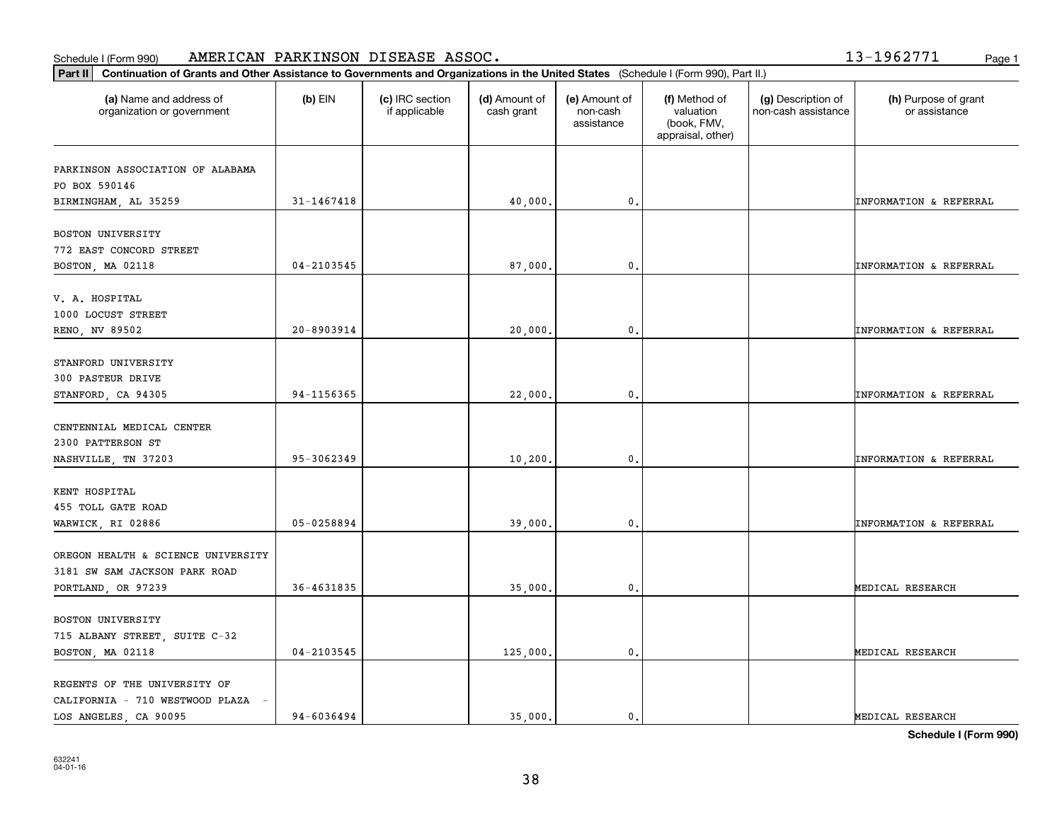Schedule I (Form 990) AMERICAN PARKINSON DISEASE ASSOC. 13-1962771

**Part II** **Continuation of Grants and Other Assistance to Governments and Organizations in the United States** (Schedule I (Form 990), Part II.)

| (a) Name and address of organization or government | (b) EIN | (c) IRC section if applicable | (d) Amount of cash grant | (e) Amount of non-cash assistance | (f) Method of valuation (book, FMV, appraisal, other) | (g) Description of non-cash assistance | (h) Purpose of grant or assistance |
|---|---|---|---|---|---|---|---|
| PARKINSON ASSOCIATION OF ALABAMA PO BOX 590146 BIRMINGHAM, AL 35259 | 31-1467418 | | 40,000. | 0. | | | INFORMATION & REFERRAL |
| BOSTON UNIVERSITY 772 EAST CONCORD STREET BOSTON, MA 02118 | 04-2103545 | | 87,000. | 0. | | | INFORMATION & REFERRAL |
| V. A. HOSPITAL 1000 LOCUST STREET RENO, NV 89502 | 20-8903914 | | 20,000. | 0. | | | INFORMATION & REFERRAL |
| STANFORD UNIVERSITY 300 PASTEUR DRIVE STANFORD, CA 94305 | 94-1156365 | | 22,000. | 0. | | | INFORMATION & REFERRAL |
| CENTENNIAL MEDICAL CENTER 2300 PATTERSON ST NASHVILLE, TN 37203 | 95-3062349 | | 10,200. | 0. | | | INFORMATION & REFERRAL |
| KENT HOSPITAL 455 TOLL GATE ROAD WARWICK, RI 02886 | 05-0258894 | | 39,000. | 0. | | | INFORMATION & REFERRAL |
| OREGON HEALTH & SCIENCE UNIVERSITY 3181 SW SAM JACKSON PARK ROAD PORTLAND, OR 97239 | 36-4631835 | | 35,000. | 0. | | | MEDICAL RESEARCH |
| BOSTON UNIVERSITY 715 ALBANY STREET, SUITE C-32 BOSTON, MA 02118 | 04-2103545 | | 125,000. | 0. | | | MEDICAL RESEARCH |
| REGENTS OF THE UNIVERSITY OF CALIFORNIA - 710 WESTWOOD PLAZA - LOS ANGELES, CA 90095 | 94-6036494 | | 35,000. | 0. | | | MEDICAL RESEARCH |

**Schedule I (Form 990)**

632241
04-01-16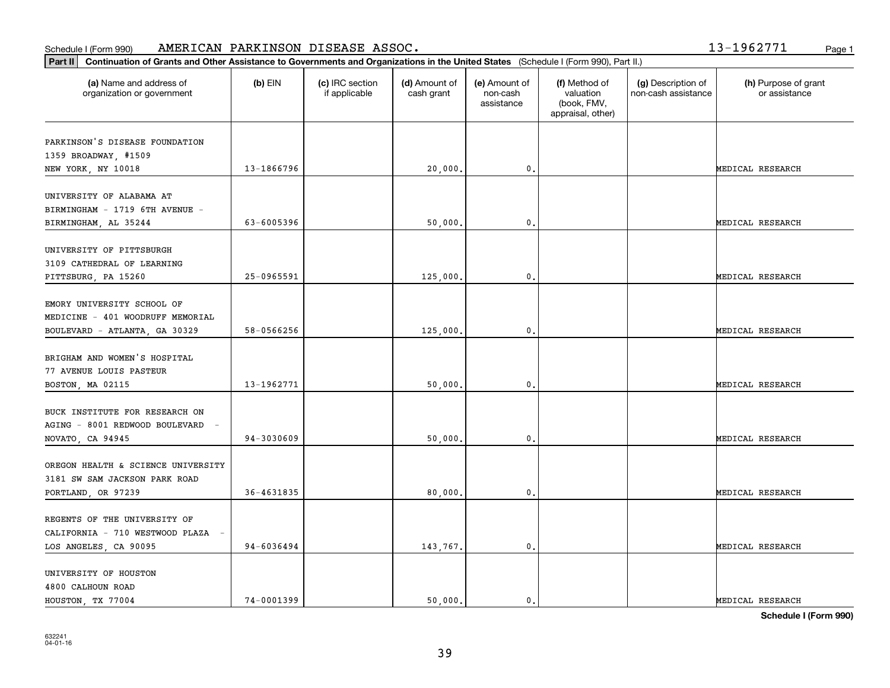Schedule I (Form 990) AMERICAN PARKINSON DISEASE ASSOC. 13-1962771 Page 1

**Part II** **Continuation of Grants and Other Assistance to Governments and Organizations in the United States** (Schedule I (Form 990), Part II.)

| (a) Name and address of organization or government | (b) EIN | (c) IRC section if applicable | (d) Amount of cash grant | (e) Amount of non-cash assistance | (f) Method of valuation (book, FMV, appraisal, other) | (g) Description of non-cash assistance | (h) Purpose of grant or assistance |
|---|---|---|---|---|---|---|---|
| PARKINSON'S DISEASE FOUNDATION 1359 BROADWAY, #1509 NEW YORK, NY 10018 | 13-1866796 | | 20,000. | 0. | | | MEDICAL RESEARCH |
| UNIVERSITY OF ALABAMA AT BIRMINGHAM - 1719 6TH AVENUE - BIRMINGHAM, AL 35244 | 63-6005396 | | 50,000. | 0. | | | MEDICAL RESEARCH |
| UNIVERSITY OF PITTSBURGH 3109 CATHEDRAL OF LEARNING PITTSBURG, PA 15260 | 25-0965591 | | 125,000. | 0. | | | MEDICAL RESEARCH |
| EMORY UNIVERSITY SCHOOL OF MEDICINE - 401 WOODRUFF MEMORIAL BOULEVARD - ATLANTA, GA 30329 | 58-0566256 | | 125,000. | 0. | | | MEDICAL RESEARCH |
| BRIGHAM AND WOMEN'S HOSPITAL 77 AVENUE LOUIS PASTEUR BOSTON, MA 02115 | 13-1962771 | | 50,000. | 0. | | | MEDICAL RESEARCH |
| BUCK INSTITUTE FOR RESEARCH ON AGING - 8001 REDWOOD BOULEVARD - NOVATO, CA 94945 | 94-3030609 | | 50,000. | 0. | | | MEDICAL RESEARCH |
| OREGON HEALTH & SCIENCE UNIVERSITY 3181 SW SAM JACKSON PARK ROAD PORTLAND, OR 97239 | 36-4631835 | | 80,000. | 0. | | | MEDICAL RESEARCH |
| REGENTS OF THE UNIVERSITY OF CALIFORNIA - 710 WESTWOOD PLAZA - LOS ANGELES, CA 90095 | 94-6036494 | | 143,767. | 0. | | | MEDICAL RESEARCH |
| UNIVERSITY OF HOUSTON 4800 CALHOUN ROAD HOUSTON, TX 77004 | 74-0001399 | | 50,000. | 0. | | | MEDICAL RESEARCH |

**Schedule I (Form 990)**

632241
04-01-16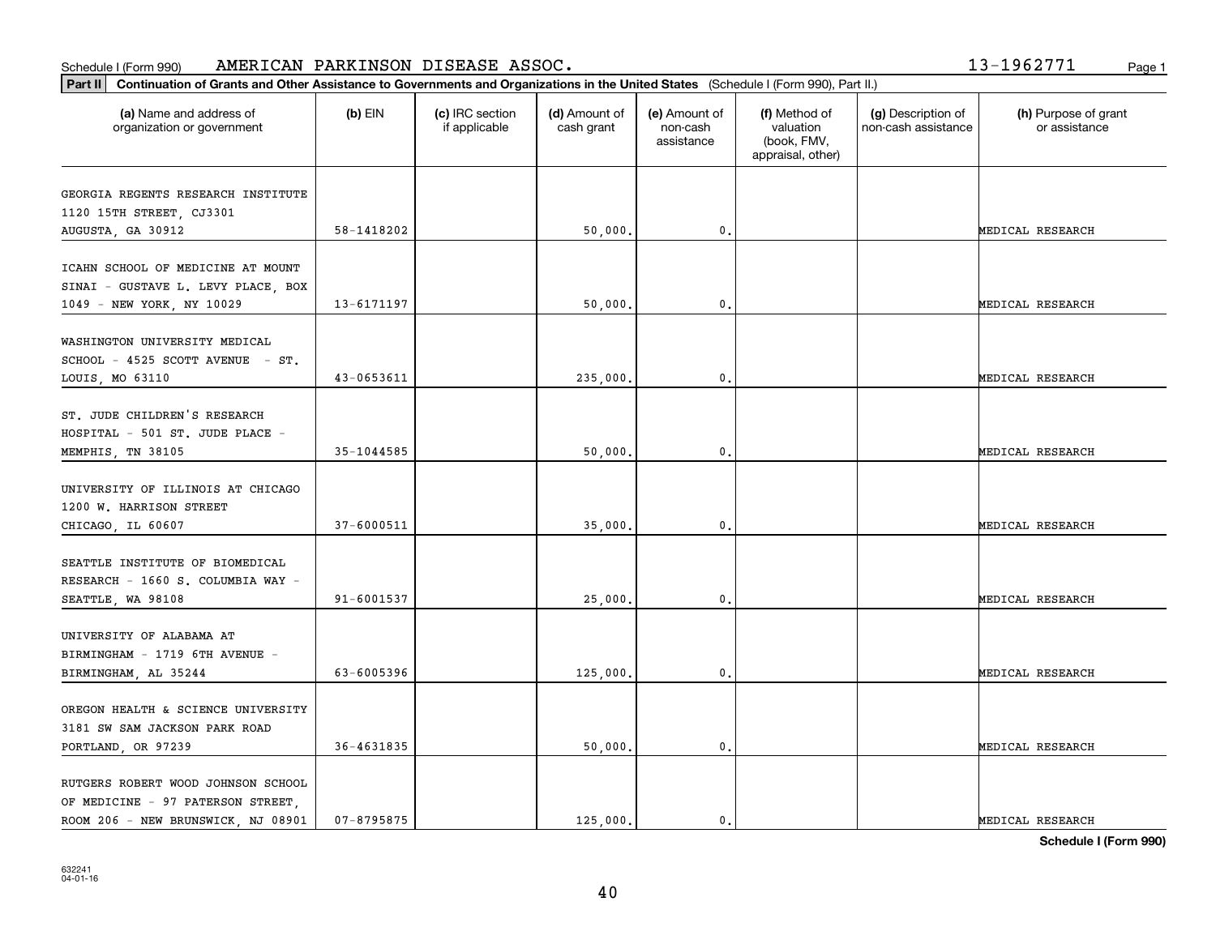Schedule I (Form 990) AMERICAN PARKINSON DISEASE ASSOC. 13-1962771

**Part II** **Continuation of Grants and Other Assistance to Governments and Organizations in the United States** (Schedule I (Form 990), Part II.)

| (a) Name and address of organization or government | (b) EIN | (c) IRC section if applicable | (d) Amount of cash grant | (e) Amount of non-cash assistance | (f) Method of valuation (book, FMV, appraisal, other) | (g) Description of non-cash assistance | (h) Purpose of grant or assistance |
|---|---|---|---|---|---|---|---|
| GEORGIA REGENTS RESEARCH INSTITUTE 1120 15TH STREET, CJ3301 AUGUSTA, GA 30912 | 58-1418202 | | 50,000. | 0. | | | MEDICAL RESEARCH |
| ICAHN SCHOOL OF MEDICINE AT MOUNT SINAI - GUSTAVE L. LEVY PLACE, BOX 1049 - NEW YORK, NY 10029 | 13-6171197 | | 50,000. | 0. | | | MEDICAL RESEARCH |
| WASHINGTON UNIVERSITY MEDICAL SCHOOL - 4525 SCOTT AVENUE - ST. LOUIS, MO 63110 | 43-0653611 | | 235,000. | 0. | | | MEDICAL RESEARCH |
| ST. JUDE CHILDREN'S RESEARCH HOSPITAL - 501 ST. JUDE PLACE - MEMPHIS, TN 38105 | 35-1044585 | | 50,000. | 0. | | | MEDICAL RESEARCH |
| UNIVERSITY OF ILLINOIS AT CHICAGO 1200 W. HARRISON STREET CHICAGO, IL 60607 | 37-6000511 | | 35,000. | 0. | | | MEDICAL RESEARCH |
| SEATTLE INSTITUTE OF BIOMEDICAL RESEARCH - 1660 S. COLUMBIA WAY - SEATTLE, WA 98108 | 91-6001537 | | 25,000. | 0. | | | MEDICAL RESEARCH |
| UNIVERSITY OF ALABAMA AT BIRMINGHAM - 1719 6TH AVENUE - BIRMINGHAM, AL 35244 | 63-6005396 | | 125,000. | 0. | | | MEDICAL RESEARCH |
| OREGON HEALTH & SCIENCE UNIVERSITY 3181 SW SAM JACKSON PARK ROAD PORTLAND, OR 97239 | 36-4631835 | | 50,000. | 0. | | | MEDICAL RESEARCH |
| RUTGERS ROBERT WOOD JOHNSON SCHOOL OF MEDICINE - 97 PATERSON STREET, ROOM 206 - NEW BRUNSWICK, NJ 08901 | 07-8795875 | | 125,000. | 0. | | | MEDICAL RESEARCH |

**Schedule I (Form 990)**

632241
04-01-16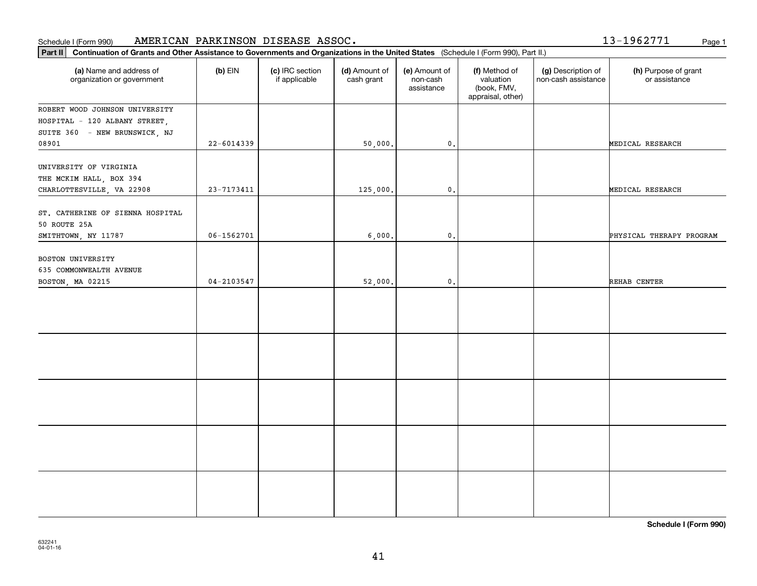Schedule I (Form 990) AMERICAN PARKINSON DISEASE ASSOC. 13-1962771

**Part II** **Continuation of Grants and Other Assistance to Governments and Organizations in the United States** (Schedule I (Form 990), Part II.)

| (a) Name and address of organization or government | (b) EIN | (c) IRC section if applicable | (d) Amount of cash grant | (e) Amount of non-cash assistance | (f) Method of valuation (book, FMV, appraisal, other) | (g) Description of non-cash assistance | (h) Purpose of grant or assistance |
|---|---|---|---|---|---|---|---|
| ROBERT WOOD JOHNSON UNIVERSITY HOSPITAL - 120 ALBANY STREET, SUITE 360 - NEW BRUNSWICK, NJ 08901 | 22-6014339 | | 50,000. | 0. | | | MEDICAL RESEARCH |
| UNIVERSITY OF VIRGINIA THE MCKIM HALL, BOX 394 CHARLOTTESVILLE, VA 22908 | 23-7173411 | | 125,000. | 0. | | | MEDICAL RESEARCH |
| ST. CATHERINE OF SIENNA HOSPITAL 50 ROUTE 25A SMITHTOWN, NY 11787 | 06-1562701 | | 6,000. | 0. | | | PHYSICAL THERAPY PROGRAM |
| BOSTON UNIVERSITY 635 COMMONWEALTH AVENUE BOSTON, MA 02215 | 04-2103547 | | 52,000. | 0. | | | REHAB CENTER |
| | | | | | | | |
| | | | | | | | |
| | | | | | | | |
| | | | | | | | |
| | | | | | | | |

**Schedule I (Form 990)**

632241
04-01-16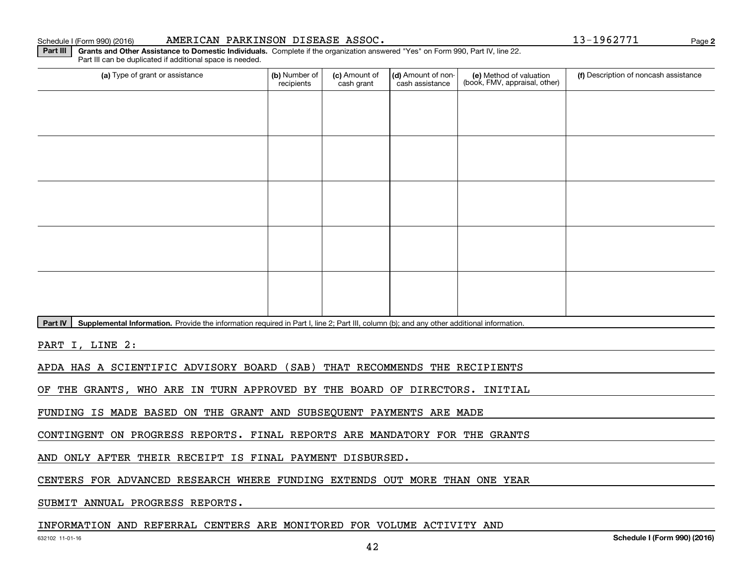Schedule I (Form 990) (2016) AMERICAN PARKINSON DISEASE ASSOC. 13-1962771 Page 2

**Part III** **Grants and Other Assistance to Domestic Individuals.** Complete if the organization answered "Yes" on Form 990, Part IV, line 22. Part III can be duplicated if additional space is needed.

| (a) Type of grant or assistance | (b) Number of recipients | (c) Amount of cash grant | (d) Amount of non-cash assistance | (e) Method of valuation (book, FMV, appraisal, other) | (f) Description of noncash assistance |
|---|---|---|---|---|---|
| | | | | | |
| | | | | | |
| | | | | | |
| | | | | | |
| | | | | | |

**Part IV** **Supplemental Information.** Provide the information required in Part I, line 2; Part III, column (b); and any other additional information.

PART I, LINE 2:

APDA HAS A SCIENTIFIC ADVISORY BOARD (SAB) THAT RECOMMENDS THE RECIPIENTS OF THE GRANTS, WHO ARE IN TURN APPROVED BY THE BOARD OF DIRECTORS. INITIAL FUNDING IS MADE BASED ON THE GRANT AND SUBSEQUENT PAYMENTS ARE MADE CONTINGENT ON PROGRESS REPORTS. FINAL REPORTS ARE MANDATORY FOR THE GRANTS AND ONLY AFTER THEIR RECEIPT IS FINAL PAYMENT DISBURSED.

CENTERS FOR ADVANCED RESEARCH WHERE FUNDING EXTENDS OUT MORE THAN ONE YEAR SUBMIT ANNUAL PROGRESS REPORTS.

INFORMATION AND REFERRAL CENTERS ARE MONITORED FOR VOLUME ACTIVITY AND

632102 11-01-16 **Schedule I (Form 990) (2016)**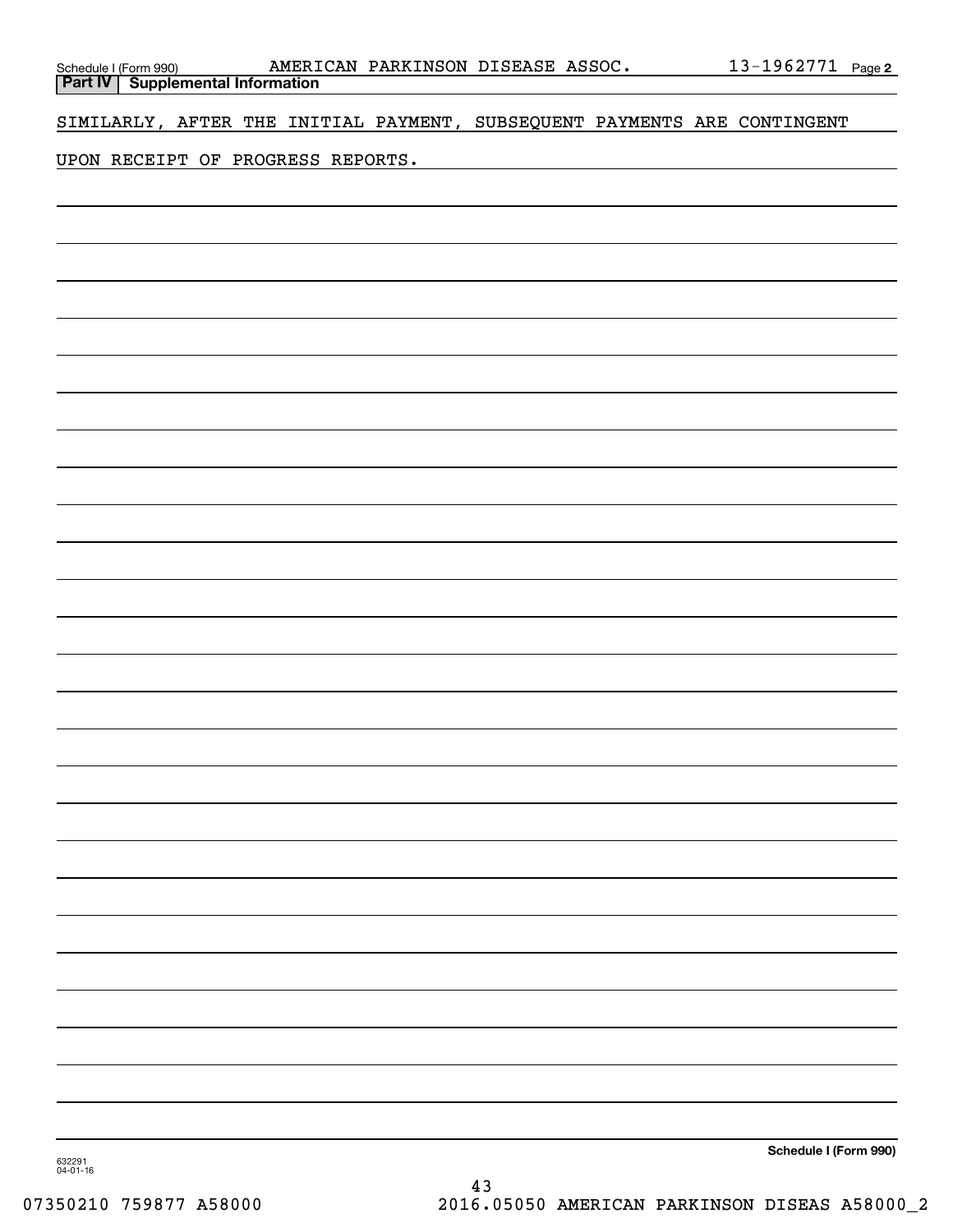Schedule I (Form 990) AMERICAN PARKINSON DISEASE ASSOC. 13-1962771 Page 2

## Part IV Supplemental Information

SIMILARLY, AFTER THE INITIAL PAYMENT, SUBSEQUENT PAYMENTS ARE CONTINGENT UPON RECEIPT OF PROGRESS REPORTS.

Schedule I (Form 990)

632291 04-01-16

07350210 759877 A58000 2016.05050 AMERICAN PARKINSON DISEAS A58000_2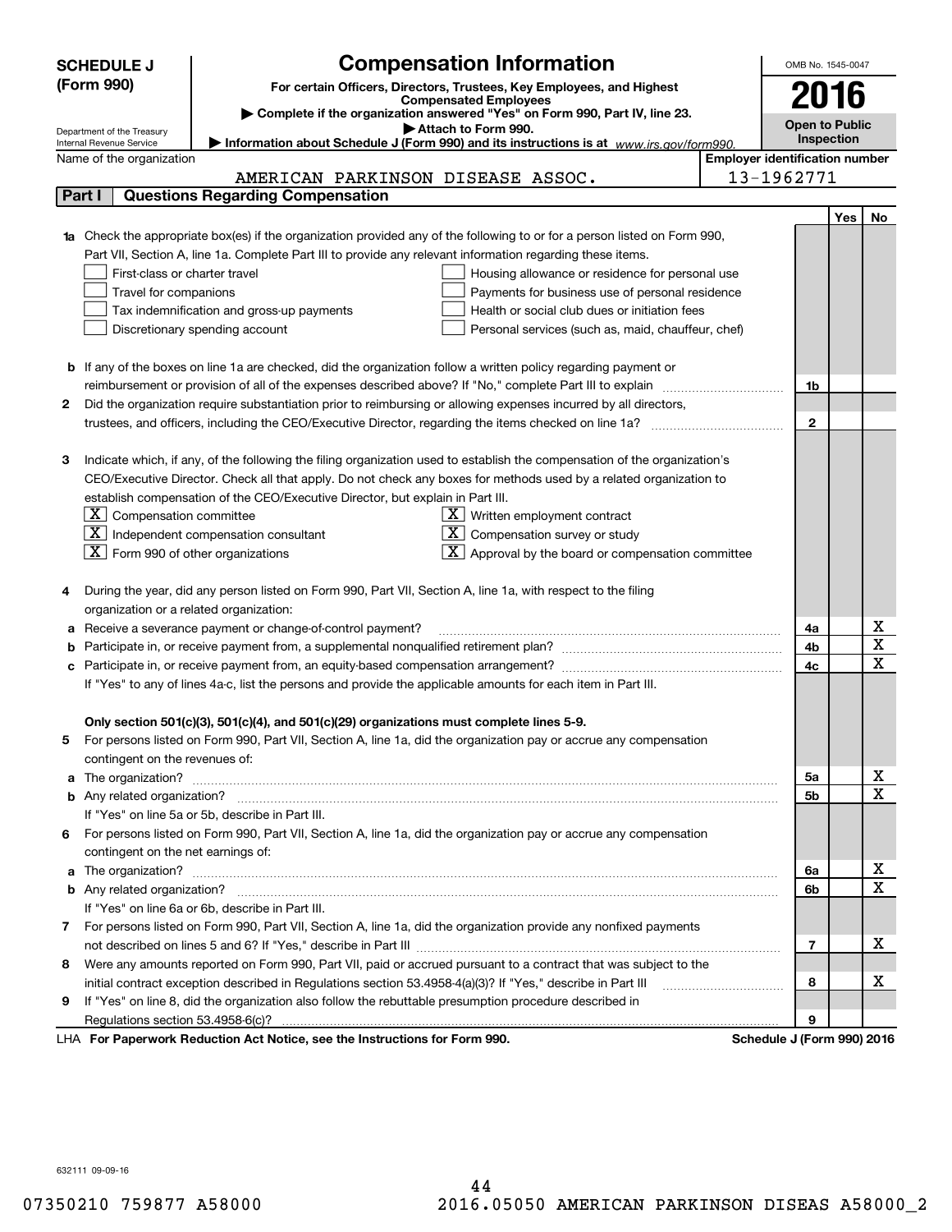# SCHEDULE J (Form 990)

## Compensation Information

**For certain Officers, Directors, Trustees, Key Employees, and Highest Compensated Employees**

▶ Complete if the organization answered "Yes" on Form 990, Part IV, line 23.

▶ Attach to Form 990.

▶ Information about Schedule J (Form 990) and its instructions is at www.irs.gov/form990.

Department of the Treasury
Internal Revenue Service

OMB No. 1545-0047

**2016**

**Open to Public Inspection**

Name of the organization: AMERICAN PARKINSON DISEASE ASSOC.

Employer identification number: 13-1962771

### Part I — Questions Regarding Compensation

| | | | Yes | No |
|---|---|---|---|---|
| **1a** | Check the appropriate box(es) if the organization provided any of the following to or for a person listed on Form 990, Part VII, Section A, line 1a. Complete Part III to provide any relevant information regarding these items.<br>☐ First-class or charter travel ☐ Housing allowance or residence for personal use<br>☐ Travel for companions ☐ Payments for business use of personal residence<br>☐ Tax indemnification and gross-up payments ☐ Health or social club dues or initiation fees<br>☐ Discretionary spending account ☐ Personal services (such as, maid, chauffeur, chef) | | | |
| **b** | If any of the boxes on line 1a are checked, did the organization follow a written policy regarding payment or reimbursement or provision of all of the expenses described above? If "No," complete Part III to explain | 1b | | |
| **2** | Did the organization require substantiation prior to reimbursing or allowing expenses incurred by all directors, trustees, and officers, including the CEO/Executive Director, regarding the items checked on line 1a? | 2 | | |
| **3** | Indicate which, if any, of the following the filing organization used to establish the compensation of the organization's CEO/Executive Director. Check all that apply. Do not check any boxes for methods used by a related organization to establish compensation of the CEO/Executive Director, but explain in Part III.<br>☒ Compensation committee ☒ Written employment contract<br>☒ Independent compensation consultant ☒ Compensation survey or study<br>☒ Form 990 of other organizations ☒ Approval by the board or compensation committee | | | |
| **4** | During the year, did any person listed on Form 990, Part VII, Section A, line 1a, with respect to the filing organization or a related organization: | | | |
| **a** | Receive a severance payment or change-of-control payment? | 4a | | X |
| **b** | Participate in, or receive payment from, a supplemental nonqualified retirement plan? | 4b | | X |
| **c** | Participate in, or receive payment from, an equity-based compensation arrangement? | 4c | | X |
| | If "Yes" to any of lines 4a-c, list the persons and provide the applicable amounts for each item in Part III. | | | |
| | **Only section 501(c)(3), 501(c)(4), and 501(c)(29) organizations must complete lines 5-9.** | | | |
| **5** | For persons listed on Form 990, Part VII, Section A, line 1a, did the organization pay or accrue any compensation contingent on the revenues of: | | | |
| **a** | The organization? | 5a | | X |
| **b** | Any related organization? | 5b | | X |
| | If "Yes" on line 5a or 5b, describe in Part III. | | | |
| **6** | For persons listed on Form 990, Part VII, Section A, line 1a, did the organization pay or accrue any compensation contingent on the net earnings of: | | | |
| **a** | The organization? | 6a | | X |
| **b** | Any related organization? | 6b | | X |
| | If "Yes" on line 6a or 6b, describe in Part III. | | | |
| **7** | For persons listed on Form 990, Part VII, Section A, line 1a, did the organization provide any nonfixed payments not described on lines 5 and 6? If "Yes," describe in Part III | 7 | | X |
| **8** | Were any amounts reported on Form 990, Part VII, paid or accrued pursuant to a contract that was subject to the initial contract exception described in Regulations section 53.4958-4(a)(3)? If "Yes," describe in Part III | 8 | | X |
| **9** | If "Yes" on line 8, did the organization also follow the rebuttable presumption procedure described in Regulations section 53.4958-6(c)? | 9 | | |

LHA **For Paperwork Reduction Act Notice, see the Instructions for Form 990.** **Schedule J (Form 990) 2016**

632111 09-09-16

07350210 759877 A58000 2016.05050 AMERICAN PARKINSON DISEAS A58000_2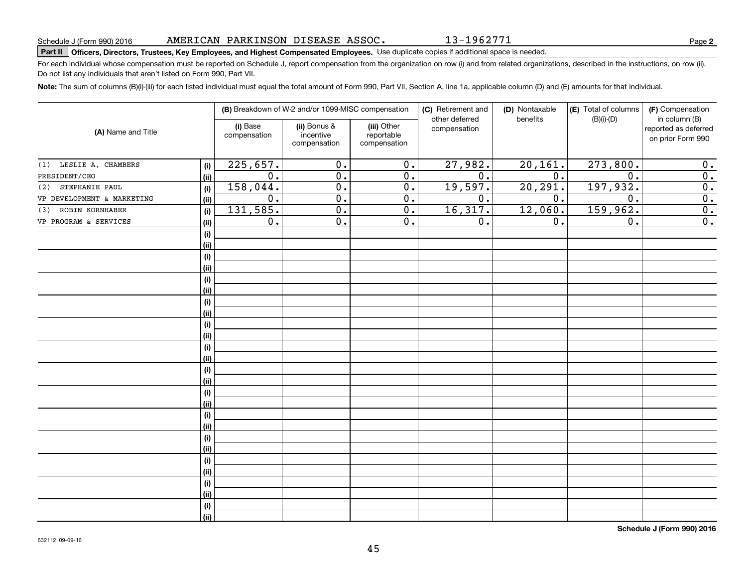Schedule J (Form 990) 2016 AMERICAN PARKINSON DISEASE ASSOC. 13-1962771 Page **2**

**Part II** **Officers, Directors, Trustees, Key Employees, and Highest Compensated Employees.** Use duplicate copies if additional space is needed.

For each individual whose compensation must be reported on Schedule J, report compensation from the organization on row (i) and from related organizations, described in the instructions, on row (ii). Do not list any individuals that aren't listed on Form 990, Part VII.

**Note:** The sum of columns (B)(i)-(iii) for each listed individual must equal the total amount of Form 990, Part VII, Section A, line 1a, applicable column (D) and (E) amounts for that individual.

| (A) Name and Title | | (B) Breakdown of W-2 and/or 1099-MISC compensation | | | (C) Retirement and other deferred compensation | (D) Nontaxable benefits | (E) Total of columns (B)(i)-(D) | (F) Compensation in column (B) reported as deferred on prior Form 990 |
|---|---|---|---|---|---|---|---|---|
| | | (i) Base compensation | (ii) Bonus & incentive compensation | (iii) Other reportable compensation | | | | |
| (1) LESLIE A. CHAMBERS | (i) | 225,657. | 0. | 0. | 27,982. | 20,161. | 273,800. | 0. |
| PRESIDENT/CEO | (ii) | 0. | 0. | 0. | 0. | 0. | 0. | 0. |
| (2) STEPHANIE PAUL | (i) | 158,044. | 0. | 0. | 19,597. | 20,291. | 197,932. | 0. |
| VP DEVELOPMENT & MARKETING | (ii) | 0. | 0. | 0. | 0. | 0. | 0. | 0. |
| (3) ROBIN KORNHABER | (i) | 131,585. | 0. | 0. | 16,317. | 12,060. | 159,962. | 0. |
| VP PROGRAM & SERVICES | (ii) | 0. | 0. | 0. | 0. | 0. | 0. | 0. |

**Schedule J (Form 990) 2016**

632112 09-09-16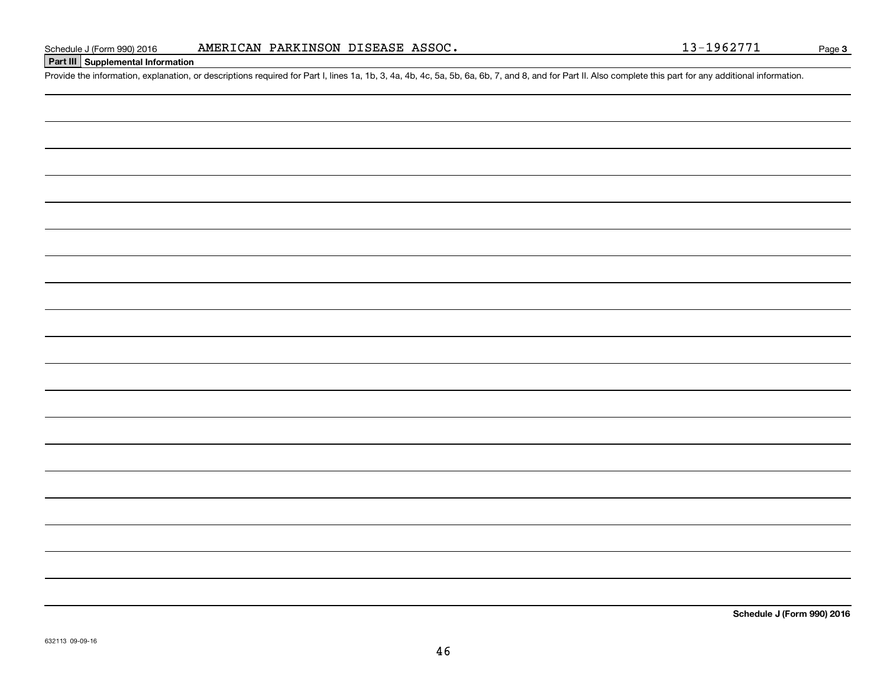Schedule J (Form 990) 2016 AMERICAN PARKINSON DISEASE ASSOC. 13-1962771 Page 3

## Part III Supplemental Information

Provide the information, explanation, or descriptions required for Part I, lines 1a, 1b, 3, 4a, 4b, 4c, 5a, 5b, 6a, 6b, 7, and 8, and for Part II. Also complete this part for any additional information.

**Schedule J (Form 990) 2016**

632113 09-09-16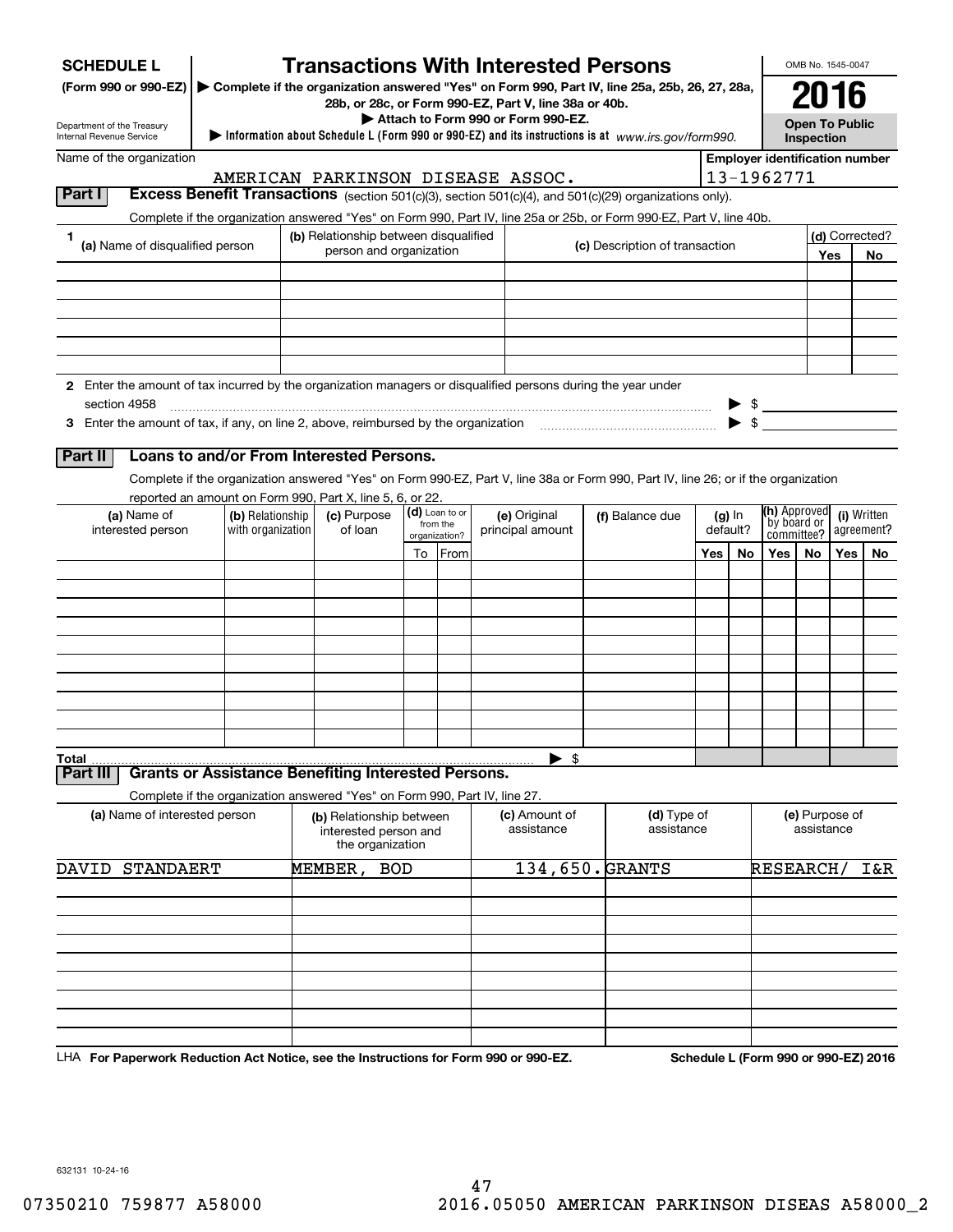**SCHEDULE L**
**(Form 990 or 990-EZ)**

Department of the Treasury
Internal Revenue Service

# Transactions With Interested Persons

▶ Complete if the organization answered "Yes" on Form 990, Part IV, line 25a, 25b, 26, 27, 28a, 28b, or 28c, or Form 990-EZ, Part V, line 38a or 40b.
▶ Attach to Form 990 or Form 990-EZ.
▶ Information about Schedule L (Form 990 or 990-EZ) and its instructions is at www.irs.gov/form990.

OMB No. 1545-0047
**2016**
**Open To Public Inspection**

Name of the organization: AMERICAN PARKINSON DISEASE ASSOC.
Employer identification number: 13-1962771

## Part I Excess Benefit Transactions (section 501(c)(3), section 501(c)(4), and 501(c)(29) organizations only).

Complete if the organization answered "Yes" on Form 990, Part IV, line 25a or 25b, or Form 990-EZ, Part V, line 40b.

| 1 (a) Name of disqualified person | (b) Relationship between disqualified person and organization | (c) Description of transaction | (d) Corrected? Yes | No |
|---|---|---|---|---|
| | | | | |
| | | | | |
| | | | | |
| | | | | |
| | | | | |
| | | | | |

2 Enter the amount of tax incurred by the organization managers or disqualified persons during the year under section 4958 ▶ $

3 Enter the amount of tax, if any, on line 2, above, reimbursed by the organization ▶ $

## Part II Loans to and/or From Interested Persons.

Complete if the organization answered "Yes" on Form 990-EZ, Part V, line 38a or Form 990, Part IV, line 26; or if the organization reported an amount on Form 990, Part X, line 5, 6, or 22.

| (a) Name of interested person | (b) Relationship with organization | (c) Purpose of loan | (d) Loan to or from the organization? To | From | (e) Original principal amount | (f) Balance due | (g) In default? Yes | No | (h) Approved by board or committee? Yes | No | (i) Written agreement? Yes | No |
|---|---|---|---|---|---|---|---|---|---|---|---|---|
| | | | | | | | | | | | | |
| | | | | | | | | | | | | |
| | | | | | | | | | | | | |
| | | | | | | | | | | | | |
| | | | | | | | | | | | | |
| | | | | | | | | | | | | |
| | | | | | | | | | | | | |
| | | | | | | | | | | | | |
| | | | | | | | | | | | | |
| | | | | | | | | | | | | |
| **Total** | | | | | ▶ $ | | | | | | | |

## Part III Grants or Assistance Benefiting Interested Persons.

Complete if the organization answered "Yes" on Form 990, Part IV, line 27.

| (a) Name of interested person | (b) Relationship between interested person and the organization | (c) Amount of assistance | (d) Type of assistance | (e) Purpose of assistance |
|---|---|---|---|---|
| DAVID STANDAERT | MEMBER, BOD | 134,650. | GRANTS | RESEARCH/ I&R |
| | | | | |
| | | | | |
| | | | | |
| | | | | |
| | | | | |
| | | | | |
| | | | | |
| | | | | |

LHA For Paperwork Reduction Act Notice, see the Instructions for Form 990 or 990-EZ. Schedule L (Form 990 or 990-EZ) 2016

632131 10-24-16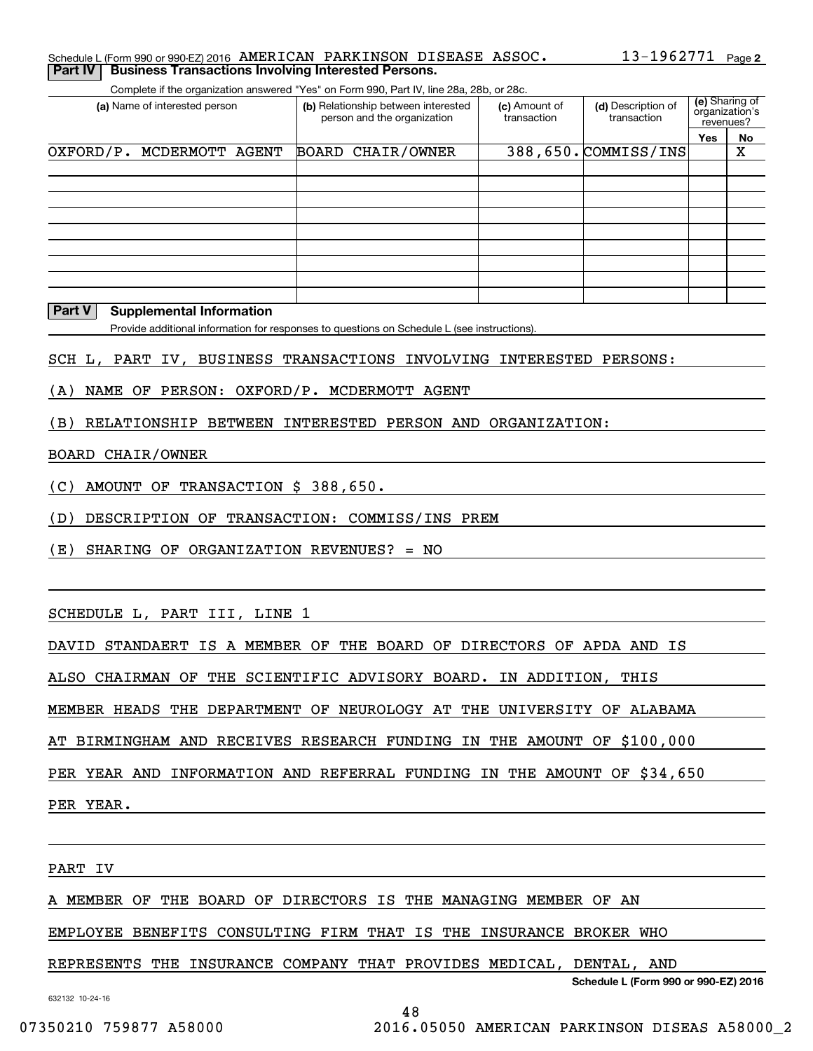Schedule L (Form 990 or 990-EZ) 2016 AMERICAN PARKINSON DISEASE ASSOC. 13-1962771 Page 2

**Part IV Business Transactions Involving Interested Persons.**

Complete if the organization answered "Yes" on Form 990, Part IV, line 28a, 28b, or 28c.

| (a) Name of interested person | (b) Relationship between interested person and the organization | (c) Amount of transaction | (d) Description of transaction | (e) Sharing of organization's revenues? Yes | No |
|---|---|---|---|---|---|
| OXFORD/P. MCDERMOTT AGENT | BOARD CHAIR/OWNER | 388,650. | COMMISS/INS | | X |
| | | | | | |
| | | | | | |
| | | | | | |
| | | | | | |
| | | | | | |
| | | | | | |
| | | | | | |
| | | | | | |

**Part V Supplemental Information**

Provide additional information for responses to questions on Schedule L (see instructions).

SCH L, PART IV, BUSINESS TRANSACTIONS INVOLVING INTERESTED PERSONS:

(A) NAME OF PERSON: OXFORD/P. MCDERMOTT AGENT

(B) RELATIONSHIP BETWEEN INTERESTED PERSON AND ORGANIZATION:

BOARD CHAIR/OWNER

(C) AMOUNT OF TRANSACTION $ 388,650.

(D) DESCRIPTION OF TRANSACTION: COMMISS/INS PREM

(E) SHARING OF ORGANIZATION REVENUES? = NO

SCHEDULE L, PART III, LINE 1

DAVID STANDAERT IS A MEMBER OF THE BOARD OF DIRECTORS OF APDA AND IS ALSO CHAIRMAN OF THE SCIENTIFIC ADVISORY BOARD. IN ADDITION, THIS MEMBER HEADS THE DEPARTMENT OF NEUROLOGY AT THE UNIVERSITY OF ALABAMA AT BIRMINGHAM AND RECEIVES RESEARCH FUNDING IN THE AMOUNT OF $100,000 PER YEAR AND INFORMATION AND REFERRAL FUNDING IN THE AMOUNT OF $34,650 PER YEAR.

PART IV

A MEMBER OF THE BOARD OF DIRECTORS IS THE MANAGING MEMBER OF AN EMPLOYEE BENEFITS CONSULTING FIRM THAT IS THE INSURANCE BROKER WHO REPRESENTS THE INSURANCE COMPANY THAT PROVIDES MEDICAL, DENTAL, AND

Schedule L (Form 990 or 990-EZ) 2016

632132 10-24-16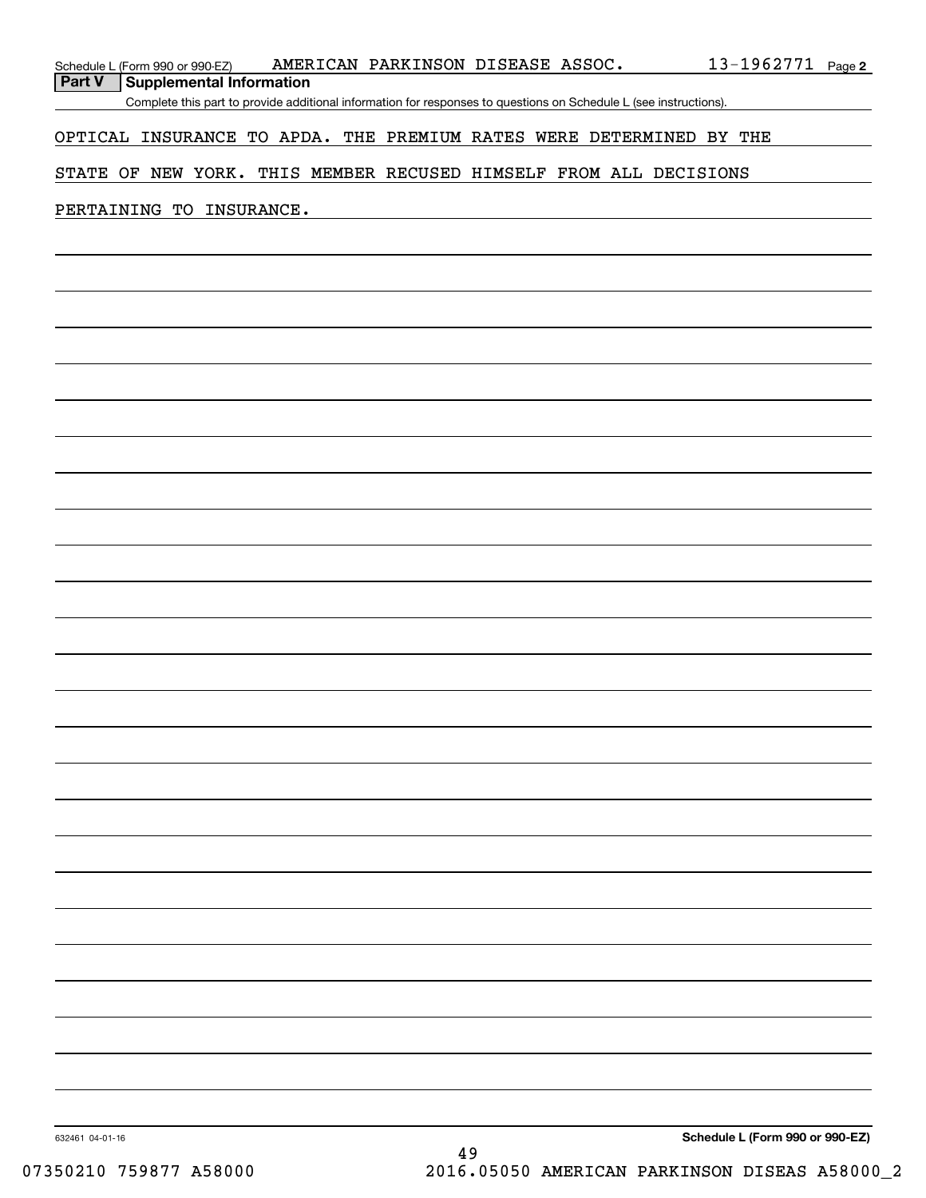Schedule L (Form 990 or 990-EZ) AMERICAN PARKINSON DISEASE ASSOC. 13-1962771 Page 2

**Part V Supplemental Information**

Complete this part to provide additional information for responses to questions on Schedule L (see instructions).

OPTICAL INSURANCE TO APDA. THE PREMIUM RATES WERE DETERMINED BY THE STATE OF NEW YORK. THIS MEMBER RECUSED HIMSELF FROM ALL DECISIONS PERTAINING TO INSURANCE.

632461 04-01-16

**Schedule L (Form 990 or 990-EZ)**

07350210 759877 A58000 2016.05050 AMERICAN PARKINSON DISEAS A58000_2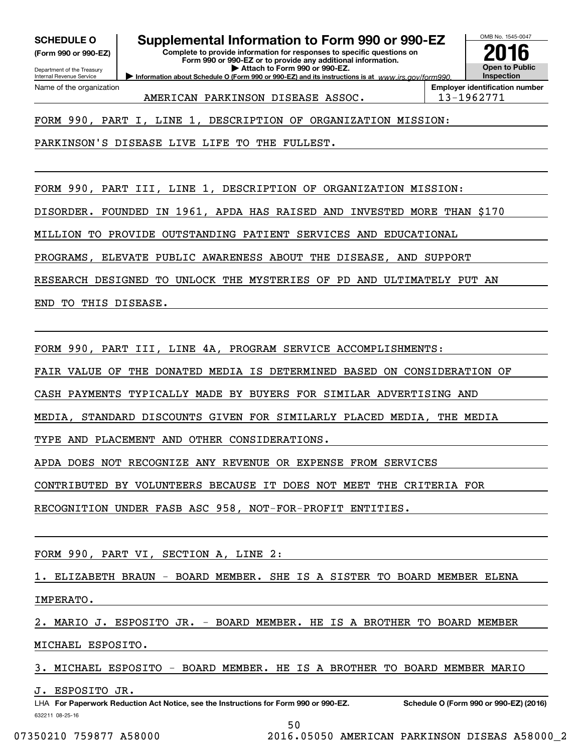**SCHEDULE O**
**(Form 990 or 990-EZ)**

Department of the Treasury
Internal Revenue Service

# Supplemental Information to Form 990 or 990-EZ

**Complete to provide information for responses to specific questions on Form 990 or 990-EZ or to provide any additional information.**
**▶ Attach to Form 990 or 990-EZ.**
**▶ Information about Schedule O (Form 990 or 990-EZ) and its instructions is at** *www.irs.gov/form990.*

OMB No. 1545-0047
**2016**
**Open to Public Inspection**

| Name of the organization | Employer identification number |
|---|---|
| AMERICAN PARKINSON DISEASE ASSOC. | 13-1962771 |

FORM 990, PART I, LINE 1, DESCRIPTION OF ORGANIZATION MISSION:

PARKINSON'S DISEASE LIVE LIFE TO THE FULLEST.

FORM 990, PART III, LINE 1, DESCRIPTION OF ORGANIZATION MISSION:

DISORDER. FOUNDED IN 1961, APDA HAS RAISED AND INVESTED MORE THAN $170 MILLION TO PROVIDE OUTSTANDING PATIENT SERVICES AND EDUCATIONAL PROGRAMS, ELEVATE PUBLIC AWARENESS ABOUT THE DISEASE, AND SUPPORT RESEARCH DESIGNED TO UNLOCK THE MYSTERIES OF PD AND ULTIMATELY PUT AN END TO THIS DISEASE.

FORM 990, PART III, LINE 4A, PROGRAM SERVICE ACCOMPLISHMENTS:

FAIR VALUE OF THE DONATED MEDIA IS DETERMINED BASED ON CONSIDERATION OF CASH PAYMENTS TYPICALLY MADE BY BUYERS FOR SIMILAR ADVERTISING AND MEDIA, STANDARD DISCOUNTS GIVEN FOR SIMILARLY PLACED MEDIA, THE MEDIA TYPE AND PLACEMENT AND OTHER CONSIDERATIONS.

APDA DOES NOT RECOGNIZE ANY REVENUE OR EXPENSE FROM SERVICES CONTRIBUTED BY VOLUNTEERS BECAUSE IT DOES NOT MEET THE CRITERIA FOR RECOGNITION UNDER FASB ASC 958, NOT-FOR-PROFIT ENTITIES.

FORM 990, PART VI, SECTION A, LINE 2:

1. ELIZABETH BRAUN - BOARD MEMBER. SHE IS A SISTER TO BOARD MEMBER ELENA IMPERATO.

2. MARIO J. ESPOSITO JR. - BOARD MEMBER. HE IS A BROTHER TO BOARD MEMBER MICHAEL ESPOSITO.

3. MICHAEL ESPOSITO - BOARD MEMBER. HE IS A BROTHER TO BOARD MEMBER MARIO J. ESPOSITO JR.

LHA **For Paperwork Reduction Act Notice, see the Instructions for Form 990 or 990-EZ.** **Schedule O (Form 990 or 990-EZ) (2016)**

632211 08-25-16

07350210 759877 A58000 2016.05050 AMERICAN PARKINSON DISEAS A58000_2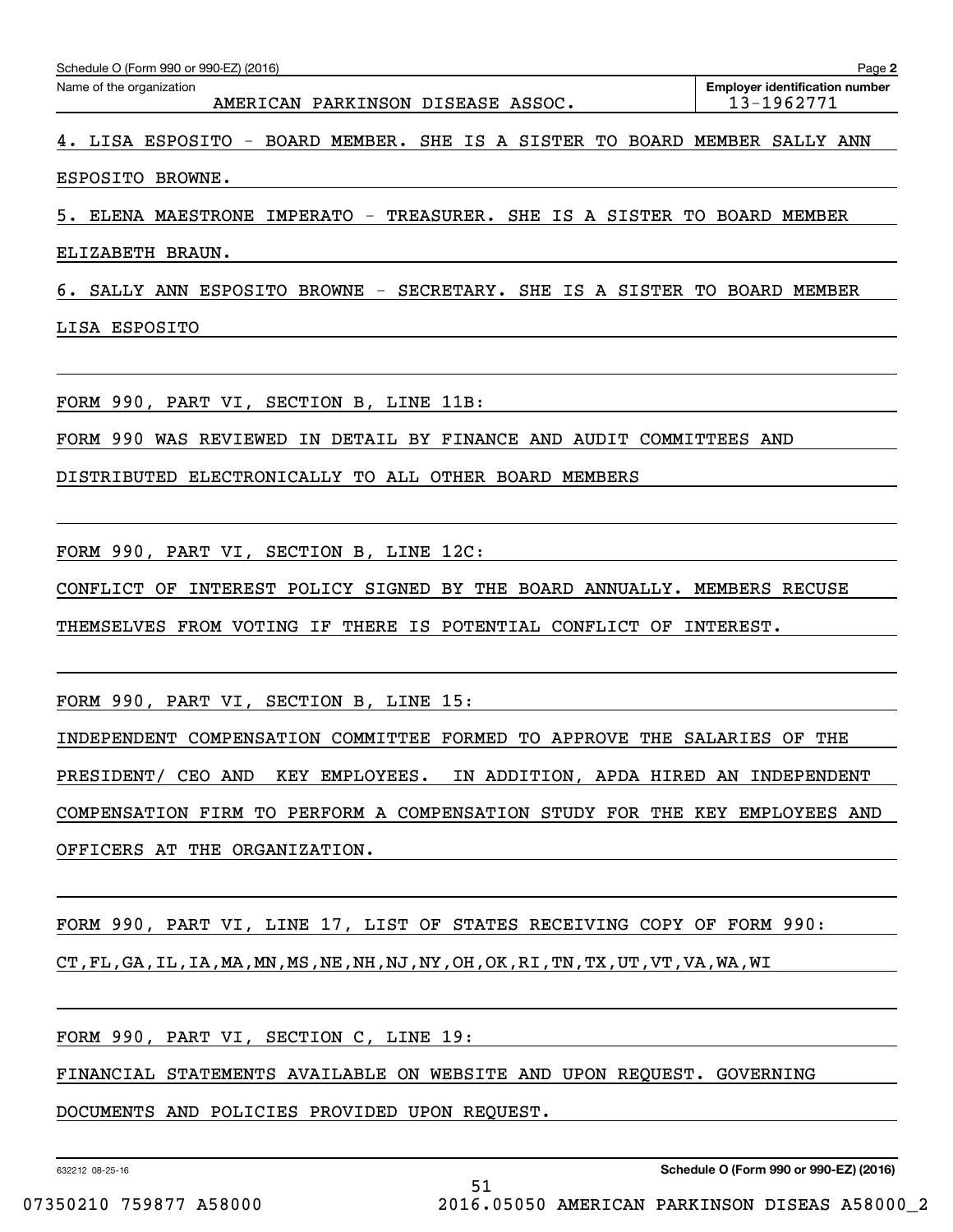Name of the organization: AMERICAN PARKINSON DISEASE ASSOC.

Employer identification number: 13-1962771

4. LISA ESPOSITO - BOARD MEMBER. SHE IS A SISTER TO BOARD MEMBER SALLY ANN ESPOSITO BROWNE.

5. ELENA MAESTRONE IMPERATO - TREASURER. SHE IS A SISTER TO BOARD MEMBER ELIZABETH BRAUN.

6. SALLY ANN ESPOSITO BROWNE - SECRETARY. SHE IS A SISTER TO BOARD MEMBER LISA ESPOSITO

FORM 990, PART VI, SECTION B, LINE 11B:

FORM 990 WAS REVIEWED IN DETAIL BY FINANCE AND AUDIT COMMITTEES AND DISTRIBUTED ELECTRONICALLY TO ALL OTHER BOARD MEMBERS

FORM 990, PART VI, SECTION B, LINE 12C:

CONFLICT OF INTEREST POLICY SIGNED BY THE BOARD ANNUALLY. MEMBERS RECUSE THEMSELVES FROM VOTING IF THERE IS POTENTIAL CONFLICT OF INTEREST.

FORM 990, PART VI, SECTION B, LINE 15:

INDEPENDENT COMPENSATION COMMITTEE FORMED TO APPROVE THE SALARIES OF THE PRESIDENT/ CEO AND KEY EMPLOYEES. IN ADDITION, APDA HIRED AN INDEPENDENT COMPENSATION FIRM TO PERFORM A COMPENSATION STUDY FOR THE KEY EMPLOYEES AND OFFICERS AT THE ORGANIZATION.

FORM 990, PART VI, LINE 17, LIST OF STATES RECEIVING COPY OF FORM 990:

CT,FL,GA,IL,IA,MA,MN,MS,NE,NH,NJ,NY,OH,OK,RI,TN,TX,UT,VT,VA,WA,WI

FORM 990, PART VI, SECTION C, LINE 19:

FINANCIAL STATEMENTS AVAILABLE ON WEBSITE AND UPON REQUEST. GOVERNING DOCUMENTS AND POLICIES PROVIDED UPON REQUEST.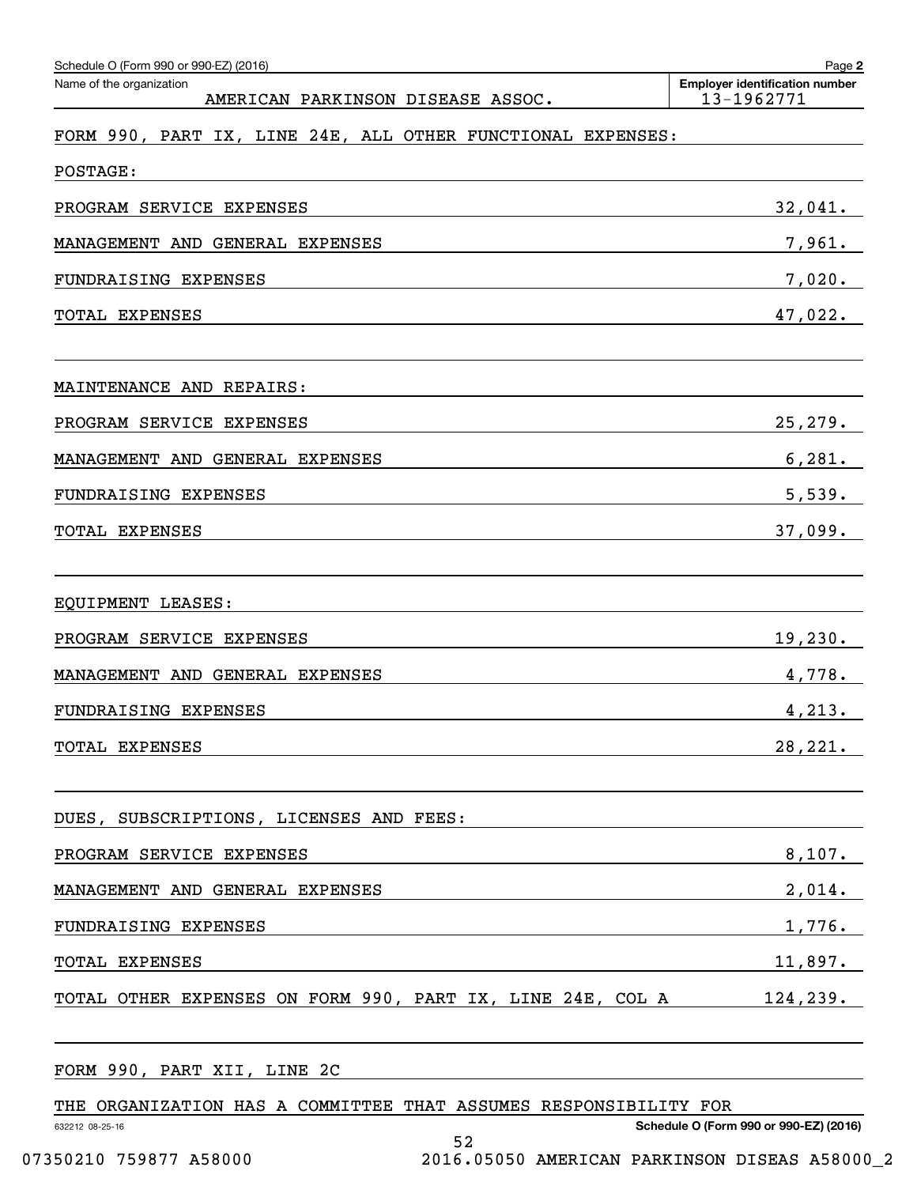Schedule O (Form 990 or 990-EZ) (2016)

Name of the organization: AMERICAN PARKINSON DISEASE ASSOC.

Employer identification number: 13-1962771

FORM 990, PART IX, LINE 24E, ALL OTHER FUNCTIONAL EXPENSES:

POSTAGE:

| | |
|---|---|
| PROGRAM SERVICE EXPENSES | 32,041. |
| MANAGEMENT AND GENERAL EXPENSES | 7,961. |
| FUNDRAISING EXPENSES | 7,020. |
| TOTAL EXPENSES | 47,022. |

MAINTENANCE AND REPAIRS:

| | |
|---|---|
| PROGRAM SERVICE EXPENSES | 25,279. |
| MANAGEMENT AND GENERAL EXPENSES | 6,281. |
| FUNDRAISING EXPENSES | 5,539. |
| TOTAL EXPENSES | 37,099. |

EQUIPMENT LEASES:

| | |
|---|---|
| PROGRAM SERVICE EXPENSES | 19,230. |
| MANAGEMENT AND GENERAL EXPENSES | 4,778. |
| FUNDRAISING EXPENSES | 4,213. |
| TOTAL EXPENSES | 28,221. |

DUES, SUBSCRIPTIONS, LICENSES AND FEES:

| | |
|---|---|
| PROGRAM SERVICE EXPENSES | 8,107. |
| MANAGEMENT AND GENERAL EXPENSES | 2,014. |
| FUNDRAISING EXPENSES | 1,776. |
| TOTAL EXPENSES | 11,897. |
| TOTAL OTHER EXPENSES ON FORM 990, PART IX, LINE 24E, COL A | 124,239. |

FORM 990, PART XII, LINE 2C

THE ORGANIZATION HAS A COMMITTEE THAT ASSUMES RESPONSIBILITY FOR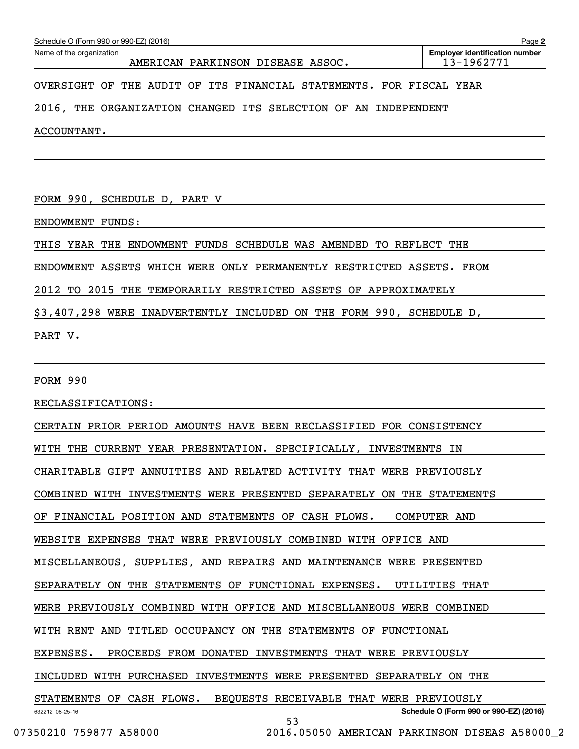Schedule O (Form 990 or 990-EZ) (2016)

Name of the organization: AMERICAN PARKINSON DISEASE ASSOC.

Employer identification number: 13-1962771

OVERSIGHT OF THE AUDIT OF ITS FINANCIAL STATEMENTS. FOR FISCAL YEAR 2016, THE ORGANIZATION CHANGED ITS SELECTION OF AN INDEPENDENT ACCOUNTANT.

FORM 990, SCHEDULE D, PART V

ENDOWMENT FUNDS:

THIS YEAR THE ENDOWMENT FUNDS SCHEDULE WAS AMENDED TO REFLECT THE ENDOWMENT ASSETS WHICH WERE ONLY PERMANENTLY RESTRICTED ASSETS. FROM 2012 TO 2015 THE TEMPORARILY RESTRICTED ASSETS OF APPROXIMATELY $3,407,298 WERE INADVERTENTLY INCLUDED ON THE FORM 990, SCHEDULE D, PART V.

FORM 990

RECLASSIFICATIONS:

CERTAIN PRIOR PERIOD AMOUNTS HAVE BEEN RECLASSIFIED FOR CONSISTENCY WITH THE CURRENT YEAR PRESENTATION. SPECIFICALLY, INVESTMENTS IN CHARITABLE GIFT ANNUITIES AND RELATED ACTIVITY THAT WERE PREVIOUSLY COMBINED WITH INVESTMENTS WERE PRESENTED SEPARATELY ON THE STATEMENTS OF FINANCIAL POSITION AND STATEMENTS OF CASH FLOWS. COMPUTER AND WEBSITE EXPENSES THAT WERE PREVIOUSLY COMBINED WITH OFFICE AND MISCELLANEOUS, SUPPLIES, AND REPAIRS AND MAINTENANCE WERE PRESENTED SEPARATELY ON THE STATEMENTS OF FUNCTIONAL EXPENSES. UTILITIES THAT WERE PREVIOUSLY COMBINED WITH OFFICE AND MISCELLANEOUS WERE COMBINED WITH RENT AND TITLED OCCUPANCY ON THE STATEMENTS OF FUNCTIONAL EXPENSES. PROCEEDS FROM DONATED INVESTMENTS THAT WERE PREVIOUSLY INCLUDED WITH PURCHASED INVESTMENTS WERE PRESENTED SEPARATELY ON THE STATEMENTS OF CASH FLOWS. BEQUESTS RECEIVABLE THAT WERE PREVIOUSLY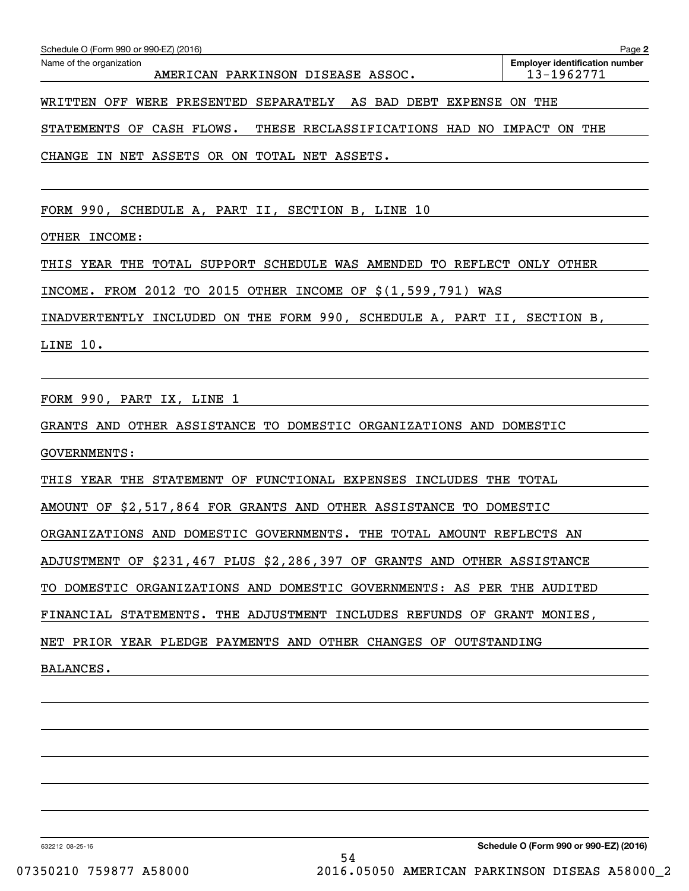Schedule O (Form 990 or 990-EZ) (2016)

Name of the organization: AMERICAN PARKINSON DISEASE ASSOC.

Employer identification number: 13-1962771

WRITTEN OFF WERE PRESENTED SEPARATELY AS BAD DEBT EXPENSE ON THE STATEMENTS OF CASH FLOWS. THESE RECLASSIFICATIONS HAD NO IMPACT ON THE CHANGE IN NET ASSETS OR ON TOTAL NET ASSETS.

FORM 990, SCHEDULE A, PART II, SECTION B, LINE 10

OTHER INCOME:

THIS YEAR THE TOTAL SUPPORT SCHEDULE WAS AMENDED TO REFLECT ONLY OTHER INCOME. FROM 2012 TO 2015 OTHER INCOME OF $(1,599,791) WAS INADVERTENTLY INCLUDED ON THE FORM 990, SCHEDULE A, PART II, SECTION B, LINE 10.

FORM 990, PART IX, LINE 1

GRANTS AND OTHER ASSISTANCE TO DOMESTIC ORGANIZATIONS AND DOMESTIC GOVERNMENTS:

THIS YEAR THE STATEMENT OF FUNCTIONAL EXPENSES INCLUDES THE TOTAL AMOUNT OF $2,517,864 FOR GRANTS AND OTHER ASSISTANCE TO DOMESTIC ORGANIZATIONS AND DOMESTIC GOVERNMENTS. THE TOTAL AMOUNT REFLECTS AN ADJUSTMENT OF $231,467 PLUS $2,286,397 OF GRANTS AND OTHER ASSISTANCE TO DOMESTIC ORGANIZATIONS AND DOMESTIC GOVERNMENTS: AS PER THE AUDITED FINANCIAL STATEMENTS. THE ADJUSTMENT INCLUDES REFUNDS OF GRANT MONIES, NET PRIOR YEAR PLEDGE PAYMENTS AND OTHER CHANGES OF OUTSTANDING BALANCES.